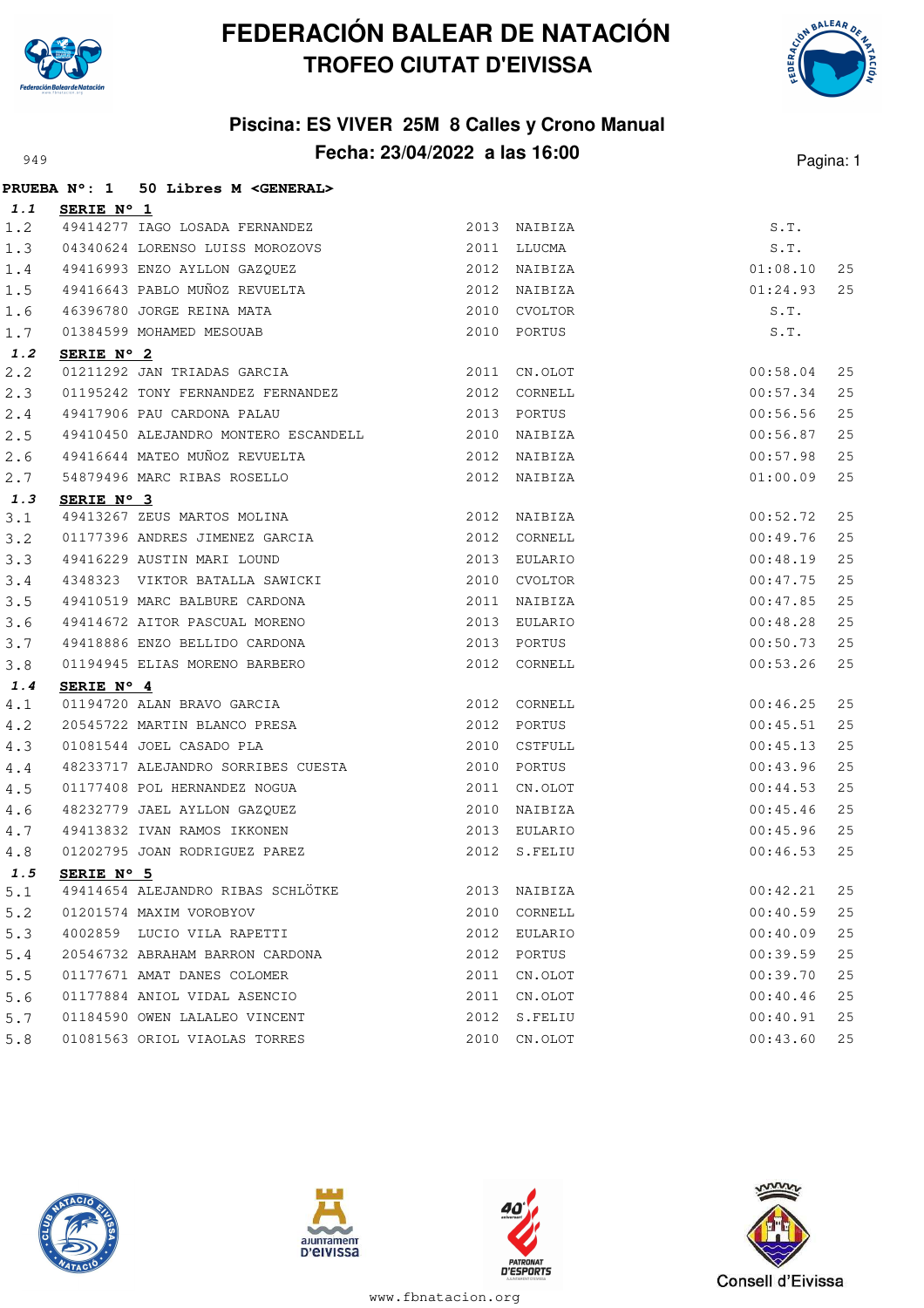# FEDERACIÓN BALEAR DE NATACIÓN

## TROFEO CIUTAT D'EIVISSA

### Piscina: ES VIVER 25M 8 Calles y Crono Manual

### Fecha: 23/04/2022 a las 16:00

**PRUEBA Nº: 1 50 Libres M <GENERAL>**

| | | | | | | |
|---|---|---|---|---|---|---|
| ***1.1*** | **SERIE Nº 1** | | | | | |
| 1.2 | 49414277 | IAGO LOSADA FERNANDEZ | 2013 | NAIBIZA | S.T. | |
| 1.3 | 04340624 | LORENSO LUISS MOROZOVS | 2011 | LLUCMA | S.T. | |
| 1.4 | 49416993 | ENZO AYLLON GAZQUEZ | 2012 | NAIBIZA | 01:08.10 | 25 |
| 1.5 | 49416643 | PABLO MUÑOZ REVUELTA | 2012 | NAIBIZA | 01:24.93 | 25 |
| 1.6 | 46396780 | JORGE REINA MATA | 2010 | CVOLTOR | S.T. | |
| 1.7 | 01384599 | MOHAMED MESOUAB | 2010 | PORTUS | S.T. | |
| ***1.2*** | **SERIE Nº 2** | | | | | |
| 2.2 | 01211292 | JAN TRIADAS GARCIA | 2011 | CN.OLOT | 00:58.04 | 25 |
| 2.3 | 01195242 | TONY FERNANDEZ FERNANDEZ | 2012 | CORNELL | 00:57.34 | 25 |
| 2.4 | 49417906 | PAU CARDONA PALAU | 2013 | PORTUS | 00:56.56 | 25 |
| 2.5 | 49410450 | ALEJANDRO MONTERO ESCANDELL | 2010 | NAIBIZA | 00:56.87 | 25 |
| 2.6 | 49416644 | MATEO MUÑOZ REVUELTA | 2012 | NAIBIZA | 00:57.98 | 25 |
| 2.7 | 54879496 | MARC RIBAS ROSELLO | 2012 | NAIBIZA | 01:00.09 | 25 |
| ***1.3*** | **SERIE Nº 3** | | | | | |
| 3.1 | 49413267 | ZEUS MARTOS MOLINA | 2012 | NAIBIZA | 00:52.72 | 25 |
| 3.2 | 01177396 | ANDRES JIMENEZ GARCIA | 2012 | CORNELL | 00:49.76 | 25 |
| 3.3 | 49416229 | AUSTIN MARI LOUND | 2013 | EULARIO | 00:48.19 | 25 |
| 3.4 | 4348323 | VIKTOR BATALLA SAWICKI | 2010 | CVOLTOR | 00:47.75 | 25 |
| 3.5 | 49410519 | MARC BALBURE CARDONA | 2011 | NAIBIZA | 00:47.85 | 25 |
| 3.6 | 49414672 | AITOR PASCUAL MORENO | 2013 | EULARIO | 00:48.28 | 25 |
| 3.7 | 49418886 | ENZO BELLIDO CARDONA | 2013 | PORTUS | 00:50.73 | 25 |
| 3.8 | 01194945 | ELIAS MORENO BARBERO | 2012 | CORNELL | 00:53.26 | 25 |
| ***1.4*** | **SERIE Nº 4** | | | | | |
| 4.1 | 01194720 | ALAN BRAVO GARCIA | 2012 | CORNELL | 00:46.25 | 25 |
| 4.2 | 20545722 | MARTIN BLANCO PRESA | 2012 | PORTUS | 00:45.51 | 25 |
| 4.3 | 01081544 | JOEL CASADO PLA | 2010 | CSTFULL | 00:45.13 | 25 |
| 4.4 | 48233717 | ALEJANDRO SORRIBES CUESTA | 2010 | PORTUS | 00:43.96 | 25 |
| 4.5 | 01177408 | POL HERNANDEZ NOGUA | 2011 | CN.OLOT | 00:44.53 | 25 |
| 4.6 | 48232779 | JAEL AYLLON GAZQUEZ | 2010 | NAIBIZA | 00:45.46 | 25 |
| 4.7 | 49413832 | IVAN RAMOS IKKONEN | 2013 | EULARIO | 00:45.96 | 25 |
| 4.8 | 01202795 | JOAN RODRIGUEZ PAREZ | 2012 | S.FELIU | 00:46.53 | 25 |
| ***1.5*** | **SERIE Nº 5** | | | | | |
| 5.1 | 49414654 | ALEJANDRO RIBAS SCHLÖTKE | 2013 | NAIBIZA | 00:42.21 | 25 |
| 5.2 | 01201574 | MAXIM VOROBYOV | 2010 | CORNELL | 00:40.59 | 25 |
| 5.3 | 4002859 | LUCIO VILA RAPETTI | 2012 | EULARIO | 00:40.09 | 25 |
| 5.4 | 20546732 | ABRAHAM BARRON CARDONA | 2012 | PORTUS | 00:39.59 | 25 |
| 5.5 | 01177671 | AMAT DANES COLOMER | 2011 | CN.OLOT | 00:39.70 | 25 |
| 5.6 | 01177884 | ANIOL VIDAL ASENCIO | 2011 | CN.OLOT | 00:40.46 | 25 |
| 5.7 | 01184590 | OWEN LALALEO VINCENT | 2012 | S.FELIU | 00:40.91 | 25 |
| 5.8 | 01081563 | ORIOL VIAOLAS TORRES | 2010 | CN.OLOT | 00:43.60 | 25 |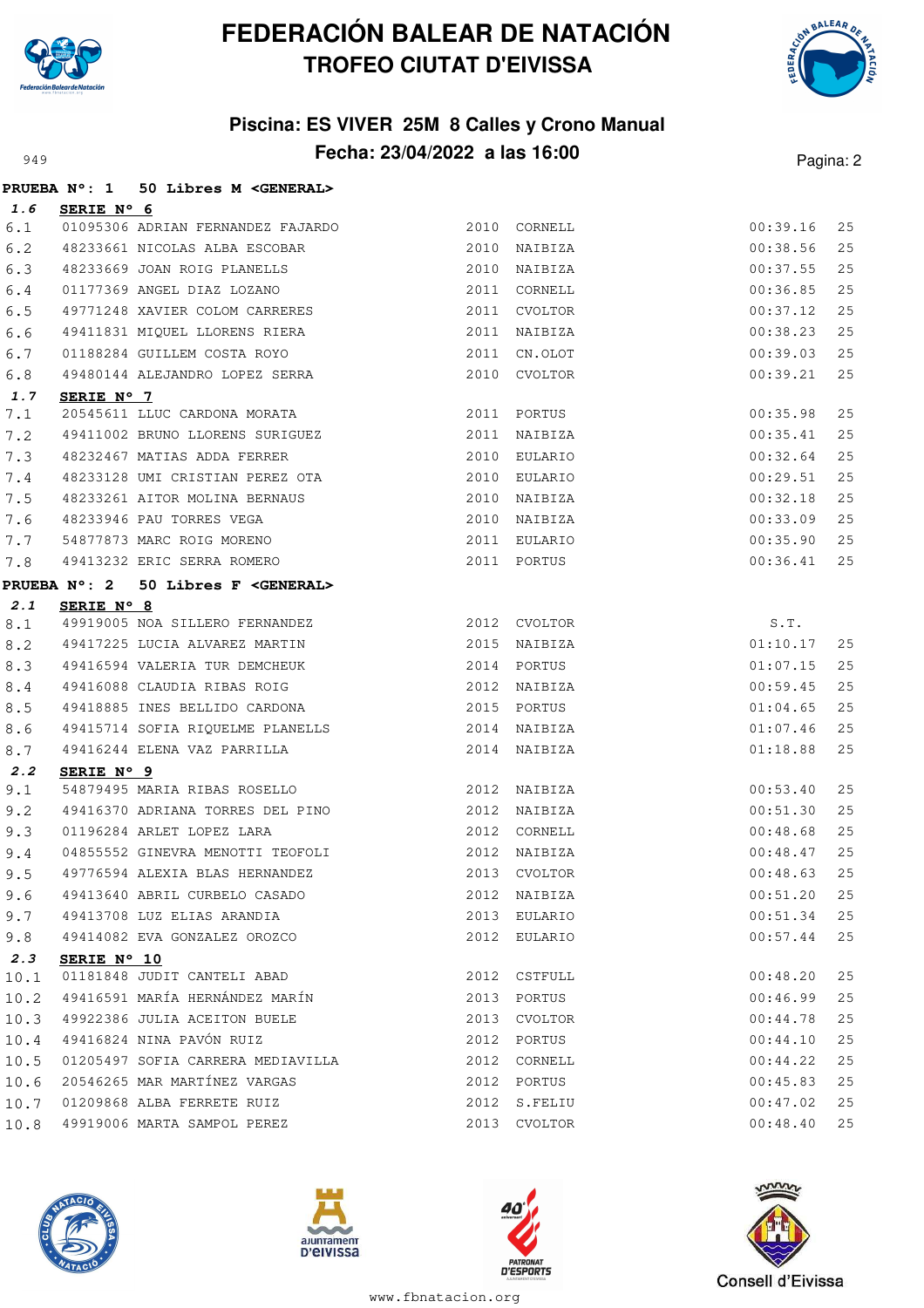# FEDERACIÓN BALEAR DE NATACIÓN
## TROFEO CIUTAT D'EIVISSA

### Piscina: ES VIVER 25M 8 Calles y Crono Manual
### Fecha: 23/04/2022 a las 16:00

949

**PRUEBA Nº: 1 50 Libres M <GENERAL>**

| | | | | | |
|---|---|---|---|---|---|
| ***1.6*** | **SERIE Nº 6** | | | | |
| 6.1 | 01095306 ADRIAN FERNANDEZ FAJARDO | 2010 | CORNELL | 00:39.16 | 25 |
| 6.2 | 48233661 NICOLAS ALBA ESCOBAR | 2010 | NAIBIZA | 00:38.56 | 25 |
| 6.3 | 48233669 JOAN ROIG PLANELLS | 2010 | NAIBIZA | 00:37.55 | 25 |
| 6.4 | 01177369 ANGEL DIAZ LOZANO | 2011 | CORNELL | 00:36.85 | 25 |
| 6.5 | 49771248 XAVIER COLOM CARRERES | 2011 | CVOLTOR | 00:37.12 | 25 |
| 6.6 | 49411831 MIQUEL LLORENS RIERA | 2011 | NAIBIZA | 00:38.23 | 25 |
| 6.7 | 01188284 GUILLEM COSTA ROYO | 2011 | CN.OLOT | 00:39.03 | 25 |
| 6.8 | 49480144 ALEJANDRO LOPEZ SERRA | 2010 | CVOLTOR | 00:39.21 | 25 |
| ***1.7*** | **SERIE Nº 7** | | | | |
| 7.1 | 20545611 LLUC CARDONA MORATA | 2011 | PORTUS | 00:35.98 | 25 |
| 7.2 | 49411002 BRUNO LLORENS SURIGUEZ | 2011 | NAIBIZA | 00:35.41 | 25 |
| 7.3 | 48232467 MATIAS ADDA FERRER | 2010 | EULARIO | 00:32.64 | 25 |
| 7.4 | 48233128 UMI CRISTIAN PEREZ OTA | 2010 | EULARIO | 00:29.51 | 25 |
| 7.5 | 48233261 AITOR MOLINA BERNAUS | 2010 | NAIBIZA | 00:32.18 | 25 |
| 7.6 | 48233946 PAU TORRES VEGA | 2010 | NAIBIZA | 00:33.09 | 25 |
| 7.7 | 54877873 MARC ROIG MORENO | 2011 | EULARIO | 00:35.90 | 25 |
| 7.8 | 49413232 ERIC SERRA ROMERO | 2011 | PORTUS | 00:36.41 | 25 |

**PRUEBA Nº: 2 50 Libres F <GENERAL>**

| | | | | | |
|---|---|---|---|---|---|
| ***2.1*** | **SERIE Nº 8** | | | | |
| 8.1 | 49919005 NOA SILLERO FERNANDEZ | 2012 | CVOLTOR | S.T. | |
| 8.2 | 49417225 LUCIA ALVAREZ MARTIN | 2015 | NAIBIZA | 01:10.17 | 25 |
| 8.3 | 49416594 VALERIA TUR DEMCHEUK | 2014 | PORTUS | 01:07.15 | 25 |
| 8.4 | 49416088 CLAUDIA RIBAS ROIG | 2012 | NAIBIZA | 00:59.45 | 25 |
| 8.5 | 49418885 INES BELLIDO CARDONA | 2015 | PORTUS | 01:04.65 | 25 |
| 8.6 | 49415714 SOFIA RIQUELME PLANELLS | 2014 | NAIBIZA | 01:07.46 | 25 |
| 8.7 | 49416244 ELENA VAZ PARRILLA | 2014 | NAIBIZA | 01:18.88 | 25 |
| ***2.2*** | **SERIE Nº 9** | | | | |
| 9.1 | 54879495 MARIA RIBAS ROSELLO | 2012 | NAIBIZA | 00:53.40 | 25 |
| 9.2 | 49416370 ADRIANA TORRES DEL PINO | 2012 | NAIBIZA | 00:51.30 | 25 |
| 9.3 | 01196284 ARLET LOPEZ LARA | 2012 | CORNELL | 00:48.68 | 25 |
| 9.4 | 04855552 GINEVRA MENOTTI TEOFOLI | 2012 | NAIBIZA | 00:48.47 | 25 |
| 9.5 | 49776594 ALEXIA BLAS HERNANDEZ | 2013 | CVOLTOR | 00:48.63 | 25 |
| 9.6 | 49413640 ABRIL CURBELO CASADO | 2012 | NAIBIZA | 00:51.20 | 25 |
| 9.7 | 49413708 LUZ ELIAS ARANDIA | 2013 | EULARIO | 00:51.34 | 25 |
| 9.8 | 49414082 EVA GONZALEZ OROZCO | 2012 | EULARIO | 00:57.44 | 25 |
| ***2.3*** | **SERIE Nº 10** | | | | |
| 10.1 | 01181848 JUDIT CANTELI ABAD | 2012 | CSTFULL | 00:48.20 | 25 |
| 10.2 | 49416591 MARÍA HERNÁNDEZ MARÍN | 2013 | PORTUS | 00:46.99 | 25 |
| 10.3 | 49922386 JULIA ACEITON BUELE | 2013 | CVOLTOR | 00:44.78 | 25 |
| 10.4 | 49416824 NINA PAVÓN RUIZ | 2012 | PORTUS | 00:44.10 | 25 |
| 10.5 | 01205497 SOFIA CARRERA MEDIAVILLA | 2012 | CORNELL | 00:44.22 | 25 |
| 10.6 | 20546265 MAR MARTÍNEZ VARGAS | 2012 | PORTUS | 00:45.83 | 25 |
| 10.7 | 01209868 ALBA FERRETE RUIZ | 2012 | S.FELIU | 00:47.02 | 25 |
| 10.8 | 49919006 MARTA SAMPOL PEREZ | 2013 | CVOLTOR | 00:48.40 | 25 |

www.fbnatacion.org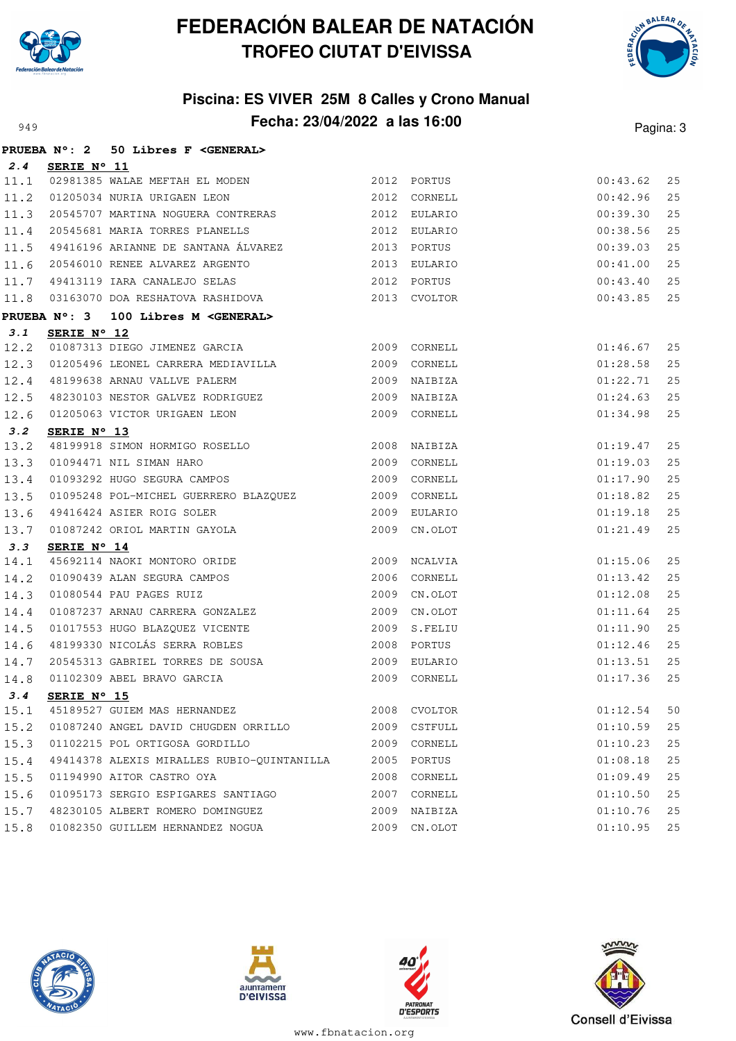# FEDERACIÓN BALEAR DE NATACIÓN
## TROFEO CIUTAT D'EIVISSA

### Piscina: ES VIVER 25M 8 Calles y Crono Manual
### Fecha: 23/04/2022 a las 16:00

949

**PRUEBA Nº: 2 50 Libres F <GENERAL>**

**2.4 SERIE Nº 11**

| | | | | | | |
|---|---|---|---|---|---|---|
| 11.1 | 02981385 | WALAE MEFTAH EL MODEN | 2012 | PORTUS | 00:43.62 | 25 |
| 11.2 | 01205034 | NURIA URIGAEN LEON | 2012 | CORNELL | 00:42.96 | 25 |
| 11.3 | 20545707 | MARTINA NOGUERA CONTRERAS | 2012 | EULARIO | 00:39.30 | 25 |
| 11.4 | 20545681 | MARIA TORRES PLANELLS | 2012 | EULARIO | 00:38.56 | 25 |
| 11.5 | 49416196 | ARIANNE DE SANTANA ÁLVAREZ | 2013 | PORTUS | 00:39.03 | 25 |
| 11.6 | 20546010 | RENEE ALVAREZ ARGENTO | 2013 | EULARIO | 00:41.00 | 25 |
| 11.7 | 49413119 | IARA CANALEJO SELAS | 2012 | PORTUS | 00:43.40 | 25 |
| 11.8 | 03163070 | DOA RESHATOVA RASHIDOVA | 2013 | CVOLTOR | 00:43.85 | 25 |

**PRUEBA Nº: 3 100 Libres M <GENERAL>**

**3.1 SERIE Nº 12**

| | | | | | | |
|---|---|---|---|---|---|---|
| 12.2 | 01087313 | DIEGO JIMENEZ GARCIA | 2009 | CORNELL | 01:46.67 | 25 |
| 12.3 | 01205496 | LEONEL CARRERA MEDIAVILLA | 2009 | CORNELL | 01:28.58 | 25 |
| 12.4 | 48199638 | ARNAU VALLVE PALERM | 2009 | NAIBIZA | 01:22.71 | 25 |
| 12.5 | 48230103 | NESTOR GALVEZ RODRIGUEZ | 2009 | NAIBIZA | 01:24.63 | 25 |
| 12.6 | 01205063 | VICTOR URIGAEN LEON | 2009 | CORNELL | 01:34.98 | 25 |

**3.2 SERIE Nº 13**

| | | | | | | |
|---|---|---|---|---|---|---|
| 13.2 | 48199918 | SIMON HORMIGO ROSELLO | 2008 | NAIBIZA | 01:19.47 | 25 |
| 13.3 | 01094471 | NIL SIMAN HARO | 2009 | CORNELL | 01:19.03 | 25 |
| 13.4 | 01093292 | HUGO SEGURA CAMPOS | 2009 | CORNELL | 01:17.90 | 25 |
| 13.5 | 01095248 | POL-MICHEL GUERRERO BLAZQUEZ | 2009 | CORNELL | 01:18.82 | 25 |
| 13.6 | 49416424 | ASIER ROIG SOLER | 2009 | EULARIO | 01:19.18 | 25 |
| 13.7 | 01087242 | ORIOL MARTIN GAYOLA | 2009 | CN.OLOT | 01:21.49 | 25 |

**3.3 SERIE Nº 14**

| | | | | | | |
|---|---|---|---|---|---|---|
| 14.1 | 45692114 | NAOKI MONTORO ORIDE | 2009 | NCALVIA | 01:15.06 | 25 |
| 14.2 | 01090439 | ALAN SEGURA CAMPOS | 2006 | CORNELL | 01:13.42 | 25 |
| 14.3 | 01080544 | PAU PAGES RUIZ | 2009 | CN.OLOT | 01:12.08 | 25 |
| 14.4 | 01087237 | ARNAU CARRERA GONZALEZ | 2009 | CN.OLOT | 01:11.64 | 25 |
| 14.5 | 01017553 | HUGO BLAZQUEZ VICENTE | 2009 | S.FELIU | 01:11.90 | 25 |
| 14.6 | 48199330 | NICOLÁS SERRA ROBLES | 2008 | PORTUS | 01:12.46 | 25 |
| 14.7 | 20545313 | GABRIEL TORRES DE SOUSA | 2009 | EULARIO | 01:13.51 | 25 |
| 14.8 | 01102309 | ABEL BRAVO GARCIA | 2009 | CORNELL | 01:17.36 | 25 |

**3.4 SERIE Nº 15**

| | | | | | | |
|---|---|---|---|---|---|---|
| 15.1 | 45189527 | GUIEM MAS HERNANDEZ | 2008 | CVOLTOR | 01:12.54 | 50 |
| 15.2 | 01087240 | ANGEL DAVID CHUGDEN ORRILLO | 2009 | CSTFULL | 01:10.59 | 25 |
| 15.3 | 01102215 | POL ORTIGOSA GORDILLO | 2009 | CORNELL | 01:10.23 | 25 |
| 15.4 | 49414378 | ALEXIS MIRALLES RUBIO-QUINTANILLA | 2005 | PORTUS | 01:08.18 | 25 |
| 15.5 | 01194990 | AITOR CASTRO OYA | 2008 | CORNELL | 01:09.49 | 25 |
| 15.6 | 01095173 | SERGIO ESPIGARES SANTIAGO | 2007 | CORNELL | 01:10.50 | 25 |
| 15.7 | 48230105 | ALBERT ROMERO DOMINGUEZ | 2009 | NAIBIZA | 01:10.76 | 25 |
| 15.8 | 01082350 | GUILLEM HERNANDEZ NOGUA | 2009 | CN.OLOT | 01:10.95 | 25 |

www.fbnatacion.org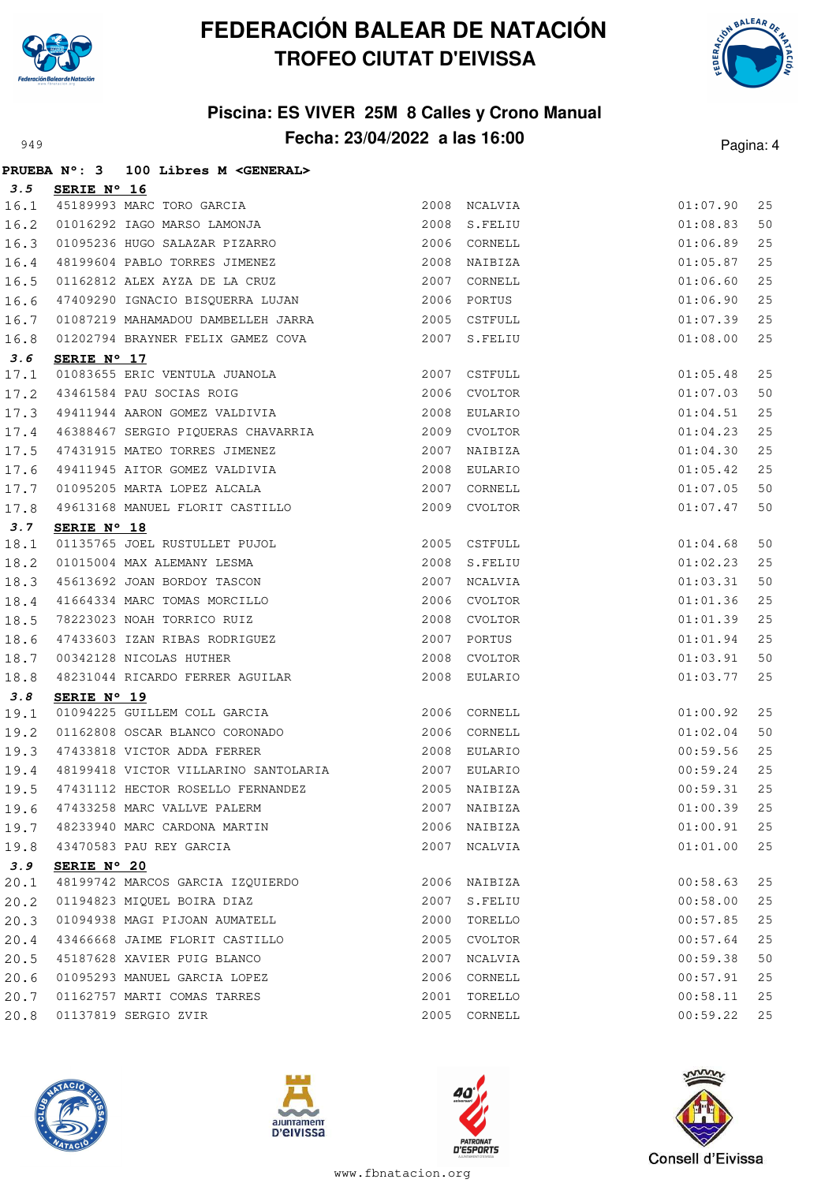# FEDERACIÓN BALEAR DE NATACIÓN

## TROFEO CIUTAT D'EIVISSA

### Piscina: ES VIVER 25M 8 Calles y Crono Manual

### Fecha: 23/04/2022 a las 16:00

949

**PRUEBA Nº: 3 100 Libres M <GENERAL>**

| | | | | | | |
|---|---|---|---|---|---|---|
| **3.5** | **SERIE Nº 16** | | | | | |
| 16.1 | 45189993 | MARC TORO GARCIA | 2008 | NCALVIA | 01:07.90 | 25 |
| 16.2 | 01016292 | IAGO MARSO LAMONJA | 2008 | S.FELIU | 01:08.83 | 50 |
| 16.3 | 01095236 | HUGO SALAZAR PIZARRO | 2006 | CORNELL | 01:06.89 | 25 |
| 16.4 | 48199604 | PABLO TORRES JIMENEZ | 2008 | NAIBIZA | 01:05.87 | 25 |
| 16.5 | 01162812 | ALEX AYZA DE LA CRUZ | 2007 | CORNELL | 01:06.60 | 25 |
| 16.6 | 47409290 | IGNACIO BISQUERRA LUJAN | 2006 | PORTUS | 01:06.90 | 25 |
| 16.7 | 01087219 | MAHAMADOU DAMBELLEH JARRA | 2005 | CSTFULL | 01:07.39 | 25 |
| 16.8 | 01202794 | BRAYNER FELIX GAMEZ COVA | 2007 | S.FELIU | 01:08.00 | 25 |
| **3.6** | **SERIE Nº 17** | | | | | |
| 17.1 | 01083655 | ERIC VENTULA JUANOLA | 2007 | CSTFULL | 01:05.48 | 25 |
| 17.2 | 43461584 | PAU SOCIAS ROIG | 2006 | CVOLTOR | 01:07.03 | 50 |
| 17.3 | 49411944 | AARON GOMEZ VALDIVIA | 2008 | EULARIO | 01:04.51 | 25 |
| 17.4 | 46388467 | SERGIO PIQUERAS CHAVARRIA | 2009 | CVOLTOR | 01:04.23 | 25 |
| 17.5 | 47431915 | MATEO TORRES JIMENEZ | 2007 | NAIBIZA | 01:04.30 | 25 |
| 17.6 | 49411945 | AITOR GOMEZ VALDIVIA | 2008 | EULARIO | 01:05.42 | 25 |
| 17.7 | 01095205 | MARTA LOPEZ ALCALA | 2007 | CORNELL | 01:07.05 | 50 |
| 17.8 | 49613168 | MANUEL FLORIT CASTILLO | 2009 | CVOLTOR | 01:07.47 | 50 |
| **3.7** | **SERIE Nº 18** | | | | | |
| 18.1 | 01135765 | JOEL RUSTULLET PUJOL | 2005 | CSTFULL | 01:04.68 | 50 |
| 18.2 | 01015004 | MAX ALEMANY LESMA | 2008 | S.FELIU | 01:02.23 | 25 |
| 18.3 | 45613692 | JOAN BORDOY TASCON | 2007 | NCALVIA | 01:03.31 | 50 |
| 18.4 | 41664334 | MARC TOMAS MORCILLO | 2006 | CVOLTOR | 01:01.36 | 25 |
| 18.5 | 78223023 | NOAH TORRICO RUIZ | 2008 | CVOLTOR | 01:01.39 | 25 |
| 18.6 | 47433603 | IZAN RIBAS RODRIGUEZ | 2007 | PORTUS | 01:01.94 | 25 |
| 18.7 | 00342128 | NICOLAS HUTHER | 2008 | CVOLTOR | 01:03.91 | 50 |
| 18.8 | 48231044 | RICARDO FERRER AGUILAR | 2008 | EULARIO | 01:03.77 | 25 |
| **3.8** | **SERIE Nº 19** | | | | | |
| 19.1 | 01094225 | GUILLEM COLL GARCIA | 2006 | CORNELL | 01:00.92 | 25 |
| 19.2 | 01162808 | OSCAR BLANCO CORONADO | 2006 | CORNELL | 01:02.04 | 50 |
| 19.3 | 47433818 | VICTOR ADDA FERRER | 2008 | EULARIO | 00:59.56 | 25 |
| 19.4 | 48199418 | VICTOR VILLARINO SANTOLARIA | 2007 | EULARIO | 00:59.24 | 25 |
| 19.5 | 47431112 | HECTOR ROSELLO FERNANDEZ | 2005 | NAIBIZA | 00:59.31 | 25 |
| 19.6 | 47433258 | MARC VALLVE PALERM | 2007 | NAIBIZA | 01:00.39 | 25 |
| 19.7 | 48233940 | MARC CARDONA MARTIN | 2006 | NAIBIZA | 01:00.91 | 25 |
| 19.8 | 43470583 | PAU REY GARCIA | 2007 | NCALVIA | 01:01.00 | 25 |
| **3.9** | **SERIE Nº 20** | | | | | |
| 20.1 | 48199742 | MARCOS GARCIA IZQUIERDO | 2006 | NAIBIZA | 00:58.63 | 25 |
| 20.2 | 01194823 | MIQUEL BOIRA DIAZ | 2007 | S.FELIU | 00:58.00 | 25 |
| 20.3 | 01094938 | MAGI PIJOAN AUMATELL | 2000 | TORELLO | 00:57.85 | 25 |
| 20.4 | 43466668 | JAIME FLORIT CASTILLO | 2005 | CVOLTOR | 00:57.64 | 25 |
| 20.5 | 45187628 | XAVIER PUIG BLANCO | 2007 | NCALVIA | 00:59.38 | 50 |
| 20.6 | 01095293 | MANUEL GARCIA LOPEZ | 2006 | CORNELL | 00:57.91 | 25 |
| 20.7 | 01162757 | MARTI COMAS TARRES | 2001 | TORELLO | 00:58.11 | 25 |
| 20.8 | 01137819 | SERGIO ZVIR | 2005 | CORNELL | 00:59.22 | 25 |

www.fbnatacion.org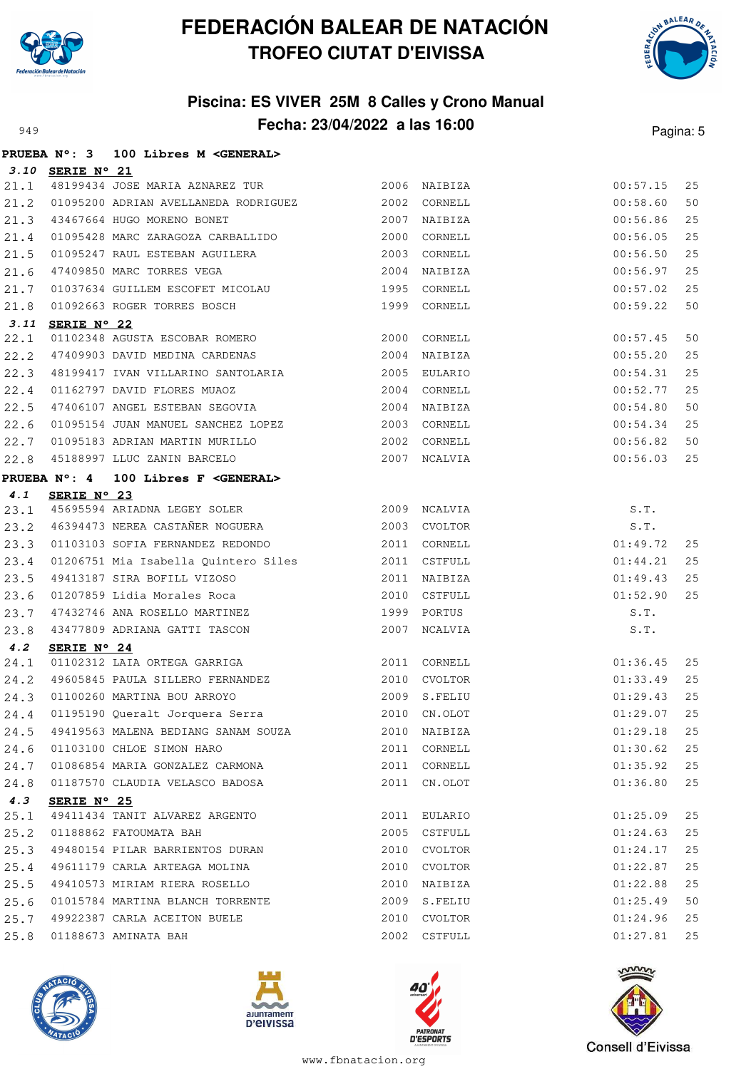# FEDERACIÓN BALEAR DE NATACIÓN
## TROFEO CIUTAT D'EIVISSA

### Piscina: ES VIVER 25M 8 Calles y Crono Manual
### Fecha: 23/04/2022 a las 16:00

949

**PRUEBA Nº: 3 100 Libres M <GENERAL>**

**3.10 SERIE Nº 21**

| | | | | | |
|---|---|---|---|---|---|
| 21.1 | 48199434 JOSE MARIA AZNAREZ TUR | 2006 | NAIBIZA | 00:57.15 | 25 |
| 21.2 | 01095200 ADRIAN AVELLANEDA RODRIGUEZ | 2002 | CORNELL | 00:58.60 | 50 |
| 21.3 | 43467664 HUGO MORENO BONET | 2007 | NAIBIZA | 00:56.86 | 25 |
| 21.4 | 01095428 MARC ZARAGOZA CARBALLIDO | 2000 | CORNELL | 00:56.05 | 25 |
| 21.5 | 01095247 RAUL ESTEBAN AGUILERA | 2003 | CORNELL | 00:56.50 | 25 |
| 21.6 | 47409850 MARC TORRES VEGA | 2004 | NAIBIZA | 00:56.97 | 25 |
| 21.7 | 01037634 GUILLEM ESCOFET MICOLAU | 1995 | CORNELL | 00:57.02 | 25 |
| 21.8 | 01092663 ROGER TORRES BOSCH | 1999 | CORNELL | 00:59.22 | 50 |

**3.11 SERIE Nº 22**

| | | | | | |
|---|---|---|---|---|---|
| 22.1 | 01102348 AGUSTA ESCOBAR ROMERO | 2000 | CORNELL | 00:57.45 | 50 |
| 22.2 | 47409903 DAVID MEDINA CARDENAS | 2004 | NAIBIZA | 00:55.20 | 25 |
| 22.3 | 48199417 IVAN VILLARINO SANTOLARIA | 2005 | EULARIO | 00:54.31 | 25 |
| 22.4 | 01162797 DAVID FLORES MUAOZ | 2004 | CORNELL | 00:52.77 | 25 |
| 22.5 | 47406107 ANGEL ESTEBAN SEGOVIA | 2004 | NAIBIZA | 00:54.80 | 50 |
| 22.6 | 01095154 JUAN MANUEL SANCHEZ LOPEZ | 2003 | CORNELL | 00:54.34 | 25 |
| 22.7 | 01095183 ADRIAN MARTIN MURILLO | 2002 | CORNELL | 00:56.82 | 50 |
| 22.8 | 45188997 LLUC ZANIN BARCELO | 2007 | NCALVIA | 00:56.03 | 25 |

**PRUEBA Nº: 4 100 Libres F <GENERAL>**

**4.1 SERIE Nº 23**

| | | | | | |
|---|---|---|---|---|---|
| 23.1 | 45695594 ARIADNA LEGEY SOLER | 2009 | NCALVIA | S.T. | |
| 23.2 | 46394473 NEREA CASTAÑER NOGUERA | 2003 | CVOLTOR | S.T. | |
| 23.3 | 01103103 SOFIA FERNANDEZ REDONDO | 2011 | CORNELL | 01:49.72 | 25 |
| 23.4 | 01206751 Mia Isabella Quintero Siles | 2011 | CSTFULL | 01:44.21 | 25 |
| 23.5 | 49413187 SIRA BOFILL VIZOSO | 2011 | NAIBIZA | 01:49.43 | 25 |
| 23.6 | 01207859 Lidia Morales Roca | 2010 | CSTFULL | 01:52.90 | 25 |
| 23.7 | 47432746 ANA ROSELLO MARTINEZ | 1999 | PORTUS | S.T. | |
| 23.8 | 43477809 ADRIANA GATTI TASCON | 2007 | NCALVIA | S.T. | |

**4.2 SERIE Nº 24**

| | | | | | |
|---|---|---|---|---|---|
| 24.1 | 01102312 LAIA ORTEGA GARRIGA | 2011 | CORNELL | 01:36.45 | 25 |
| 24.2 | 49605845 PAULA SILLERO FERNANDEZ | 2010 | CVOLTOR | 01:33.49 | 25 |
| 24.3 | 01100260 MARTINA BOU ARROYO | 2009 | S.FELIU | 01:29.43 | 25 |
| 24.4 | 01195190 Queralt Jorquera Serra | 2010 | CN.OLOT | 01:29.07 | 25 |
| 24.5 | 49419563 MALENA BEDIANG SANAM SOUZA | 2010 | NAIBIZA | 01:29.18 | 25 |
| 24.6 | 01103100 CHLOE SIMON HARO | 2011 | CORNELL | 01:30.62 | 25 |
| 24.7 | 01086854 MARIA GONZALEZ CARMONA | 2011 | CORNELL | 01:35.92 | 25 |
| 24.8 | 01187570 CLAUDIA VELASCO BADOSA | 2011 | CN.OLOT | 01:36.80 | 25 |

**4.3 SERIE Nº 25**

| | | | | | |
|---|---|---|---|---|---|
| 25.1 | 49411434 TANIT ALVAREZ ARGENTO | 2011 | EULARIO | 01:25.09 | 25 |
| 25.2 | 01188862 FATOUMATA BAH | 2005 | CSTFULL | 01:24.63 | 25 |
| 25.3 | 49480154 PILAR BARRIENTOS DURAN | 2010 | CVOLTOR | 01:24.17 | 25 |
| 25.4 | 49611179 CARLA ARTEAGA MOLINA | 2010 | CVOLTOR | 01:22.87 | 25 |
| 25.5 | 49410573 MIRIAM RIERA ROSELLO | 2010 | NAIBIZA | 01:22.88 | 25 |
| 25.6 | 01015784 MARTINA BLANCH TORRENTE | 2009 | S.FELIU | 01:25.49 | 50 |
| 25.7 | 49922387 CARLA ACEITON BUELE | 2010 | CVOLTOR | 01:24.96 | 25 |
| 25.8 | 01188673 AMINATA BAH | 2002 | CSTFULL | 01:27.81 | 25 |

www.fbnatacion.org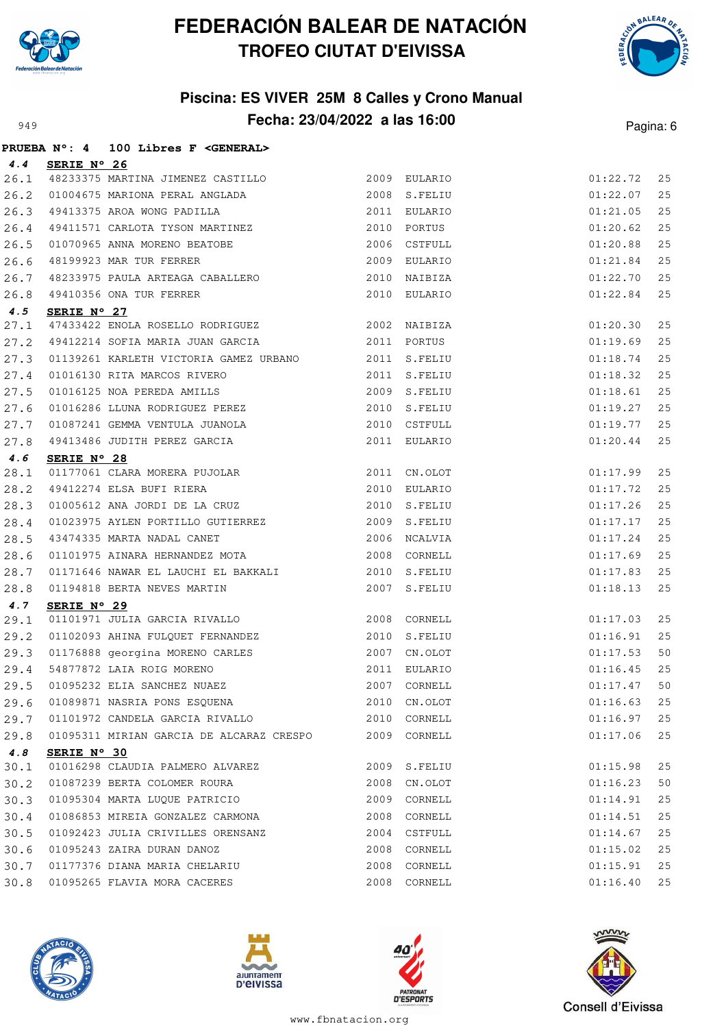# FEDERACIÓN BALEAR DE NATACIÓN

## TROFEO CIUTAT D'EIVISSA

### Piscina: ES VIVER 25M 8 Calles y Crono Manual

### Fecha: 23/04/2022 a las 16:00

**PRUEBA Nº: 4 100 Libres F <GENERAL>**

**4.4 SERIE Nº 26**

| | | | | | | |
|---|---|---|---|---|---|---|
| 26.1 | 48233375 | MARTINA JIMENEZ CASTILLO | 2009 | EULARIO | 01:22.72 | 25 |
| 26.2 | 01004675 | MARIONA PERAL ANGLADA | 2008 | S.FELIU | 01:22.07 | 25 |
| 26.3 | 49413375 | AROA WONG PADILLA | 2011 | EULARIO | 01:21.05 | 25 |
| 26.4 | 49411571 | CARLOTA TYSON MARTINEZ | 2010 | PORTUS | 01:20.62 | 25 |
| 26.5 | 01070965 | ANNA MORENO BEATOBE | 2006 | CSTFULL | 01:20.88 | 25 |
| 26.6 | 48199923 | MAR TUR FERRER | 2009 | EULARIO | 01:21.84 | 25 |
| 26.7 | 48233975 | PAULA ARTEAGA CABALLERO | 2010 | NAIBIZA | 01:22.70 | 25 |
| 26.8 | 49410356 | ONA TUR FERRER | 2010 | EULARIO | 01:22.84 | 25 |

**4.5 SERIE Nº 27**

| | | | | | | |
|---|---|---|---|---|---|---|
| 27.1 | 47433422 | ENOLA ROSELLO RODRIGUEZ | 2002 | NAIBIZA | 01:20.30 | 25 |
| 27.2 | 49412214 | SOFIA MARIA JUAN GARCIA | 2011 | PORTUS | 01:19.69 | 25 |
| 27.3 | 01139261 | KARLETH VICTORIA GAMEZ URBANO | 2011 | S.FELIU | 01:18.74 | 25 |
| 27.4 | 01016130 | RITA MARCOS RIVERO | 2011 | S.FELIU | 01:18.32 | 25 |
| 27.5 | 01016125 | NOA PEREDA AMILLS | 2009 | S.FELIU | 01:18.61 | 25 |
| 27.6 | 01016286 | LLUNA RODRIGUEZ PEREZ | 2010 | S.FELIU | 01:19.27 | 25 |
| 27.7 | 01087241 | GEMMA VENTULA JUANOLA | 2010 | CSTFULL | 01:19.77 | 25 |
| 27.8 | 49413486 | JUDITH PEREZ GARCIA | 2011 | EULARIO | 01:20.44 | 25 |

**4.6 SERIE Nº 28**

| | | | | | | |
|---|---|---|---|---|---|---|
| 28.1 | 01177061 | CLARA MORERA PUJOLAR | 2011 | CN.OLOT | 01:17.99 | 25 |
| 28.2 | 49412274 | ELSA BUFI RIERA | 2010 | EULARIO | 01:17.72 | 25 |
| 28.3 | 01005612 | ANA JORDI DE LA CRUZ | 2010 | S.FELIU | 01:17.26 | 25 |
| 28.4 | 01023975 | AYLEN PORTILLO GUTIERREZ | 2009 | S.FELIU | 01:17.17 | 25 |
| 28.5 | 43474335 | MARTA NADAL CANET | 2006 | NCALVIA | 01:17.24 | 25 |
| 28.6 | 01101975 | AINARA HERNANDEZ MOTA | 2008 | CORNELL | 01:17.69 | 25 |
| 28.7 | 01171646 | NAWAR EL LAUCHI EL BAKKALI | 2010 | S.FELIU | 01:17.83 | 25 |
| 28.8 | 01194818 | BERTA NEVES MARTIN | 2007 | S.FELIU | 01:18.13 | 25 |

**4.7 SERIE Nº 29**

| | | | | | | |
|---|---|---|---|---|---|---|
| 29.1 | 01101971 | JULIA GARCIA RIVALLO | 2008 | CORNELL | 01:17.03 | 25 |
| 29.2 | 01102093 | AHINA FULQUET FERNANDEZ | 2010 | S.FELIU | 01:16.91 | 25 |
| 29.3 | 01176888 | georgina MORENO CARLES | 2007 | CN.OLOT | 01:17.53 | 50 |
| 29.4 | 54877872 | LAIA ROIG MORENO | 2011 | EULARIO | 01:16.45 | 25 |
| 29.5 | 01095232 | ELIA SANCHEZ NUAEZ | 2007 | CORNELL | 01:17.47 | 50 |
| 29.6 | 01089871 | NASRIA PONS ESQUENA | 2010 | CN.OLOT | 01:16.63 | 25 |
| 29.7 | 01101972 | CANDELA GARCIA RIVALLO | 2010 | CORNELL | 01:16.97 | 25 |
| 29.8 | 01095311 | MIRIAN GARCIA DE ALCARAZ CRESPO | 2009 | CORNELL | 01:17.06 | 25 |

**4.8 SERIE Nº 30**

| | | | | | | |
|---|---|---|---|---|---|---|
| 30.1 | 01016298 | CLAUDIA PALMERO ALVAREZ | 2009 | S.FELIU | 01:15.98 | 25 |
| 30.2 | 01087239 | BERTA COLOMER ROURA | 2008 | CN.OLOT | 01:16.23 | 50 |
| 30.3 | 01095304 | MARTA LUQUE PATRICIO | 2009 | CORNELL | 01:14.91 | 25 |
| 30.4 | 01086853 | MIREIA GONZALEZ CARMONA | 2008 | CORNELL | 01:14.51 | 25 |
| 30.5 | 01092423 | JULIA CRIVILLES ORENSANZ | 2004 | CSTFULL | 01:14.67 | 25 |
| 30.6 | 01095243 | ZAIRA DURAN DANOZ | 2008 | CORNELL | 01:15.02 | 25 |
| 30.7 | 01177376 | DIANA MARIA CHELARIU | 2008 | CORNELL | 01:15.91 | 25 |
| 30.8 | 01095265 | FLAVIA MORA CACERES | 2008 | CORNELL | 01:16.40 | 25 |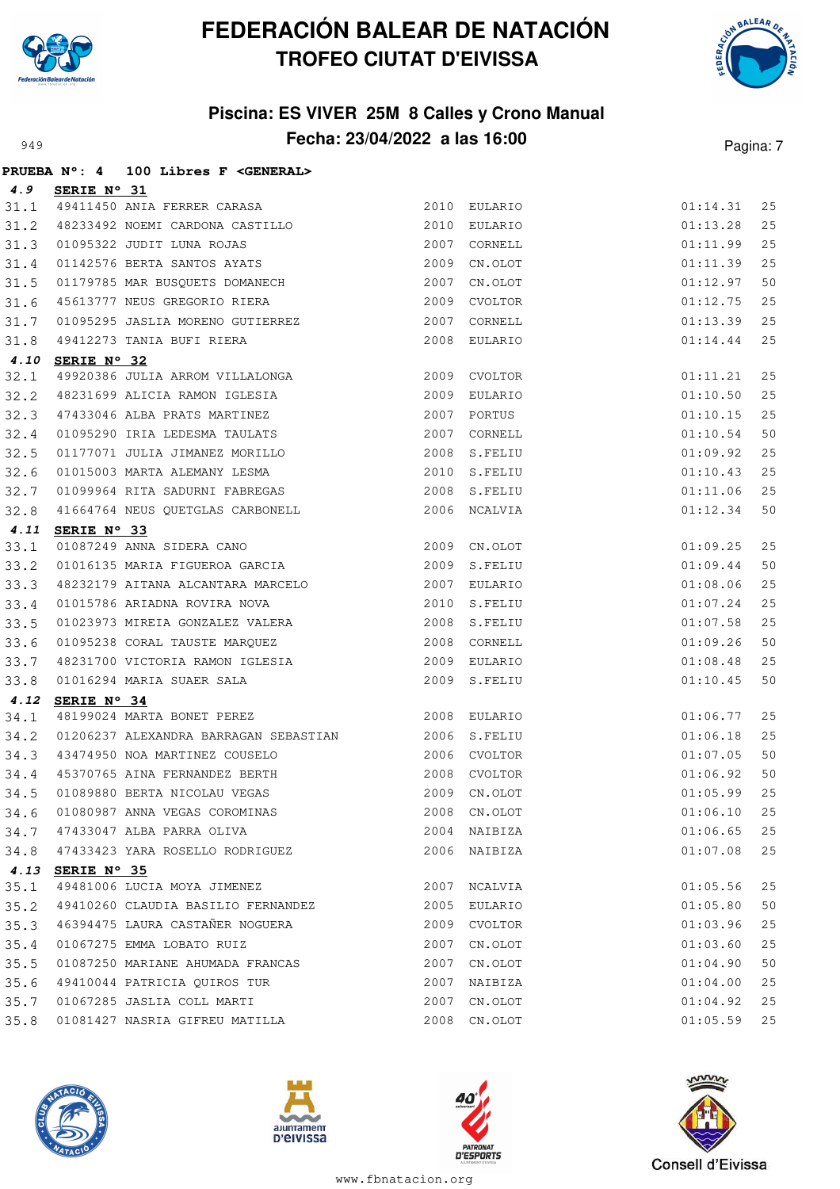# FEDERACIÓN BALEAR DE NATACIÓN

## TROFEO CIUTAT D'EIVISSA

### Piscina: ES VIVER 25M 8 Calles y Crono Manual

### Fecha: 23/04/2022 a las 16:00

**PRUEBA Nº: 4 100 Libres F <GENERAL>**

**4.9 SERIE Nº 31**

| | | | | | | |
|---|---|---|---|---|---|---|
| 31.1 | 49411450 | ANIA FERRER CARASA | 2010 | EULARIO | 01:14.31 | 25 |
| 31.2 | 48233492 | NOEMI CARDONA CASTILLO | 2010 | EULARIO | 01:13.28 | 25 |
| 31.3 | 01095322 | JUDIT LUNA ROJAS | 2007 | CORNELL | 01:11.99 | 25 |
| 31.4 | 01142576 | BERTA SANTOS AYATS | 2009 | CN.OLOT | 01:11.39 | 25 |
| 31.5 | 01179785 | MAR BUSQUETS DOMANECH | 2007 | CN.OLOT | 01:12.97 | 50 |
| 31.6 | 45613777 | NEUS GREGORIO RIERA | 2009 | CVOLTOR | 01:12.75 | 25 |
| 31.7 | 01095295 | JASLIA MORENO GUTIERREZ | 2007 | CORNELL | 01:13.39 | 25 |
| 31.8 | 49412273 | TANIA BUFI RIERA | 2008 | EULARIO | 01:14.44 | 25 |

**4.10 SERIE Nº 32**

| | | | | | | |
|---|---|---|---|---|---|---|
| 32.1 | 49920386 | JULIA ARROM VILLALONGA | 2009 | CVOLTOR | 01:11.21 | 25 |
| 32.2 | 48231699 | ALICIA RAMON IGLESIA | 2009 | EULARIO | 01:10.50 | 25 |
| 32.3 | 47433046 | ALBA PRATS MARTINEZ | 2007 | PORTUS | 01:10.15 | 25 |
| 32.4 | 01095290 | IRIA LEDESMA TAULATS | 2007 | CORNELL | 01:10.54 | 50 |
| 32.5 | 01177071 | JULIA JIMANEZ MORILLO | 2008 | S.FELIU | 01:09.92 | 25 |
| 32.6 | 01015003 | MARTA ALEMANY LESMA | 2010 | S.FELIU | 01:10.43 | 25 |
| 32.7 | 01099964 | RITA SADURNI FABREGAS | 2008 | S.FELIU | 01:11.06 | 25 |
| 32.8 | 41664764 | NEUS QUETGLAS CARBONELL | 2006 | NCALVIA | 01:12.34 | 50 |

**4.11 SERIE Nº 33**

| | | | | | | |
|---|---|---|---|---|---|---|
| 33.1 | 01087249 | ANNA SIDERA CANO | 2009 | CN.OLOT | 01:09.25 | 25 |
| 33.2 | 01016135 | MARIA FIGUEROA GARCIA | 2009 | S.FELIU | 01:09.44 | 50 |
| 33.3 | 48232179 | AITANA ALCANTARA MARCELO | 2007 | EULARIO | 01:08.06 | 25 |
| 33.4 | 01015786 | ARIADNA ROVIRA NOVA | 2010 | S.FELIU | 01:07.24 | 25 |
| 33.5 | 01023973 | MIREIA GONZALEZ VALERA | 2008 | S.FELIU | 01:07.58 | 25 |
| 33.6 | 01095238 | CORAL TAUSTE MARQUEZ | 2008 | CORNELL | 01:09.26 | 50 |
| 33.7 | 48231700 | VICTORIA RAMON IGLESIA | 2009 | EULARIO | 01:08.48 | 25 |
| 33.8 | 01016294 | MARIA SUAER SALA | 2009 | S.FELIU | 01:10.45 | 50 |

**4.12 SERIE Nº 34**

| | | | | | | |
|---|---|---|---|---|---|---|
| 34.1 | 48199024 | MARTA BONET PEREZ | 2008 | EULARIO | 01:06.77 | 25 |
| 34.2 | 01206237 | ALEXANDRA BARRAGAN SEBASTIAN | 2006 | S.FELIU | 01:06.18 | 25 |
| 34.3 | 43474950 | NOA MARTINEZ COUSELO | 2006 | CVOLTOR | 01:07.05 | 50 |
| 34.4 | 45370765 | AINA FERNANDEZ BERTH | 2008 | CVOLTOR | 01:06.92 | 50 |
| 34.5 | 01089880 | BERTA NICOLAU VEGAS | 2009 | CN.OLOT | 01:05.99 | 25 |
| 34.6 | 01080987 | ANNA VEGAS COROMINAS | 2008 | CN.OLOT | 01:06.10 | 25 |
| 34.7 | 47433047 | ALBA PARRA OLIVA | 2004 | NAIBIZA | 01:06.65 | 25 |
| 34.8 | 47433423 | YARA ROSELLO RODRIGUEZ | 2006 | NAIBIZA | 01:07.08 | 25 |

**4.13 SERIE Nº 35**

| | | | | | | |
|---|---|---|---|---|---|---|
| 35.1 | 49481006 | LUCIA MOYA JIMENEZ | 2007 | NCALVIA | 01:05.56 | 25 |
| 35.2 | 49410260 | CLAUDIA BASILIO FERNANDEZ | 2005 | EULARIO | 01:05.80 | 50 |
| 35.3 | 46394475 | LAURA CASTAÑER NOGUERA | 2009 | CVOLTOR | 01:03.96 | 25 |
| 35.4 | 01067275 | EMMA LOBATO RUIZ | 2007 | CN.OLOT | 01:03.60 | 25 |
| 35.5 | 01087250 | MARIANE AHUMADA FRANCAS | 2007 | CN.OLOT | 01:04.90 | 50 |
| 35.6 | 49410044 | PATRICIA QUIROS TUR | 2007 | NAIBIZA | 01:04.00 | 25 |
| 35.7 | 01067285 | JASLIA COLL MARTI | 2007 | CN.OLOT | 01:04.92 | 25 |
| 35.8 | 01081427 | NASRIA GIFREU MATILLA | 2008 | CN.OLOT | 01:05.59 | 25 |

www.fbnatacion.org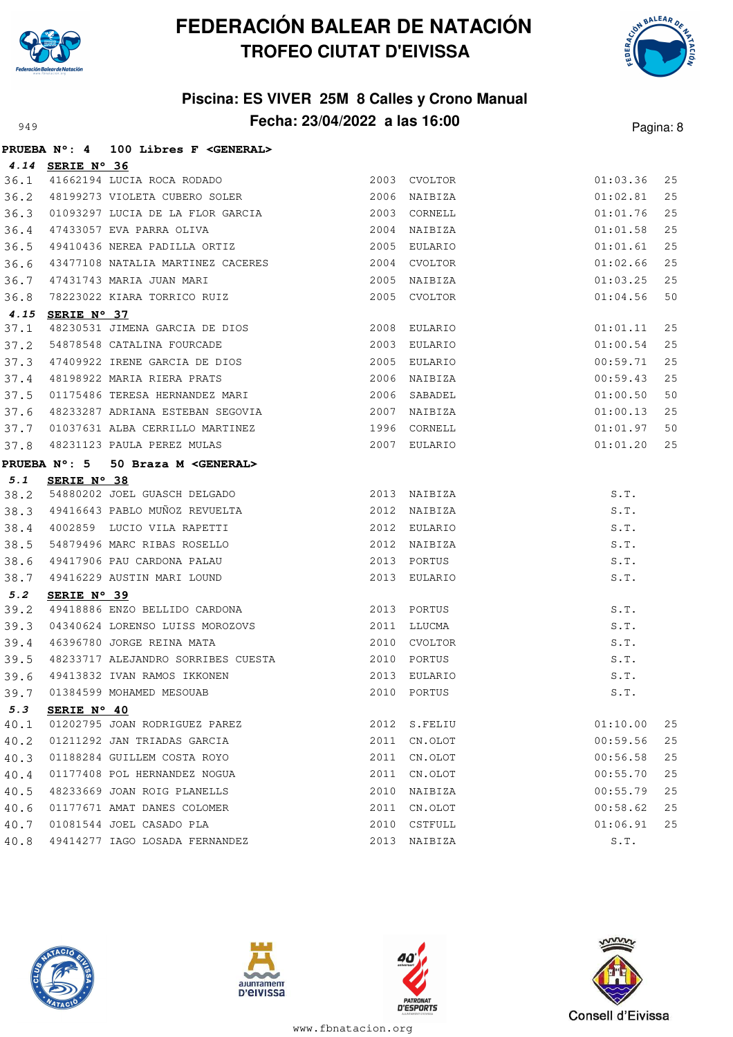# FEDERACIÓN BALEAR DE NATACIÓN

## TROFEO CIUTAT D'EIVISSA

### Piscina: ES VIVER 25M 8 Calles y Crono Manual

### Fecha: 23/04/2022 a las 16:00

949

**PRUEBA Nº: 4 100 Libres F <GENERAL>**

**4.14 SERIE Nº 36**

| | | | | | | |
|---|---|---|---|---|---|---|
| 36.1 | 41662194 | LUCIA ROCA RODADO | 2003 | CVOLTOR | 01:03.36 | 25 |
| 36.2 | 48199273 | VIOLETA CUBERO SOLER | 2006 | NAIBIZA | 01:02.81 | 25 |
| 36.3 | 01093297 | LUCIA DE LA FLOR GARCIA | 2003 | CORNELL | 01:01.76 | 25 |
| 36.4 | 47433057 | EVA PARRA OLIVA | 2004 | NAIBIZA | 01:01.58 | 25 |
| 36.5 | 49410436 | NEREA PADILLA ORTIZ | 2005 | EULARIO | 01:01.61 | 25 |
| 36.6 | 43477108 | NATALIA MARTINEZ CACERES | 2004 | CVOLTOR | 01:02.66 | 25 |
| 36.7 | 47431743 | MARIA JUAN MARI | 2005 | NAIBIZA | 01:03.25 | 25 |
| 36.8 | 78223022 | KIARA TORRICO RUIZ | 2005 | CVOLTOR | 01:04.56 | 50 |

**4.15 SERIE Nº 37**

| | | | | | | |
|---|---|---|---|---|---|---|
| 37.1 | 48230531 | JIMENA GARCIA DE DIOS | 2008 | EULARIO | 01:01.11 | 25 |
| 37.2 | 54878548 | CATALINA FOURCADE | 2003 | EULARIO | 01:00.54 | 25 |
| 37.3 | 47409922 | IRENE GARCIA DE DIOS | 2005 | EULARIO | 00:59.71 | 25 |
| 37.4 | 48198922 | MARIA RIERA PRATS | 2006 | NAIBIZA | 00:59.43 | 25 |
| 37.5 | 01175486 | TERESA HERNANDEZ MARI | 2006 | SABADEL | 01:00.50 | 50 |
| 37.6 | 48233287 | ADRIANA ESTEBAN SEGOVIA | 2007 | NAIBIZA | 01:00.13 | 25 |
| 37.7 | 01037631 | ALBA CERRILLO MARTINEZ | 1996 | CORNELL | 01:01.97 | 50 |
| 37.8 | 48231123 | PAULA PEREZ MULAS | 2007 | EULARIO | 01:01.20 | 25 |

**PRUEBA Nº: 5 50 Braza M <GENERAL>**

**5.1 SERIE Nº 38**

| | | | | | | |
|---|---|---|---|---|---|---|
| 38.2 | 54880202 | JOEL GUASCH DELGADO | 2013 | NAIBIZA | S.T. | |
| 38.3 | 49416643 | PABLO MUÑOZ REVUELTA | 2012 | NAIBIZA | S.T. | |
| 38.4 | 4002859 | LUCIO VILA RAPETTI | 2012 | EULARIO | S.T. | |
| 38.5 | 54879496 | MARC RIBAS ROSELLO | 2012 | NAIBIZA | S.T. | |
| 38.6 | 49417906 | PAU CARDONA PALAU | 2013 | PORTUS | S.T. | |
| 38.7 | 49416229 | AUSTIN MARI LOUND | 2013 | EULARIO | S.T. | |

**5.2 SERIE Nº 39**

| | | | | | | |
|---|---|---|---|---|---|---|
| 39.2 | 49418886 | ENZO BELLIDO CARDONA | 2013 | PORTUS | S.T. | |
| 39.3 | 04340624 | LORENSO LUISS MOROZOVS | 2011 | LLUCMA | S.T. | |
| 39.4 | 46396780 | JORGE REINA MATA | 2010 | CVOLTOR | S.T. | |
| 39.5 | 48233717 | ALEJANDRO SORRIBES CUESTA | 2010 | PORTUS | S.T. | |
| 39.6 | 49413832 | IVAN RAMOS IKKONEN | 2013 | EULARIO | S.T. | |
| 39.7 | 01384599 | MOHAMED MESOUAB | 2010 | PORTUS | S.T. | |

**5.3 SERIE Nº 40**

| | | | | | | |
|---|---|---|---|---|---|---|
| 40.1 | 01202795 | JOAN RODRIGUEZ PAREZ | 2012 | S.FELIU | 01:10.00 | 25 |
| 40.2 | 01211292 | JAN TRIADAS GARCIA | 2011 | CN.OLOT | 00:59.56 | 25 |
| 40.3 | 01188284 | GUILLEM COSTA ROYO | 2011 | CN.OLOT | 00:56.58 | 25 |
| 40.4 | 01177408 | POL HERNANDEZ NOGUA | 2011 | CN.OLOT | 00:55.70 | 25 |
| 40.5 | 48233669 | JOAN ROIG PLANELLS | 2010 | NAIBIZA | 00:55.79 | 25 |
| 40.6 | 01177671 | AMAT DANES COLOMER | 2011 | CN.OLOT | 00:58.62 | 25 |
| 40.7 | 01081544 | JOEL CASADO PLA | 2010 | CSTFULL | 01:06.91 | 25 |
| 40.8 | 49414277 | IAGO LOSADA FERNANDEZ | 2013 | NAIBIZA | S.T. | |

www.fbnatacion.org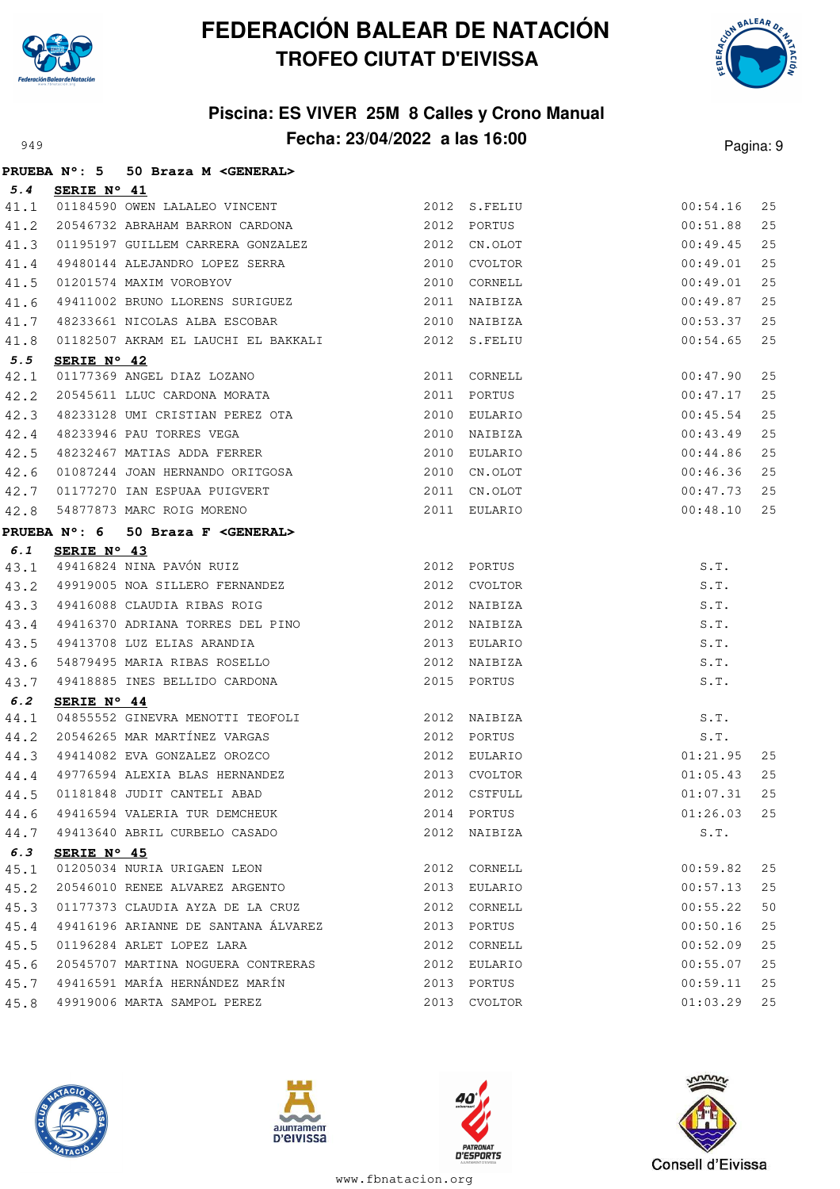# FEDERACIÓN BALEAR DE NATACIÓN

## TROFEO CIUTAT D'EIVISSA

### Piscina: ES VIVER 25M 8 Calles y Crono Manual

### Fecha: 23/04/2022 a las 16:00

**PRUEBA Nº: 5 50 Braza M <GENERAL>**

**5.4 SERIE Nº 41**

| | | | | | | |
|---|---|---|---|---|---|---|
| 41.1 | 01184590 | OWEN LALALEO VINCENT | 2012 | S.FELIU | 00:54.16 | 25 |
| 41.2 | 20546732 | ABRAHAM BARRON CARDONA | 2012 | PORTUS | 00:51.88 | 25 |
| 41.3 | 01195197 | GUILLEM CARRERA GONZALEZ | 2012 | CN.OLOT | 00:49.45 | 25 |
| 41.4 | 49480144 | ALEJANDRO LOPEZ SERRA | 2010 | CVOLTOR | 00:49.01 | 25 |
| 41.5 | 01201574 | MAXIM VOROBYOV | 2010 | CORNELL | 00:49.01 | 25 |
| 41.6 | 49411002 | BRUNO LLORENS SURIGUEZ | 2011 | NAIBIZA | 00:49.87 | 25 |
| 41.7 | 48233661 | NICOLAS ALBA ESCOBAR | 2010 | NAIBIZA | 00:53.37 | 25 |
| 41.8 | 01182507 | AKRAM EL LAUCHI EL BAKKALI | 2012 | S.FELIU | 00:54.65 | 25 |

**5.5 SERIE Nº 42**

| | | | | | | |
|---|---|---|---|---|---|---|
| 42.1 | 01177369 | ANGEL DIAZ LOZANO | 2011 | CORNELL | 00:47.90 | 25 |
| 42.2 | 20545611 | LLUC CARDONA MORATA | 2011 | PORTUS | 00:47.17 | 25 |
| 42.3 | 48233128 | UMI CRISTIAN PEREZ OTA | 2010 | EULARIO | 00:45.54 | 25 |
| 42.4 | 48233946 | PAU TORRES VEGA | 2010 | NAIBIZA | 00:43.49 | 25 |
| 42.5 | 48232467 | MATIAS ADDA FERRER | 2010 | EULARIO | 00:44.86 | 25 |
| 42.6 | 01087244 | JOAN HERNANDO ORITGOSA | 2010 | CN.OLOT | 00:46.36 | 25 |
| 42.7 | 01177270 | IAN ESPUAA PUIGVERT | 2011 | CN.OLOT | 00:47.73 | 25 |
| 42.8 | 54877873 | MARC ROIG MORENO | 2011 | EULARIO | 00:48.10 | 25 |

**PRUEBA Nº: 6 50 Braza F <GENERAL>**

**6.1 SERIE Nº 43**

| | | | | | | |
|---|---|---|---|---|---|---|
| 43.1 | 49416824 | NINA PAVÓN RUIZ | 2012 | PORTUS | S.T. | |
| 43.2 | 49919005 | NOA SILLERO FERNANDEZ | 2012 | CVOLTOR | S.T. | |
| 43.3 | 49416088 | CLAUDIA RIBAS ROIG | 2012 | NAIBIZA | S.T. | |
| 43.4 | 49416370 | ADRIANA TORRES DEL PINO | 2012 | NAIBIZA | S.T. | |
| 43.5 | 49413708 | LUZ ELIAS ARANDIA | 2013 | EULARIO | S.T. | |
| 43.6 | 54879495 | MARIA RIBAS ROSELLO | 2012 | NAIBIZA | S.T. | |
| 43.7 | 49418885 | INES BELLIDO CARDONA | 2015 | PORTUS | S.T. | |

**6.2 SERIE Nº 44**

| | | | | | | |
|---|---|---|---|---|---|---|
| 44.1 | 04855552 | GINEVRA MENOTTI TEOFOLI | 2012 | NAIBIZA | S.T. | |
| 44.2 | 20546265 | MAR MARTÍNEZ VARGAS | 2012 | PORTUS | S.T. | |
| 44.3 | 49414082 | EVA GONZALEZ OROZCO | 2012 | EULARIO | 01:21.95 | 25 |
| 44.4 | 49776594 | ALEXIA BLAS HERNANDEZ | 2013 | CVOLTOR | 01:05.43 | 25 |
| 44.5 | 01181848 | JUDIT CANTELI ABAD | 2012 | CSTFULL | 01:07.31 | 25 |
| 44.6 | 49416594 | VALERIA TUR DEMCHEUK | 2014 | PORTUS | 01:26.03 | 25 |
| 44.7 | 49413640 | ABRIL CURBELO CASADO | 2012 | NAIBIZA | S.T. | |

**6.3 SERIE Nº 45**

| | | | | | | |
|---|---|---|---|---|---|---|
| 45.1 | 01205034 | NURIA URIGAEN LEON | 2012 | CORNELL | 00:59.82 | 25 |
| 45.2 | 20546010 | RENEE ALVAREZ ARGENTO | 2013 | EULARIO | 00:57.13 | 25 |
| 45.3 | 01177373 | CLAUDIA AYZA DE LA CRUZ | 2012 | CORNELL | 00:55.22 | 50 |
| 45.4 | 49416196 | ARIANNE DE SANTANA ÁLVAREZ | 2013 | PORTUS | 00:50.16 | 25 |
| 45.5 | 01196284 | ARLET LOPEZ LARA | 2012 | CORNELL | 00:52.09 | 25 |
| 45.6 | 20545707 | MARTINA NOGUERA CONTRERAS | 2012 | EULARIO | 00:55.07 | 25 |
| 45.7 | 49416591 | MARÍA HERNÁNDEZ MARÍN | 2013 | PORTUS | 00:59.11 | 25 |
| 45.8 | 49919006 | MARTA SAMPOL PEREZ | 2013 | CVOLTOR | 01:03.29 | 25 |

www.fbnatacion.org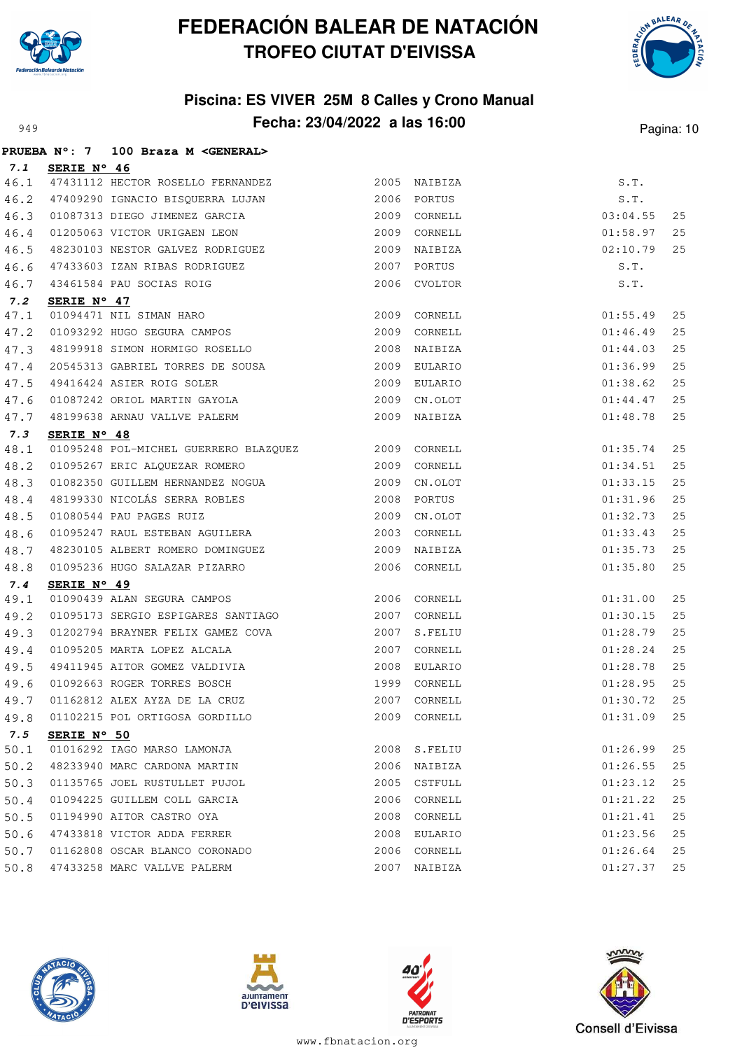# FEDERACIÓN BALEAR DE NATACIÓN
## TROFEO CIUTAT D'EIVISSA

### Piscina: ES VIVER 25M 8 Calles y Crono Manual
### Fecha: 23/04/2022 a las 16:00

949

**PRUEBA Nº: 7 100 Braza M <GENERAL>**

**7.1 SERIE Nº 46**

| | | | | | | |
|---|---|---|---|---|---|---|
| 46.1 | 47431112 | HECTOR ROSELLO FERNANDEZ | 2005 | NAIBIZA | S.T. | |
| 46.2 | 47409290 | IGNACIO BISQUERRA LUJAN | 2006 | PORTUS | S.T. | |
| 46.3 | 01087313 | DIEGO JIMENEZ GARCIA | 2009 | CORNELL | 03:04.55 | 25 |
| 46.4 | 01205063 | VICTOR URIGAEN LEON | 2009 | CORNELL | 01:58.97 | 25 |
| 46.5 | 48230103 | NESTOR GALVEZ RODRIGUEZ | 2009 | NAIBIZA | 02:10.79 | 25 |
| 46.6 | 47433603 | IZAN RIBAS RODRIGUEZ | 2007 | PORTUS | S.T. | |
| 46.7 | 43461584 | PAU SOCIAS ROIG | 2006 | CVOLTOR | S.T. | |

**7.2 SERIE Nº 47**

| | | | | | | |
|---|---|---|---|---|---|---|
| 47.1 | 01094471 | NIL SIMAN HARO | 2009 | CORNELL | 01:55.49 | 25 |
| 47.2 | 01093292 | HUGO SEGURA CAMPOS | 2009 | CORNELL | 01:46.49 | 25 |
| 47.3 | 48199918 | SIMON HORMIGO ROSELLO | 2008 | NAIBIZA | 01:44.03 | 25 |
| 47.4 | 20545313 | GABRIEL TORRES DE SOUSA | 2009 | EULARIO | 01:36.99 | 25 |
| 47.5 | 49416424 | ASIER ROIG SOLER | 2009 | EULARIO | 01:38.62 | 25 |
| 47.6 | 01087242 | ORIOL MARTIN GAYOLA | 2009 | CN.OLOT | 01:44.47 | 25 |
| 47.7 | 48199638 | ARNAU VALLVE PALERM | 2009 | NAIBIZA | 01:48.78 | 25 |

**7.3 SERIE Nº 48**

| | | | | | | |
|---|---|---|---|---|---|---|
| 48.1 | 01095248 | POL-MICHEL GUERRERO BLAZQUEZ | 2009 | CORNELL | 01:35.74 | 25 |
| 48.2 | 01095267 | ERIC ALQUEZAR ROMERO | 2009 | CORNELL | 01:34.51 | 25 |
| 48.3 | 01082350 | GUILLEM HERNANDEZ NOGUA | 2009 | CN.OLOT | 01:33.15 | 25 |
| 48.4 | 48199330 | NICOLÁS SERRA ROBLES | 2008 | PORTUS | 01:31.96 | 25 |
| 48.5 | 01080544 | PAU PAGES RUIZ | 2009 | CN.OLOT | 01:32.73 | 25 |
| 48.6 | 01095247 | RAUL ESTEBAN AGUILERA | 2003 | CORNELL | 01:33.43 | 25 |
| 48.7 | 48230105 | ALBERT ROMERO DOMINGUEZ | 2009 | NAIBIZA | 01:35.73 | 25 |
| 48.8 | 01095236 | HUGO SALAZAR PIZARRO | 2006 | CORNELL | 01:35.80 | 25 |

**7.4 SERIE Nº 49**

| | | | | | | |
|---|---|---|---|---|---|---|
| 49.1 | 01090439 | ALAN SEGURA CAMPOS | 2006 | CORNELL | 01:31.00 | 25 |
| 49.2 | 01095173 | SERGIO ESPIGARES SANTIAGO | 2007 | CORNELL | 01:30.15 | 25 |
| 49.3 | 01202794 | BRAYNER FELIX GAMEZ COVA | 2007 | S.FELIU | 01:28.79 | 25 |
| 49.4 | 01095205 | MARTA LOPEZ ALCALA | 2007 | CORNELL | 01:28.24 | 25 |
| 49.5 | 49411945 | AITOR GOMEZ VALDIVIA | 2008 | EULARIO | 01:28.78 | 25 |
| 49.6 | 01092663 | ROGER TORRES BOSCH | 1999 | CORNELL | 01:28.95 | 25 |
| 49.7 | 01162812 | ALEX AYZA DE LA CRUZ | 2007 | CORNELL | 01:30.72 | 25 |
| 49.8 | 01102215 | POL ORTIGOSA GORDILLO | 2009 | CORNELL | 01:31.09 | 25 |

**7.5 SERIE Nº 50**

| | | | | | | |
|---|---|---|---|---|---|---|
| 50.1 | 01016292 | IAGO MARSO LAMONJA | 2008 | S.FELIU | 01:26.99 | 25 |
| 50.2 | 48233940 | MARC CARDONA MARTIN | 2006 | NAIBIZA | 01:26.55 | 25 |
| 50.3 | 01135765 | JOEL RUSTULLET PUJOL | 2005 | CSTFULL | 01:23.12 | 25 |
| 50.4 | 01094225 | GUILLEM COLL GARCIA | 2006 | CORNELL | 01:21.22 | 25 |
| 50.5 | 01194990 | AITOR CASTRO OYA | 2008 | CORNELL | 01:21.41 | 25 |
| 50.6 | 47433818 | VICTOR ADDA FERRER | 2008 | EULARIO | 01:23.56 | 25 |
| 50.7 | 01162808 | OSCAR BLANCO CORONADO | 2006 | CORNELL | 01:26.64 | 25 |
| 50.8 | 47433258 | MARC VALLVE PALERM | 2007 | NAIBIZA | 01:27.37 | 25 |

www.fbnatacion.org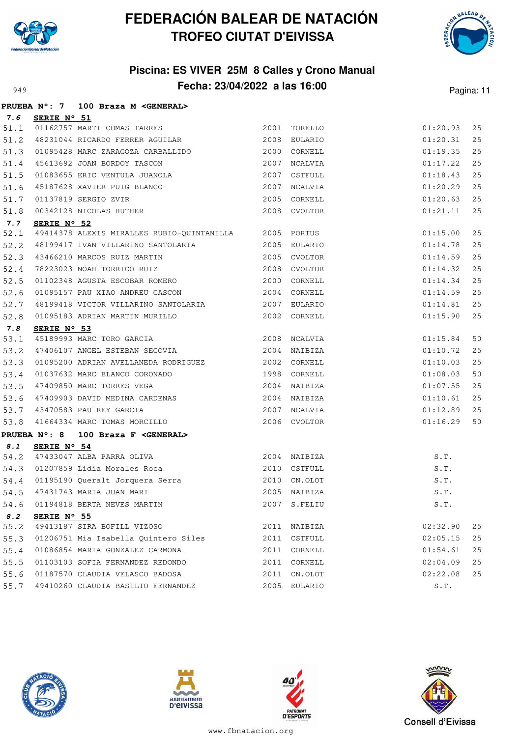# FEDERACIÓN BALEAR DE NATACIÓN
## TROFEO CIUTAT D'EIVISSA

### Piscina: ES VIVER 25M 8 Calles y Crono Manual
### Fecha: 23/04/2022 a las 16:00

949

**PRUEBA Nº: 7 100 Braza M <GENERAL>**

**7.6 SERIE Nº 51**

| | | | | | | |
|---|---|---|---|---|---|---|
| 51.1 | 01162757 | MARTI COMAS TARRES | 2001 | TORELLO | 01:20.93 | 25 |
| 51.2 | 48231044 | RICARDO FERRER AGUILAR | 2008 | EULARIO | 01:20.31 | 25 |
| 51.3 | 01095428 | MARC ZARAGOZA CARBALLIDO | 2000 | CORNELL | 01:19.35 | 25 |
| 51.4 | 45613692 | JOAN BORDOY TASCON | 2007 | NCALVIA | 01:17.22 | 25 |
| 51.5 | 01083655 | ERIC VENTULA JUANOLA | 2007 | CSTFULL | 01:18.43 | 25 |
| 51.6 | 45187628 | XAVIER PUIG BLANCO | 2007 | NCALVIA | 01:20.29 | 25 |
| 51.7 | 01137819 | SERGIO ZVIR | 2005 | CORNELL | 01:20.63 | 25 |
| 51.8 | 00342128 | NICOLAS HUTHER | 2008 | CVOLTOR | 01:21.11 | 25 |

**7.7 SERIE Nº 52**

| | | | | | | |
|---|---|---|---|---|---|---|
| 52.1 | 49414378 | ALEXIS MIRALLES RUBIO-QUINTANILLA | 2005 | PORTUS | 01:15.00 | 25 |
| 52.2 | 48199417 | IVAN VILLARINO SANTOLARIA | 2005 | EULARIO | 01:14.78 | 25 |
| 52.3 | 43466210 | MARCOS RUIZ MARTIN | 2005 | CVOLTOR | 01:14.59 | 25 |
| 52.4 | 78223023 | NOAH TORRICO RUIZ | 2008 | CVOLTOR | 01:14.32 | 25 |
| 52.5 | 01102348 | AGUSTA ESCOBAR ROMERO | 2000 | CORNELL | 01:14.34 | 25 |
| 52.6 | 01095157 | PAU XIAO ANDREU GASCON | 2004 | CORNELL | 01:14.59 | 25 |
| 52.7 | 48199418 | VICTOR VILLARINO SANTOLARIA | 2007 | EULARIO | 01:14.81 | 25 |
| 52.8 | 01095183 | ADRIAN MARTIN MURILLO | 2002 | CORNELL | 01:15.90 | 25 |

**7.8 SERIE Nº 53**

| | | | | | | |
|---|---|---|---|---|---|---|
| 53.1 | 45189993 | MARC TORO GARCIA | 2008 | NCALVIA | 01:15.84 | 50 |
| 53.2 | 47406107 | ANGEL ESTEBAN SEGOVIA | 2004 | NAIBIZA | 01:10.72 | 25 |
| 53.3 | 01095200 | ADRIAN AVELLANEDA RODRIGUEZ | 2002 | CORNELL | 01:10.03 | 25 |
| 53.4 | 01037632 | MARC BLANCO CORONADO | 1998 | CORNELL | 01:08.03 | 50 |
| 53.5 | 47409850 | MARC TORRES VEGA | 2004 | NAIBIZA | 01:07.55 | 25 |
| 53.6 | 47409903 | DAVID MEDINA CARDENAS | 2004 | NAIBIZA | 01:10.61 | 25 |
| 53.7 | 43470583 | PAU REY GARCIA | 2007 | NCALVIA | 01:12.89 | 25 |
| 53.8 | 41664334 | MARC TOMAS MORCILLO | 2006 | CVOLTOR | 01:16.29 | 50 |

**PRUEBA Nº: 8 100 Braza F <GENERAL>**

**8.1 SERIE Nº 54**

| | | | | | | |
|---|---|---|---|---|---|---|
| 54.2 | 47433047 | ALBA PARRA OLIVA | 2004 | NAIBIZA | S.T. | |
| 54.3 | 01207859 | Lidia Morales Roca | 2010 | CSTFULL | S.T. | |
| 54.4 | 01195190 | Queralt Jorquera Serra | 2010 | CN.OLOT | S.T. | |
| 54.5 | 47431743 | MARIA JUAN MARI | 2005 | NAIBIZA | S.T. | |
| 54.6 | 01194818 | BERTA NEVES MARTIN | 2007 | S.FELIU | S.T. | |

**8.2 SERIE Nº 55**

| | | | | | | |
|---|---|---|---|---|---|---|
| 55.2 | 49413187 | SIRA BOFILL VIZOSO | 2011 | NAIBIZA | 02:32.90 | 25 |
| 55.3 | 01206751 | Mia Isabella Quintero Siles | 2011 | CSTFULL | 02:05.15 | 25 |
| 55.4 | 01086854 | MARIA GONZALEZ CARMONA | 2011 | CORNELL | 01:54.61 | 25 |
| 55.5 | 01103103 | SOFIA FERNANDEZ REDONDO | 2011 | CORNELL | 02:04.09 | 25 |
| 55.6 | 01187570 | CLAUDIA VELASCO BADOSA | 2011 | CN.OLOT | 02:22.08 | 25 |
| 55.7 | 49410260 | CLAUDIA BASILIO FERNANDEZ | 2005 | EULARIO | S.T. | |

www.fbnatacion.org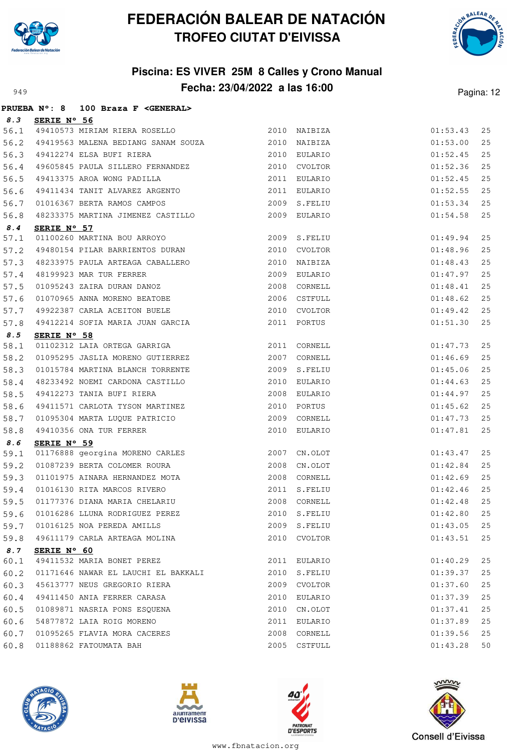# FEDERACIÓN BALEAR DE NATACIÓN
## TROFEO CIUTAT D'EIVISSA

### Piscina: ES VIVER 25M 8 Calles y Crono Manual
### Fecha: 23/04/2022 a las 16:00

949

**PRUEBA Nº: 8 100 Braza F <GENERAL>**

**8.3 SERIE Nº 56**

| | | | | | | |
|---|---|---|---|---|---|---|
| 56.1 | 49410573 | MIRIAM RIERA ROSELLO | 2010 | NAIBIZA | 01:53.43 | 25 |
| 56.2 | 49419563 | MALENA BEDIANG SANAM SOUZA | 2010 | NAIBIZA | 01:53.00 | 25 |
| 56.3 | 49412274 | ELSA BUFI RIERA | 2010 | EULARIO | 01:52.45 | 25 |
| 56.4 | 49605845 | PAULA SILLERO FERNANDEZ | 2010 | CVOLTOR | 01:52.36 | 25 |
| 56.5 | 49413375 | AROA WONG PADILLA | 2011 | EULARIO | 01:52.45 | 25 |
| 56.6 | 49411434 | TANIT ALVAREZ ARGENTO | 2011 | EULARIO | 01:52.55 | 25 |
| 56.7 | 01016367 | BERTA RAMOS CAMPOS | 2009 | S.FELIU | 01:53.34 | 25 |
| 56.8 | 48233375 | MARTINA JIMENEZ CASTILLO | 2009 | EULARIO | 01:54.58 | 25 |

**8.4 SERIE Nº 57**

| | | | | | | |
|---|---|---|---|---|---|---|
| 57.1 | 01100260 | MARTINA BOU ARROYO | 2009 | S.FELIU | 01:49.94 | 25 |
| 57.2 | 49480154 | PILAR BARRIENTOS DURAN | 2010 | CVOLTOR | 01:48.96 | 25 |
| 57.3 | 48233975 | PAULA ARTEAGA CABALLERO | 2010 | NAIBIZA | 01:48.43 | 25 |
| 57.4 | 48199923 | MAR TUR FERRER | 2009 | EULARIO | 01:47.97 | 25 |
| 57.5 | 01095243 | ZAIRA DURAN DANOZ | 2008 | CORNELL | 01:48.41 | 25 |
| 57.6 | 01070965 | ANNA MORENO BEATOBE | 2006 | CSTFULL | 01:48.62 | 25 |
| 57.7 | 49922387 | CARLA ACEITON BUELE | 2010 | CVOLTOR | 01:49.42 | 25 |
| 57.8 | 49412214 | SOFIA MARIA JUAN GARCIA | 2011 | PORTUS | 01:51.30 | 25 |

**8.5 SERIE Nº 58**

| | | | | | | |
|---|---|---|---|---|---|---|
| 58.1 | 01102312 | LAIA ORTEGA GARRIGA | 2011 | CORNELL | 01:47.73 | 25 |
| 58.2 | 01095295 | JASLIA MORENO GUTIERREZ | 2007 | CORNELL | 01:46.69 | 25 |
| 58.3 | 01015784 | MARTINA BLANCH TORRENTE | 2009 | S.FELIU | 01:45.06 | 25 |
| 58.4 | 48233492 | NOEMI CARDONA CASTILLO | 2010 | EULARIO | 01:44.63 | 25 |
| 58.5 | 49412273 | TANIA BUFI RIERA | 2008 | EULARIO | 01:44.97 | 25 |
| 58.6 | 49411571 | CARLOTA TYSON MARTINEZ | 2010 | PORTUS | 01:45.62 | 25 |
| 58.7 | 01095304 | MARTA LUQUE PATRICIO | 2009 | CORNELL | 01:47.73 | 25 |
| 58.8 | 49410356 | ONA TUR FERRER | 2010 | EULARIO | 01:47.81 | 25 |

**8.6 SERIE Nº 59**

| | | | | | | |
|---|---|---|---|---|---|---|
| 59.1 | 01176888 | georgina MORENO CARLES | 2007 | CN.OLOT | 01:43.47 | 25 |
| 59.2 | 01087239 | BERTA COLOMER ROURA | 2008 | CN.OLOT | 01:42.84 | 25 |
| 59.3 | 01101975 | AINARA HERNANDEZ MOTA | 2008 | CORNELL | 01:42.69 | 25 |
| 59.4 | 01016130 | RITA MARCOS RIVERO | 2011 | S.FELIU | 01:42.46 | 25 |
| 59.5 | 01177376 | DIANA MARIA CHELARIU | 2008 | CORNELL | 01:42.48 | 25 |
| 59.6 | 01016286 | LLUNA RODRIGUEZ PEREZ | 2010 | S.FELIU | 01:42.80 | 25 |
| 59.7 | 01016125 | NOA PEREDA AMILLS | 2009 | S.FELIU | 01:43.05 | 25 |
| 59.8 | 49611179 | CARLA ARTEAGA MOLINA | 2010 | CVOLTOR | 01:43.51 | 25 |

**8.7 SERIE Nº 60**

| | | | | | | |
|---|---|---|---|---|---|---|
| 60.1 | 49411532 | MARIA BONET PEREZ | 2011 | EULARIO | 01:40.29 | 25 |
| 60.2 | 01171646 | NAWAR EL LAUCHI EL BAKKALI | 2010 | S.FELIU | 01:39.37 | 25 |
| 60.3 | 45613777 | NEUS GREGORIO RIERA | 2009 | CVOLTOR | 01:37.60 | 25 |
| 60.4 | 49411450 | ANIA FERRER CARASA | 2010 | EULARIO | 01:37.39 | 25 |
| 60.5 | 01089871 | NASRIA PONS ESQUENA | 2010 | CN.OLOT | 01:37.41 | 25 |
| 60.6 | 54877872 | LAIA ROIG MORENO | 2011 | EULARIO | 01:37.89 | 25 |
| 60.7 | 01095265 | FLAVIA MORA CACERES | 2008 | CORNELL | 01:39.56 | 25 |
| 60.8 | 01188862 | FATOUMATA BAH | 2005 | CSTFULL | 01:43.28 | 50 |

www.fbnatacion.org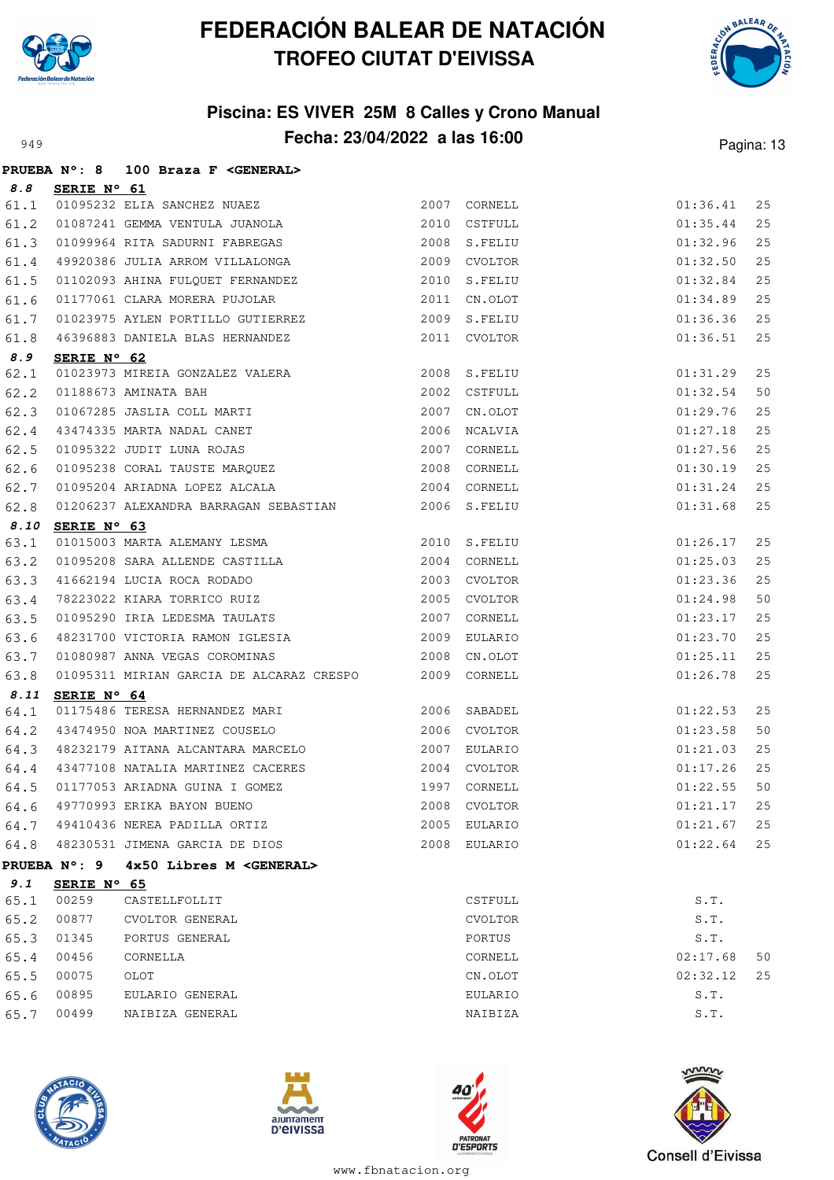# FEDERACIÓN BALEAR DE NATACIÓN

## TROFEO CIUTAT D'EIVISSA

### Piscina: ES VIVER 25M 8 Calles y Crono Manual

### Fecha: 23/04/2022 a las 16:00

**PRUEBA Nº: 8 100 Braza F <GENERAL>**

**8.8 SERIE Nº 61**

| | | | | | | |
|---|---|---|---|---|---|---|
| 61.1 | 01095232 | ELIA SANCHEZ NUAEZ | 2007 | CORNELL | 01:36.41 | 25 |
| 61.2 | 01087241 | GEMMA VENTULA JUANOLA | 2010 | CSTFULL | 01:35.44 | 25 |
| 61.3 | 01099964 | RITA SADURNI FABREGAS | 2008 | S.FELIU | 01:32.96 | 25 |
| 61.4 | 49920386 | JULIA ARROM VILLALONGA | 2009 | CVOLTOR | 01:32.50 | 25 |
| 61.5 | 01102093 | AHINA FULQUET FERNANDEZ | 2010 | S.FELIU | 01:32.84 | 25 |
| 61.6 | 01177061 | CLARA MORERA PUJOLAR | 2011 | CN.OLOT | 01:34.89 | 25 |
| 61.7 | 01023975 | AYLEN PORTILLO GUTIERREZ | 2009 | S.FELIU | 01:36.36 | 25 |
| 61.8 | 46396883 | DANIELA BLAS HERNANDEZ | 2011 | CVOLTOR | 01:36.51 | 25 |

**8.9 SERIE Nº 62**

| | | | | | | |
|---|---|---|---|---|---|---|
| 62.1 | 01023973 | MIREIA GONZALEZ VALERA | 2008 | S.FELIU | 01:31.29 | 25 |
| 62.2 | 01188673 | AMINATA BAH | 2002 | CSTFULL | 01:32.54 | 50 |
| 62.3 | 01067285 | JASLIA COLL MARTI | 2007 | CN.OLOT | 01:29.76 | 25 |
| 62.4 | 43474335 | MARTA NADAL CANET | 2006 | NCALVIA | 01:27.18 | 25 |
| 62.5 | 01095322 | JUDIT LUNA ROJAS | 2007 | CORNELL | 01:27.56 | 25 |
| 62.6 | 01095238 | CORAL TAUSTE MARQUEZ | 2008 | CORNELL | 01:30.19 | 25 |
| 62.7 | 01095204 | ARIADNA LOPEZ ALCALA | 2004 | CORNELL | 01:31.24 | 25 |
| 62.8 | 01206237 | ALEXANDRA BARRAGAN SEBASTIAN | 2006 | S.FELIU | 01:31.68 | 25 |

**8.10 SERIE Nº 63**

| | | | | | | |
|---|---|---|---|---|---|---|
| 63.1 | 01015003 | MARTA ALEMANY LESMA | 2010 | S.FELIU | 01:26.17 | 25 |
| 63.2 | 01095208 | SARA ALLENDE CASTILLA | 2004 | CORNELL | 01:25.03 | 25 |
| 63.3 | 41662194 | LUCIA ROCA RODADO | 2003 | CVOLTOR | 01:23.36 | 25 |
| 63.4 | 78223022 | KIARA TORRICO RUIZ | 2005 | CVOLTOR | 01:24.98 | 50 |
| 63.5 | 01095290 | IRIA LEDESMA TAULATS | 2007 | CORNELL | 01:23.17 | 25 |
| 63.6 | 48231700 | VICTORIA RAMON IGLESIA | 2009 | EULARIO | 01:23.70 | 25 |
| 63.7 | 01080987 | ANNA VEGAS COROMINAS | 2008 | CN.OLOT | 01:25.11 | 25 |
| 63.8 | 01095311 | MIRIAN GARCIA DE ALCARAZ CRESPO | 2009 | CORNELL | 01:26.78 | 25 |

**8.11 SERIE Nº 64**

| | | | | | | |
|---|---|---|---|---|---|---|
| 64.1 | 01175486 | TERESA HERNANDEZ MARI | 2006 | SABADEL | 01:22.53 | 25 |
| 64.2 | 43474950 | NOA MARTINEZ COUSELO | 2006 | CVOLTOR | 01:23.58 | 50 |
| 64.3 | 48232179 | AITANA ALCANTARA MARCELO | 2007 | EULARIO | 01:21.03 | 25 |
| 64.4 | 43477108 | NATALIA MARTINEZ CACERES | 2004 | CVOLTOR | 01:17.26 | 25 |
| 64.5 | 01177053 | ARIADNA GUINA I GOMEZ | 1997 | CORNELL | 01:22.55 | 50 |
| 64.6 | 49770993 | ERIKA BAYON BUENO | 2008 | CVOLTOR | 01:21.17 | 25 |
| 64.7 | 49410436 | NEREA PADILLA ORTIZ | 2005 | EULARIO | 01:21.67 | 25 |
| 64.8 | 48230531 | JIMENA GARCIA DE DIOS | 2008 | EULARIO | 01:22.64 | 25 |

**PRUEBA Nº: 9 4x50 Libres M <GENERAL>**

**9.1 SERIE Nº 65**

| | | | | | |
|---|---|---|---|---|---|
| 65.1 | 00259 | CASTELLFOLLIT | CSTFULL | S.T. | |
| 65.2 | 00877 | CVOLTOR GENERAL | CVOLTOR | S.T. | |
| 65.3 | 01345 | PORTUS GENERAL | PORTUS | S.T. | |
| 65.4 | 00456 | CORNELLA | CORNELL | 02:17.68 | 50 |
| 65.5 | 00075 | OLOT | CN.OLOT | 02:32.12 | 25 |
| 65.6 | 00895 | EULARIO GENERAL | EULARIO | S.T. | |
| 65.7 | 00499 | NAIBIZA GENERAL | NAIBIZA | S.T. | |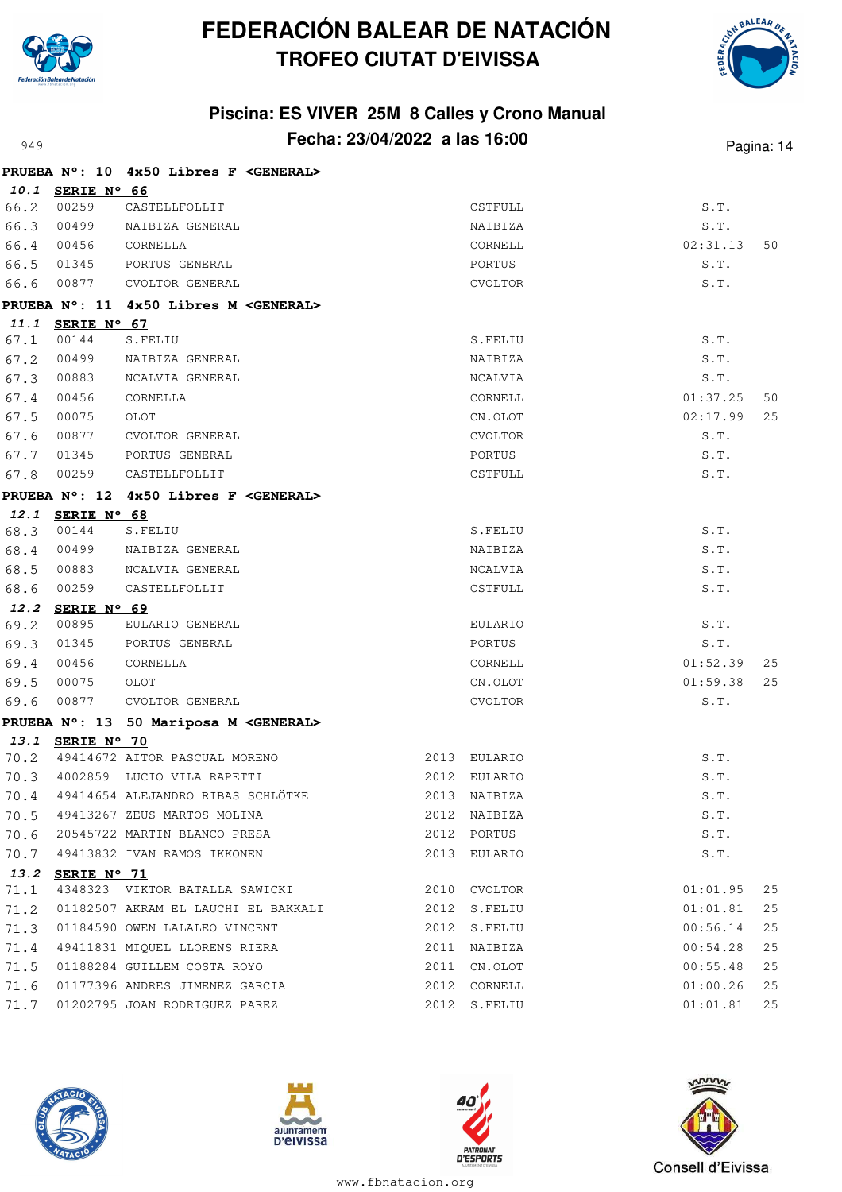# FEDERACIÓN BALEAR DE NATACIÓN
## TROFEO CIUTAT D'EIVISSA

### Piscina: ES VIVER 25M 8 Calles y Crono Manual
### Fecha: 23/04/2022 a las 16:00

**PRUEBA Nº: 10 4x50 Libres F <GENERAL>**

**10.1 SERIE Nº 66**

| | | | | | | |
|---|---|---|---|---|---|---|
| 66.2 | 00259 | CASTELLFOLLIT | | CSTFULL | S.T. | |
| 66.3 | 00499 | NAIBIZA GENERAL | | NAIBIZA | S.T. | |
| 66.4 | 00456 | CORNELLA | | CORNELL | 02:31.13 | 50 |
| 66.5 | 01345 | PORTUS GENERAL | | PORTUS | S.T. | |
| 66.6 | 00877 | CVOLTOR GENERAL | | CVOLTOR | S.T. | |

**PRUEBA Nº: 11 4x50 Libres M <GENERAL>**

**11.1 SERIE Nº 67**

| | | | | | | |
|---|---|---|---|---|---|---|
| 67.1 | 00144 | S.FELIU | | S.FELIU | S.T. | |
| 67.2 | 00499 | NAIBIZA GENERAL | | NAIBIZA | S.T. | |
| 67.3 | 00883 | NCALVIA GENERAL | | NCALVIA | S.T. | |
| 67.4 | 00456 | CORNELLA | | CORNELL | 01:37.25 | 50 |
| 67.5 | 00075 | OLOT | | CN.OLOT | 02:17.99 | 25 |
| 67.6 | 00877 | CVOLTOR GENERAL | | CVOLTOR | S.T. | |
| 67.7 | 01345 | PORTUS GENERAL | | PORTUS | S.T. | |
| 67.8 | 00259 | CASTELLFOLLIT | | CSTFULL | S.T. | |

**PRUEBA Nº: 12 4x50 Libres F <GENERAL>**

**12.1 SERIE Nº 68**

| | | | | | | |
|---|---|---|---|---|---|---|
| 68.3 | 00144 | S.FELIU | | S.FELIU | S.T. | |
| 68.4 | 00499 | NAIBIZA GENERAL | | NAIBIZA | S.T. | |
| 68.5 | 00883 | NCALVIA GENERAL | | NCALVIA | S.T. | |
| 68.6 | 00259 | CASTELLFOLLIT | | CSTFULL | S.T. | |

**12.2 SERIE Nº 69**

| | | | | | | |
|---|---|---|---|---|---|---|
| 69.2 | 00895 | EULARIO GENERAL | | EULARIO | S.T. | |
| 69.3 | 01345 | PORTUS GENERAL | | PORTUS | S.T. | |
| 69.4 | 00456 | CORNELLA | | CORNELL | 01:52.39 | 25 |
| 69.5 | 00075 | OLOT | | CN.OLOT | 01:59.38 | 25 |
| 69.6 | 00877 | CVOLTOR GENERAL | | CVOLTOR | S.T. | |

**PRUEBA Nº: 13 50 Mariposa M <GENERAL>**

**13.1 SERIE Nº 70**

| | | | | | | |
|---|---|---|---|---|---|---|
| 70.2 | 49414672 | AITOR PASCUAL MORENO | 2013 | EULARIO | S.T. | |
| 70.3 | 4002859 | LUCIO VILA RAPETTI | 2012 | EULARIO | S.T. | |
| 70.4 | 49414654 | ALEJANDRO RIBAS SCHLÖTKE | 2013 | NAIBIZA | S.T. | |
| 70.5 | 49413267 | ZEUS MARTOS MOLINA | 2012 | NAIBIZA | S.T. | |
| 70.6 | 20545722 | MARTIN BLANCO PRESA | 2012 | PORTUS | S.T. | |
| 70.7 | 49413832 | IVAN RAMOS IKKONEN | 2013 | EULARIO | S.T. | |

**13.2 SERIE Nº 71**

| | | | | | | |
|---|---|---|---|---|---|---|
| 71.1 | 4348323 | VIKTOR BATALLA SAWICKI | 2010 | CVOLTOR | 01:01.95 | 25 |
| 71.2 | 01182507 | AKRAM EL LAUCHI EL BAKKALI | 2012 | S.FELIU | 01:01.81 | 25 |
| 71.3 | 01184590 | OWEN LALALEO VINCENT | 2012 | S.FELIU | 00:56.14 | 25 |
| 71.4 | 49411831 | MIQUEL LLORENS RIERA | 2011 | NAIBIZA | 00:54.28 | 25 |
| 71.5 | 01188284 | GUILLEM COSTA ROYO | 2011 | CN.OLOT | 00:55.48 | 25 |
| 71.6 | 01177396 | ANDRES JIMENEZ GARCIA | 2012 | CORNELL | 01:00.26 | 25 |
| 71.7 | 01202795 | JOAN RODRIGUEZ PAREZ | 2012 | S.FELIU | 01:01.81 | 25 |

www.fbnatacion.org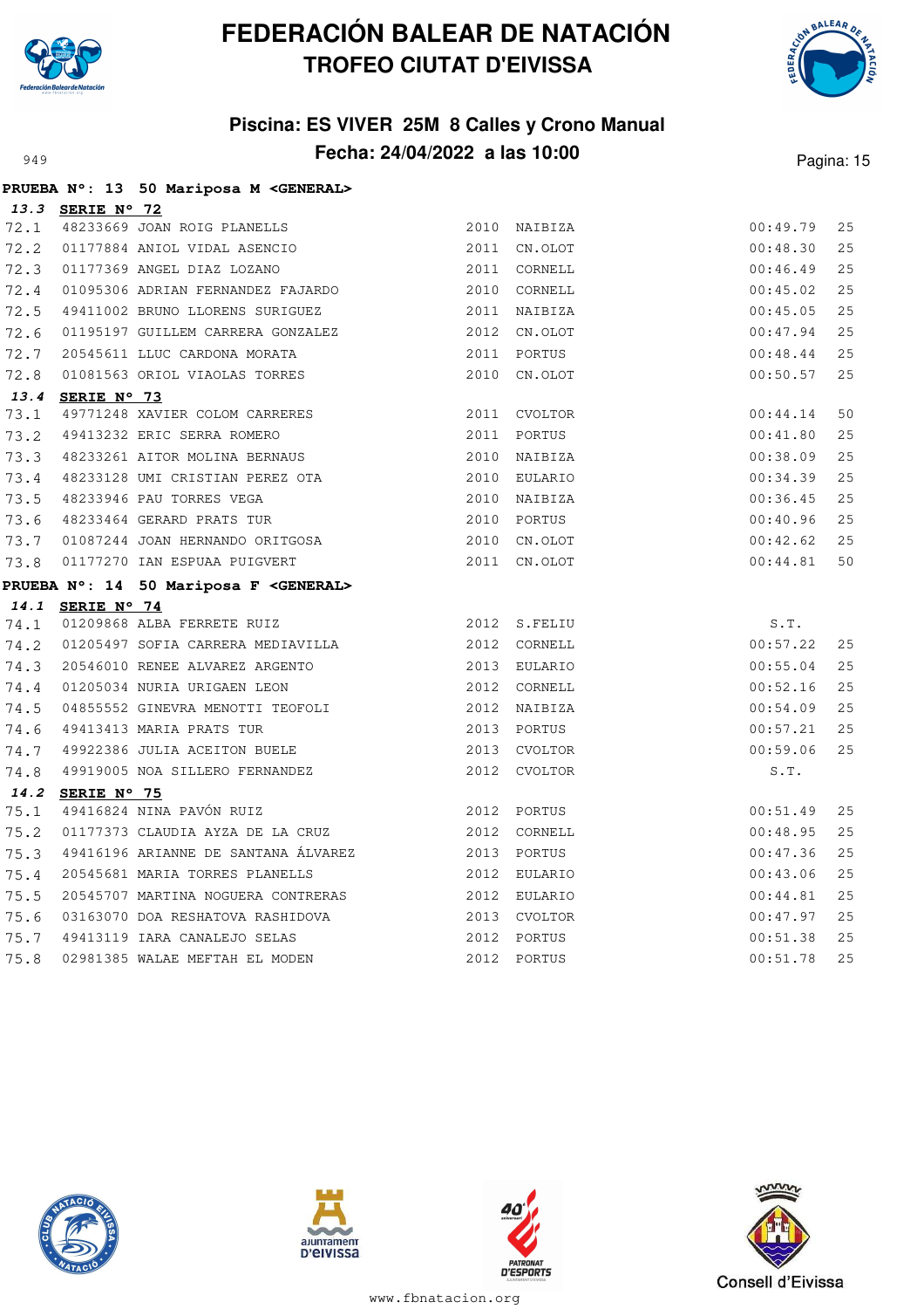# FEDERACIÓN BALEAR DE NATACIÓN

## TROFEO CIUTAT D'EIVISSA

### Piscina: ES VIVER 25M 8 Calles y Crono Manual

### Fecha: 24/04/2022 a las 10:00

**PRUEBA Nº: 13 50 Mariposa M <GENERAL>**

***13.3*** **SERIE Nº 72**

| | | | | | | |
|---|---|---|---|---|---|---|
| 72.1 | 48233669 | JOAN ROIG PLANELLS | 2010 | NAIBIZA | 00:49.79 | 25 |
| 72.2 | 01177884 | ANIOL VIDAL ASENCIO | 2011 | CN.OLOT | 00:48.30 | 25 |
| 72.3 | 01177369 | ANGEL DIAZ LOZANO | 2011 | CORNELL | 00:46.49 | 25 |
| 72.4 | 01095306 | ADRIAN FERNANDEZ FAJARDO | 2010 | CORNELL | 00:45.02 | 25 |
| 72.5 | 49411002 | BRUNO LLORENS SURIGUEZ | 2011 | NAIBIZA | 00:45.05 | 25 |
| 72.6 | 01195197 | GUILLEM CARRERA GONZALEZ | 2012 | CN.OLOT | 00:47.94 | 25 |
| 72.7 | 20545611 | LLUC CARDONA MORATA | 2011 | PORTUS | 00:48.44 | 25 |
| 72.8 | 01081563 | ORIOL VIAOLAS TORRES | 2010 | CN.OLOT | 00:50.57 | 25 |

***13.4*** **SERIE Nº 73**

| | | | | | | |
|---|---|---|---|---|---|---|
| 73.1 | 49771248 | XAVIER COLOM CARRERES | 2011 | CVOLTOR | 00:44.14 | 50 |
| 73.2 | 49413232 | ERIC SERRA ROMERO | 2011 | PORTUS | 00:41.80 | 25 |
| 73.3 | 48233261 | AITOR MOLINA BERNAUS | 2010 | NAIBIZA | 00:38.09 | 25 |
| 73.4 | 48233128 | UMI CRISTIAN PEREZ OTA | 2010 | EULARIO | 00:34.39 | 25 |
| 73.5 | 48233946 | PAU TORRES VEGA | 2010 | NAIBIZA | 00:36.45 | 25 |
| 73.6 | 48233464 | GERARD PRATS TUR | 2010 | PORTUS | 00:40.96 | 25 |
| 73.7 | 01087244 | JOAN HERNANDO ORITGOSA | 2010 | CN.OLOT | 00:42.62 | 25 |
| 73.8 | 01177270 | IAN ESPUAA PUIGVERT | 2011 | CN.OLOT | 00:44.81 | 50 |

**PRUEBA Nº: 14 50 Mariposa F <GENERAL>**

***14.1*** **SERIE Nº 74**

| | | | | | | |
|---|---|---|---|---|---|---|
| 74.1 | 01209868 | ALBA FERRETE RUIZ | 2012 | S.FELIU | S.T. | |
| 74.2 | 01205497 | SOFIA CARRERA MEDIAVILLA | 2012 | CORNELL | 00:57.22 | 25 |
| 74.3 | 20546010 | RENEE ALVAREZ ARGENTO | 2013 | EULARIO | 00:55.04 | 25 |
| 74.4 | 01205034 | NURIA URIGAEN LEON | 2012 | CORNELL | 00:52.16 | 25 |
| 74.5 | 04855552 | GINEVRA MENOTTI TEOFOLI | 2012 | NAIBIZA | 00:54.09 | 25 |
| 74.6 | 49413413 | MARIA PRATS TUR | 2013 | PORTUS | 00:57.21 | 25 |
| 74.7 | 49922386 | JULIA ACEITON BUELE | 2013 | CVOLTOR | 00:59.06 | 25 |
| 74.8 | 49919005 | NOA SILLERO FERNANDEZ | 2012 | CVOLTOR | S.T. | |

***14.2*** **SERIE Nº 75**

| | | | | | | |
|---|---|---|---|---|---|---|
| 75.1 | 49416824 | NINA PAVÓN RUIZ | 2012 | PORTUS | 00:51.49 | 25 |
| 75.2 | 01177373 | CLAUDIA AYZA DE LA CRUZ | 2012 | CORNELL | 00:48.95 | 25 |
| 75.3 | 49416196 | ARIANNE DE SANTANA ÁLVAREZ | 2013 | PORTUS | 00:47.36 | 25 |
| 75.4 | 20545681 | MARIA TORRES PLANELLS | 2012 | EULARIO | 00:43.06 | 25 |
| 75.5 | 20545707 | MARTINA NOGUERA CONTRERAS | 2012 | EULARIO | 00:44.81 | 25 |
| 75.6 | 03163070 | DOA RESHATOVA RASHIDOVA | 2013 | CVOLTOR | 00:47.97 | 25 |
| 75.7 | 49413119 | IARA CANALEJO SELAS | 2012 | PORTUS | 00:51.38 | 25 |
| 75.8 | 02981385 | WALAE MEFTAH EL MODEN | 2012 | PORTUS | 00:51.78 | 25 |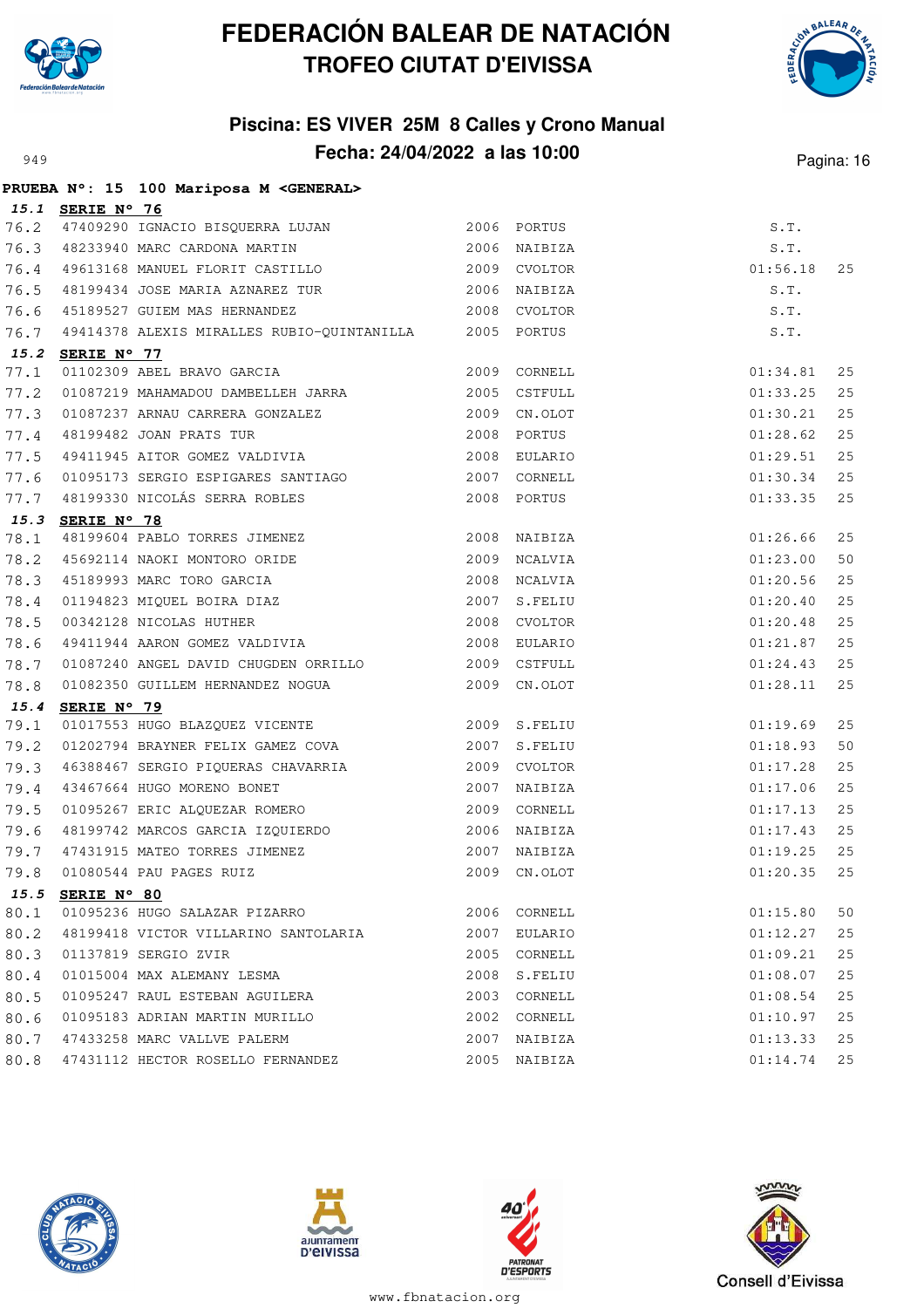# FEDERACIÓN BALEAR DE NATACIÓN
## TROFEO CIUTAT D'EIVISSA

### Piscina: ES VIVER 25M 8 Calles y Crono Manual
### Fecha: 24/04/2022 a las 10:00

949

**PRUEBA Nº: 15 100 Mariposa M <GENERAL>**

**15.1 SERIE Nº 76**

| | | | | | | |
|---|---|---|---|---|---|---|
| 76.2 | 47409290 | IGNACIO BISQUERRA LUJAN | 2006 | PORTUS | S.T. | |
| 76.3 | 48233940 | MARC CARDONA MARTIN | 2006 | NAIBIZA | S.T. | |
| 76.4 | 49613168 | MANUEL FLORIT CASTILLO | 2009 | CVOLTOR | 01:56.18 | 25 |
| 76.5 | 48199434 | JOSE MARIA AZNAREZ TUR | 2006 | NAIBIZA | S.T. | |
| 76.6 | 45189527 | GUIEM MAS HERNANDEZ | 2008 | CVOLTOR | S.T. | |
| 76.7 | 49414378 | ALEXIS MIRALLES RUBIO-QUINTANILLA | 2005 | PORTUS | S.T. | |

**15.2 SERIE Nº 77**

| | | | | | | |
|---|---|---|---|---|---|---|
| 77.1 | 01102309 | ABEL BRAVO GARCIA | 2009 | CORNELL | 01:34.81 | 25 |
| 77.2 | 01087219 | MAHAMADOU DAMBELLEH JARRA | 2005 | CSTFULL | 01:33.25 | 25 |
| 77.3 | 01087237 | ARNAU CARRERA GONZALEZ | 2009 | CN.OLOT | 01:30.21 | 25 |
| 77.4 | 48199482 | JOAN PRATS TUR | 2008 | PORTUS | 01:28.62 | 25 |
| 77.5 | 49411945 | AITOR GOMEZ VALDIVIA | 2008 | EULARIO | 01:29.51 | 25 |
| 77.6 | 01095173 | SERGIO ESPIGARES SANTIAGO | 2007 | CORNELL | 01:30.34 | 25 |
| 77.7 | 48199330 | NICOLÁS SERRA ROBLES | 2008 | PORTUS | 01:33.35 | 25 |

**15.3 SERIE Nº 78**

| | | | | | | |
|---|---|---|---|---|---|---|
| 78.1 | 48199604 | PABLO TORRES JIMENEZ | 2008 | NAIBIZA | 01:26.66 | 25 |
| 78.2 | 45692114 | NAOKI MONTORO ORIDE | 2009 | NCALVIA | 01:23.00 | 50 |
| 78.3 | 45189993 | MARC TORO GARCIA | 2008 | NCALVIA | 01:20.56 | 25 |
| 78.4 | 01194823 | MIQUEL BOIRA DIAZ | 2007 | S.FELIU | 01:20.40 | 25 |
| 78.5 | 00342128 | NICOLAS HUTHER | 2008 | CVOLTOR | 01:20.48 | 25 |
| 78.6 | 49411944 | AARON GOMEZ VALDIVIA | 2008 | EULARIO | 01:21.87 | 25 |
| 78.7 | 01087240 | ANGEL DAVID CHUGDEN ORRILLO | 2009 | CSTFULL | 01:24.43 | 25 |
| 78.8 | 01082350 | GUILLEM HERNANDEZ NOGUA | 2009 | CN.OLOT | 01:28.11 | 25 |

**15.4 SERIE Nº 79**

| | | | | | | |
|---|---|---|---|---|---|---|
| 79.1 | 01017553 | HUGO BLAZQUEZ VICENTE | 2009 | S.FELIU | 01:19.69 | 25 |
| 79.2 | 01202794 | BRAYNER FELIX GAMEZ COVA | 2007 | S.FELIU | 01:18.93 | 50 |
| 79.3 | 46388467 | SERGIO PIQUERAS CHAVARRIA | 2009 | CVOLTOR | 01:17.28 | 25 |
| 79.4 | 43467664 | HUGO MORENO BONET | 2007 | NAIBIZA | 01:17.06 | 25 |
| 79.5 | 01095267 | ERIC ALQUEZAR ROMERO | 2009 | CORNELL | 01:17.13 | 25 |
| 79.6 | 48199742 | MARCOS GARCIA IZQUIERDO | 2006 | NAIBIZA | 01:17.43 | 25 |
| 79.7 | 47431915 | MATEO TORRES JIMENEZ | 2007 | NAIBIZA | 01:19.25 | 25 |
| 79.8 | 01080544 | PAU PAGES RUIZ | 2009 | CN.OLOT | 01:20.35 | 25 |

**15.5 SERIE Nº 80**

| | | | | | | |
|---|---|---|---|---|---|---|
| 80.1 | 01095236 | HUGO SALAZAR PIZARRO | 2006 | CORNELL | 01:15.80 | 50 |
| 80.2 | 48199418 | VICTOR VILLARINO SANTOLARIA | 2007 | EULARIO | 01:12.27 | 25 |
| 80.3 | 01137819 | SERGIO ZVIR | 2005 | CORNELL | 01:09.21 | 25 |
| 80.4 | 01015004 | MAX ALEMANY LESMA | 2008 | S.FELIU | 01:08.07 | 25 |
| 80.5 | 01095247 | RAUL ESTEBAN AGUILERA | 2003 | CORNELL | 01:08.54 | 25 |
| 80.6 | 01095183 | ADRIAN MARTIN MURILLO | 2002 | CORNELL | 01:10.97 | 25 |
| 80.7 | 47433258 | MARC VALLVE PALERM | 2007 | NAIBIZA | 01:13.33 | 25 |
| 80.8 | 47431112 | HECTOR ROSELLO FERNANDEZ | 2005 | NAIBIZA | 01:14.74 | 25 |

www.fbnatacion.org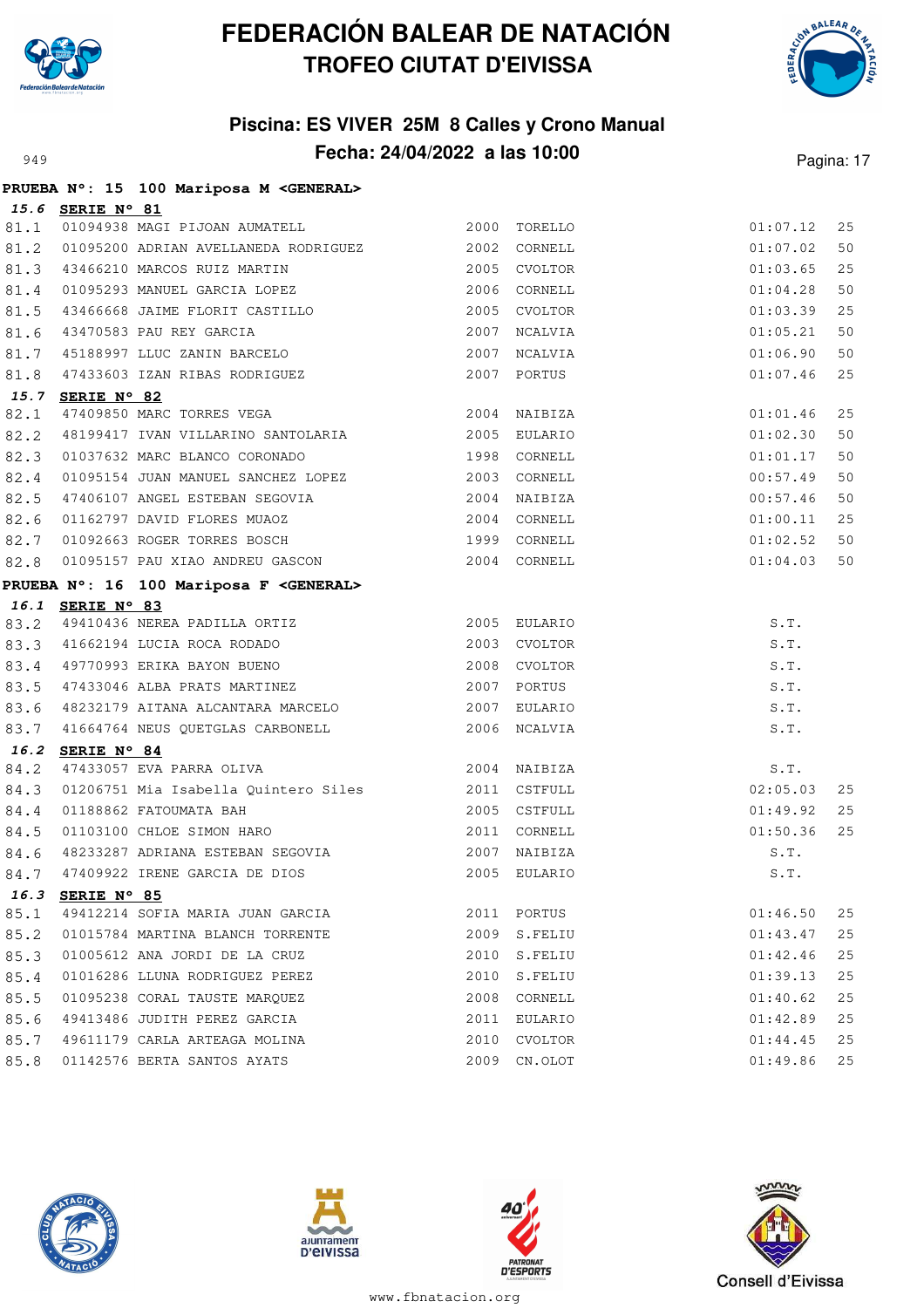# FEDERACIÓN BALEAR DE NATACIÓN
## TROFEO CIUTAT D'EIVISSA

### Piscina: ES VIVER 25M 8 Calles y Crono Manual
### Fecha: 24/04/2022 a las 10:00

**PRUEBA Nº: 15 100 Mariposa M <GENERAL>**

**15.6 SERIE Nº 81**

| | | | | | | |
|---|---|---|---|---|---|---|
| 81.1 | 01094938 | MAGI PIJOAN AUMATELL | 2000 | TORELLO | 01:07.12 | 25 |
| 81.2 | 01095200 | ADRIAN AVELLANEDA RODRIGUEZ | 2002 | CORNELL | 01:07.02 | 50 |
| 81.3 | 43466210 | MARCOS RUIZ MARTIN | 2005 | CVOLTOR | 01:03.65 | 25 |
| 81.4 | 01095293 | MANUEL GARCIA LOPEZ | 2006 | CORNELL | 01:04.28 | 50 |
| 81.5 | 43466668 | JAIME FLORIT CASTILLO | 2005 | CVOLTOR | 01:03.39 | 25 |
| 81.6 | 43470583 | PAU REY GARCIA | 2007 | NCALVIA | 01:05.21 | 50 |
| 81.7 | 45188997 | LLUC ZANIN BARCELO | 2007 | NCALVIA | 01:06.90 | 50 |
| 81.8 | 47433603 | IZAN RIBAS RODRIGUEZ | 2007 | PORTUS | 01:07.46 | 25 |

**15.7 SERIE Nº 82**

| | | | | | | |
|---|---|---|---|---|---|---|
| 82.1 | 47409850 | MARC TORRES VEGA | 2004 | NAIBIZA | 01:01.46 | 25 |
| 82.2 | 48199417 | IVAN VILLARINO SANTOLARIA | 2005 | EULARIO | 01:02.30 | 50 |
| 82.3 | 01037632 | MARC BLANCO CORONADO | 1998 | CORNELL | 01:01.17 | 50 |
| 82.4 | 01095154 | JUAN MANUEL SANCHEZ LOPEZ | 2003 | CORNELL | 00:57.49 | 50 |
| 82.5 | 47406107 | ANGEL ESTEBAN SEGOVIA | 2004 | NAIBIZA | 00:57.46 | 50 |
| 82.6 | 01162797 | DAVID FLORES MUAOZ | 2004 | CORNELL | 01:00.11 | 25 |
| 82.7 | 01092663 | ROGER TORRES BOSCH | 1999 | CORNELL | 01:02.52 | 50 |
| 82.8 | 01095157 | PAU XIAO ANDREU GASCON | 2004 | CORNELL | 01:04.03 | 50 |

**PRUEBA Nº: 16 100 Mariposa F <GENERAL>**

**16.1 SERIE Nº 83**

| | | | | | | |
|---|---|---|---|---|---|---|
| 83.2 | 49410436 | NEREA PADILLA ORTIZ | 2005 | EULARIO | S.T. | |
| 83.3 | 41662194 | LUCIA ROCA RODADO | 2003 | CVOLTOR | S.T. | |
| 83.4 | 49770993 | ERIKA BAYON BUENO | 2008 | CVOLTOR | S.T. | |
| 83.5 | 47433046 | ALBA PRATS MARTINEZ | 2007 | PORTUS | S.T. | |
| 83.6 | 48232179 | AITANA ALCANTARA MARCELO | 2007 | EULARIO | S.T. | |
| 83.7 | 41664764 | NEUS QUETGLAS CARBONELL | 2006 | NCALVIA | S.T. | |

**16.2 SERIE Nº 84**

| | | | | | | |
|---|---|---|---|---|---|---|
| 84.2 | 47433057 | EVA PARRA OLIVA | 2004 | NAIBIZA | S.T. | |
| 84.3 | 01206751 | Mia Isabella Quintero Siles | 2011 | CSTFULL | 02:05.03 | 25 |
| 84.4 | 01188862 | FATOUMATA BAH | 2005 | CSTFULL | 01:49.92 | 25 |
| 84.5 | 01103100 | CHLOE SIMON HARO | 2011 | CORNELL | 01:50.36 | 25 |
| 84.6 | 48233287 | ADRIANA ESTEBAN SEGOVIA | 2007 | NAIBIZA | S.T. | |
| 84.7 | 47409922 | IRENE GARCIA DE DIOS | 2005 | EULARIO | S.T. | |

**16.3 SERIE Nº 85**

| | | | | | | |
|---|---|---|---|---|---|---|
| 85.1 | 49412214 | SOFIA MARIA JUAN GARCIA | 2011 | PORTUS | 01:46.50 | 25 |
| 85.2 | 01015784 | MARTINA BLANCH TORRENTE | 2009 | S.FELIU | 01:43.47 | 25 |
| 85.3 | 01005612 | ANA JORDI DE LA CRUZ | 2010 | S.FELIU | 01:42.46 | 25 |
| 85.4 | 01016286 | LLUNA RODRIGUEZ PEREZ | 2010 | S.FELIU | 01:39.13 | 25 |
| 85.5 | 01095238 | CORAL TAUSTE MARQUEZ | 2008 | CORNELL | 01:40.62 | 25 |
| 85.6 | 49413486 | JUDITH PEREZ GARCIA | 2011 | EULARIO | 01:42.89 | 25 |
| 85.7 | 49611179 | CARLA ARTEAGA MOLINA | 2010 | CVOLTOR | 01:44.45 | 25 |
| 85.8 | 01142576 | BERTA SANTOS AYATS | 2009 | CN.OLOT | 01:49.86 | 25 |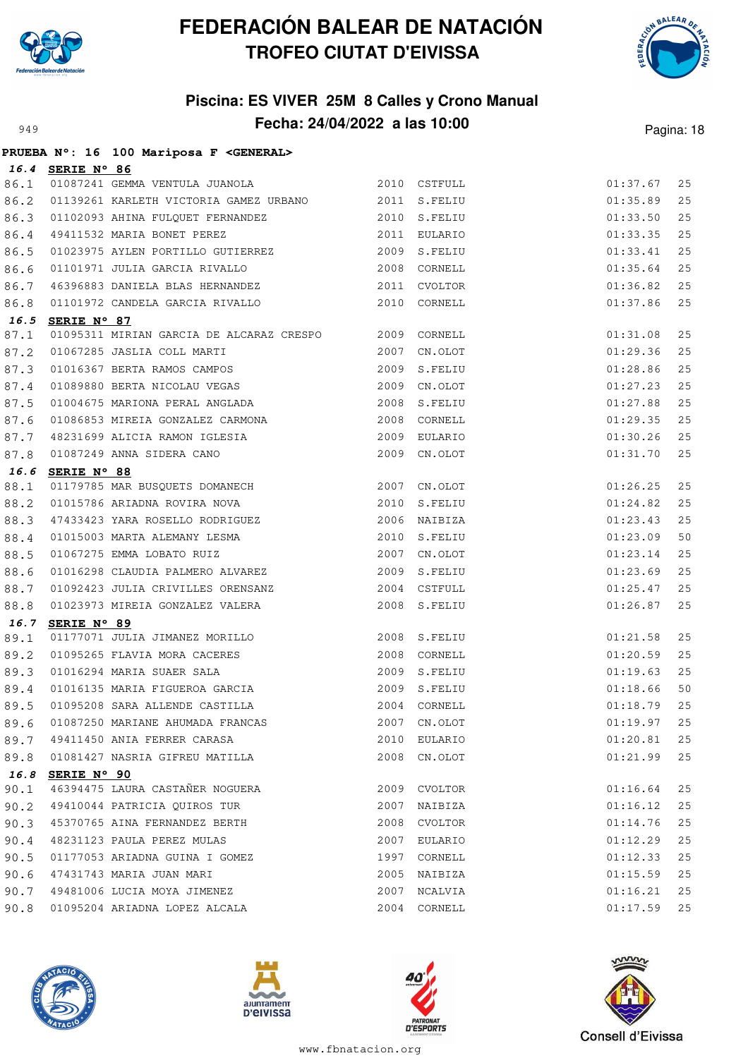# FEDERACIÓN BALEAR DE NATACIÓN
## TROFEO CIUTAT D'EIVISSA

### Piscina: ES VIVER 25M 8 Calles y Crono Manual
### Fecha: 24/04/2022 a las 10:00

**PRUEBA Nº: 16 100 Mariposa F <GENERAL>**

**16.4 SERIE Nº 86**

| | | | | | |
|---|---|---|---|---|---|
| 86.1 | 01087241 GEMMA VENTULA JUANOLA | 2010 | CSTFULL | 01:37.67 | 25 |
| 86.2 | 01139261 KARLETH VICTORIA GAMEZ URBANO | 2011 | S.FELIU | 01:35.89 | 25 |
| 86.3 | 01102093 AHINA FULQUET FERNANDEZ | 2010 | S.FELIU | 01:33.50 | 25 |
| 86.4 | 49411532 MARIA BONET PEREZ | 2011 | EULARIO | 01:33.35 | 25 |
| 86.5 | 01023975 AYLEN PORTILLO GUTIERREZ | 2009 | S.FELIU | 01:33.41 | 25 |
| 86.6 | 01101971 JULIA GARCIA RIVALLO | 2008 | CORNELL | 01:35.64 | 25 |
| 86.7 | 46396883 DANIELA BLAS HERNANDEZ | 2011 | CVOLTOR | 01:36.82 | 25 |
| 86.8 | 01101972 CANDELA GARCIA RIVALLO | 2010 | CORNELL | 01:37.86 | 25 |

**16.5 SERIE Nº 87**

| | | | | | |
|---|---|---|---|---|---|
| 87.1 | 01095311 MIRIAN GARCIA DE ALCARAZ CRESPO | 2009 | CORNELL | 01:31.08 | 25 |
| 87.2 | 01067285 JASLIA COLL MARTI | 2007 | CN.OLOT | 01:29.36 | 25 |
| 87.3 | 01016367 BERTA RAMOS CAMPOS | 2009 | S.FELIU | 01:28.86 | 25 |
| 87.4 | 01089880 BERTA NICOLAU VEGAS | 2009 | CN.OLOT | 01:27.23 | 25 |
| 87.5 | 01004675 MARIONA PERAL ANGLADA | 2008 | S.FELIU | 01:27.88 | 25 |
| 87.6 | 01086853 MIREIA GONZALEZ CARMONA | 2008 | CORNELL | 01:29.35 | 25 |
| 87.7 | 48231699 ALICIA RAMON IGLESIA | 2009 | EULARIO | 01:30.26 | 25 |
| 87.8 | 01087249 ANNA SIDERA CANO | 2009 | CN.OLOT | 01:31.70 | 25 |

**16.6 SERIE Nº 88**

| | | | | | |
|---|---|---|---|---|---|
| 88.1 | 01179785 MAR BUSQUETS DOMANECH | 2007 | CN.OLOT | 01:26.25 | 25 |
| 88.2 | 01015786 ARIADNA ROVIRA NOVA | 2010 | S.FELIU | 01:24.82 | 25 |
| 88.3 | 47433423 YARA ROSELLO RODRIGUEZ | 2006 | NAIBIZA | 01:23.43 | 25 |
| 88.4 | 01015003 MARTA ALEMANY LESMA | 2010 | S.FELIU | 01:23.09 | 50 |
| 88.5 | 01067275 EMMA LOBATO RUIZ | 2007 | CN.OLOT | 01:23.14 | 25 |
| 88.6 | 01016298 CLAUDIA PALMERO ALVAREZ | 2009 | S.FELIU | 01:23.69 | 25 |
| 88.7 | 01092423 JULIA CRIVILLES ORENSANZ | 2004 | CSTFULL | 01:25.47 | 25 |
| 88.8 | 01023973 MIREIA GONZALEZ VALERA | 2008 | S.FELIU | 01:26.87 | 25 |

**16.7 SERIE Nº 89**

| | | | | | |
|---|---|---|---|---|---|
| 89.1 | 01177071 JULIA JIMANEZ MORILLO | 2008 | S.FELIU | 01:21.58 | 25 |
| 89.2 | 01095265 FLAVIA MORA CACERES | 2008 | CORNELL | 01:20.59 | 25 |
| 89.3 | 01016294 MARIA SUAER SALA | 2009 | S.FELIU | 01:19.63 | 25 |
| 89.4 | 01016135 MARIA FIGUEROA GARCIA | 2009 | S.FELIU | 01:18.66 | 50 |
| 89.5 | 01095208 SARA ALLENDE CASTILLA | 2004 | CORNELL | 01:18.79 | 25 |
| 89.6 | 01087250 MARIANE AHUMADA FRANCAS | 2007 | CN.OLOT | 01:19.97 | 25 |
| 89.7 | 49411450 ANIA FERRER CARASA | 2010 | EULARIO | 01:20.81 | 25 |
| 89.8 | 01081427 NASRIA GIFREU MATILLA | 2008 | CN.OLOT | 01:21.99 | 25 |

**16.8 SERIE Nº 90**

| | | | | | |
|---|---|---|---|---|---|
| 90.1 | 46394475 LAURA CASTAÑER NOGUERA | 2009 | CVOLTOR | 01:16.64 | 25 |
| 90.2 | 49410044 PATRICIA QUIROS TUR | 2007 | NAIBIZA | 01:16.12 | 25 |
| 90.3 | 45370765 AINA FERNANDEZ BERTH | 2008 | CVOLTOR | 01:14.76 | 25 |
| 90.4 | 48231123 PAULA PEREZ MULAS | 2007 | EULARIO | 01:12.29 | 25 |
| 90.5 | 01177053 ARIADNA GUINA I GOMEZ | 1997 | CORNELL | 01:12.33 | 25 |
| 90.6 | 47431743 MARIA JUAN MARI | 2005 | NAIBIZA | 01:15.59 | 25 |
| 90.7 | 49481006 LUCIA MOYA JIMENEZ | 2007 | NCALVIA | 01:16.21 | 25 |
| 90.8 | 01095204 ARIADNA LOPEZ ALCALA | 2004 | CORNELL | 01:17.59 | 25 |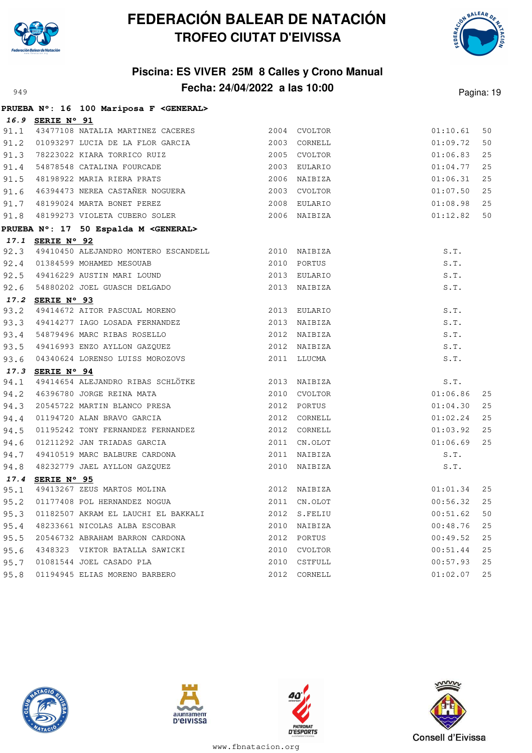# FEDERACIÓN BALEAR DE NATACIÓN
## TROFEO CIUTAT D'EIVISSA

### Piscina: ES VIVER 25M 8 Calles y Crono Manual
### Fecha: 24/04/2022 a las 10:00

**PRUEBA Nº: 16 100 Mariposa F <GENERAL>**

***16.9* SERIE Nº 91**

| | | | | | | |
|---|---|---|---|---|---|---|
| 91.1 | 43477108 | NATALIA MARTINEZ CACERES | 2004 | CVOLTOR | 01:10.61 | 50 |
| 91.2 | 01093297 | LUCIA DE LA FLOR GARCIA | 2003 | CORNELL | 01:09.72 | 50 |
| 91.3 | 78223022 | KIARA TORRICO RUIZ | 2005 | CVOLTOR | 01:06.83 | 25 |
| 91.4 | 54878548 | CATALINA FOURCADE | 2003 | EULARIO | 01:04.77 | 25 |
| 91.5 | 48198922 | MARIA RIERA PRATS | 2006 | NAIBIZA | 01:06.31 | 25 |
| 91.6 | 46394473 | NEREA CASTAÑER NOGUERA | 2003 | CVOLTOR | 01:07.50 | 25 |
| 91.7 | 48199024 | MARTA BONET PEREZ | 2008 | EULARIO | 01:08.98 | 25 |
| 91.8 | 48199273 | VIOLETA CUBERO SOLER | 2006 | NAIBIZA | 01:12.82 | 50 |

**PRUEBA Nº: 17 50 Espalda M <GENERAL>**

***17.1* SERIE Nº 92**

| | | | | | | |
|---|---|---|---|---|---|---|
| 92.3 | 49410450 | ALEJANDRO MONTERO ESCANDELL | 2010 | NAIBIZA | S.T. | |
| 92.4 | 01384599 | MOHAMED MESOUAB | 2010 | PORTUS | S.T. | |
| 92.5 | 49416229 | AUSTIN MARI LOUND | 2013 | EULARIO | S.T. | |
| 92.6 | 54880202 | JOEL GUASCH DELGADO | 2013 | NAIBIZA | S.T. | |

***17.2* SERIE Nº 93**

| | | | | | | |
|---|---|---|---|---|---|---|
| 93.2 | 49414672 | AITOR PASCUAL MORENO | 2013 | EULARIO | S.T. | |
| 93.3 | 49414277 | IAGO LOSADA FERNANDEZ | 2013 | NAIBIZA | S.T. | |
| 93.4 | 54879496 | MARC RIBAS ROSELLO | 2012 | NAIBIZA | S.T. | |
| 93.5 | 49416993 | ENZO AYLLON GAZQUEZ | 2012 | NAIBIZA | S.T. | |
| 93.6 | 04340624 | LORENSO LUISS MOROZOVS | 2011 | LLUCMA | S.T. | |

***17.3* SERIE Nº 94**

| | | | | | | |
|---|---|---|---|---|---|---|
| 94.1 | 49414654 | ALEJANDRO RIBAS SCHLÖTKE | 2013 | NAIBIZA | S.T. | |
| 94.2 | 46396780 | JORGE REINA MATA | 2010 | CVOLTOR | 01:06.86 | 25 |
| 94.3 | 20545722 | MARTIN BLANCO PRESA | 2012 | PORTUS | 01:04.30 | 25 |
| 94.4 | 01194720 | ALAN BRAVO GARCIA | 2012 | CORNELL | 01:02.24 | 25 |
| 94.5 | 01195242 | TONY FERNANDEZ FERNANDEZ | 2012 | CORNELL | 01:03.92 | 25 |
| 94.6 | 01211292 | JAN TRIADAS GARCIA | 2011 | CN.OLOT | 01:06.69 | 25 |
| 94.7 | 49410519 | MARC BALBURE CARDONA | 2011 | NAIBIZA | S.T. | |
| 94.8 | 48232779 | JAEL AYLLON GAZQUEZ | 2010 | NAIBIZA | S.T. | |

***17.4* SERIE Nº 95**

| | | | | | | |
|---|---|---|---|---|---|---|
| 95.1 | 49413267 | ZEUS MARTOS MOLINA | 2012 | NAIBIZA | 01:01.34 | 25 |
| 95.2 | 01177408 | POL HERNANDEZ NOGUA | 2011 | CN.OLOT | 00:56.32 | 25 |
| 95.3 | 01182507 | AKRAM EL LAUCHI EL BAKKALI | 2012 | S.FELIU | 00:51.62 | 50 |
| 95.4 | 48233661 | NICOLAS ALBA ESCOBAR | 2010 | NAIBIZA | 00:48.76 | 25 |
| 95.5 | 20546732 | ABRAHAM BARRON CARDONA | 2012 | PORTUS | 00:49.52 | 25 |
| 95.6 | 4348323 | VIKTOR BATALLA SAWICKI | 2010 | CVOLTOR | 00:51.44 | 25 |
| 95.7 | 01081544 | JOEL CASADO PLA | 2010 | CSTFULL | 00:57.93 | 25 |
| 95.8 | 01194945 | ELIAS MORENO BARBERO | 2012 | CORNELL | 01:02.07 | 25 |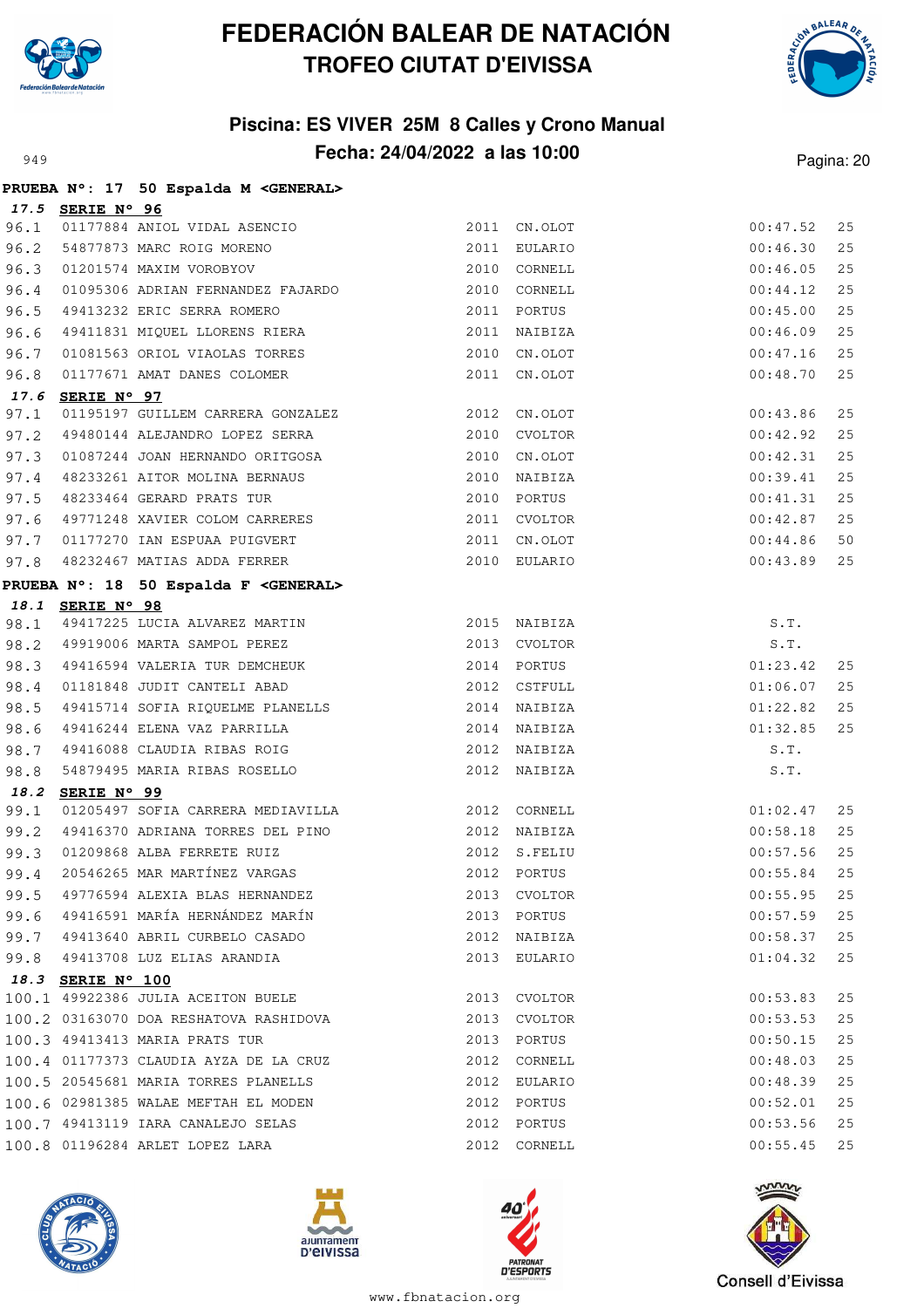# FEDERACIÓN BALEAR DE NATACIÓN
## TROFEO CIUTAT D'EIVISSA

### Piscina: ES VIVER 25M 8 Calles y Crono Manual
### Fecha: 24/04/2022 a las 10:00

**PRUEBA Nº: 17 50 Espalda M <GENERAL>**

**17.5 SERIE Nº 96**

| | | | | | | |
|---|---|---|---|---|---|---|
| 96.1 | 01177884 | ANIOL VIDAL ASENCIO | 2011 | CN.OLOT | 00:47.52 | 25 |
| 96.2 | 54877873 | MARC ROIG MORENO | 2011 | EULARIO | 00:46.30 | 25 |
| 96.3 | 01201574 | MAXIM VOROBYOV | 2010 | CORNELL | 00:46.05 | 25 |
| 96.4 | 01095306 | ADRIAN FERNANDEZ FAJARDO | 2010 | CORNELL | 00:44.12 | 25 |
| 96.5 | 49413232 | ERIC SERRA ROMERO | 2011 | PORTUS | 00:45.00 | 25 |
| 96.6 | 49411831 | MIQUEL LLORENS RIERA | 2011 | NAIBIZA | 00:46.09 | 25 |
| 96.7 | 01081563 | ORIOL VIAOLAS TORRES | 2010 | CN.OLOT | 00:47.16 | 25 |
| 96.8 | 01177671 | AMAT DANES COLOMER | 2011 | CN.OLOT | 00:48.70 | 25 |

**17.6 SERIE Nº 97**

| | | | | | | |
|---|---|---|---|---|---|---|
| 97.1 | 01195197 | GUILLEM CARRERA GONZALEZ | 2012 | CN.OLOT | 00:43.86 | 25 |
| 97.2 | 49480144 | ALEJANDRO LOPEZ SERRA | 2010 | CVOLTOR | 00:42.92 | 25 |
| 97.3 | 01087244 | JOAN HERNANDO ORITGOSA | 2010 | CN.OLOT | 00:42.31 | 25 |
| 97.4 | 48233261 | AITOR MOLINA BERNAUS | 2010 | NAIBIZA | 00:39.41 | 25 |
| 97.5 | 48233464 | GERARD PRATS TUR | 2010 | PORTUS | 00:41.31 | 25 |
| 97.6 | 49771248 | XAVIER COLOM CARRERES | 2011 | CVOLTOR | 00:42.87 | 25 |
| 97.7 | 01177270 | IAN ESPUAA PUIGVERT | 2011 | CN.OLOT | 00:44.86 | 50 |
| 97.8 | 48232467 | MATIAS ADDA FERRER | 2010 | EULARIO | 00:43.89 | 25 |

**PRUEBA Nº: 18 50 Espalda F <GENERAL>**

**18.1 SERIE Nº 98**

| | | | | | | |
|---|---|---|---|---|---|---|
| 98.1 | 49417225 | LUCIA ALVAREZ MARTIN | 2015 | NAIBIZA | S.T. | |
| 98.2 | 49919006 | MARTA SAMPOL PEREZ | 2013 | CVOLTOR | S.T. | |
| 98.3 | 49416594 | VALERIA TUR DEMCHEUK | 2014 | PORTUS | 01:23.42 | 25 |
| 98.4 | 01181848 | JUDIT CANTELI ABAD | 2012 | CSTFULL | 01:06.07 | 25 |
| 98.5 | 49415714 | SOFIA RIQUELME PLANELLS | 2014 | NAIBIZA | 01:22.82 | 25 |
| 98.6 | 49416244 | ELENA VAZ PARRILLA | 2014 | NAIBIZA | 01:32.85 | 25 |
| 98.7 | 49416088 | CLAUDIA RIBAS ROIG | 2012 | NAIBIZA | S.T. | |
| 98.8 | 54879495 | MARIA RIBAS ROSELLO | 2012 | NAIBIZA | S.T. | |

**18.2 SERIE Nº 99**

| | | | | | | |
|---|---|---|---|---|---|---|
| 99.1 | 01205497 | SOFIA CARRERA MEDIAVILLA | 2012 | CORNELL | 01:02.47 | 25 |
| 99.2 | 49416370 | ADRIANA TORRES DEL PINO | 2012 | NAIBIZA | 00:58.18 | 25 |
| 99.3 | 01209868 | ALBA FERRETE RUIZ | 2012 | S.FELIU | 00:57.56 | 25 |
| 99.4 | 20546265 | MAR MARTÍNEZ VARGAS | 2012 | PORTUS | 00:55.84 | 25 |
| 99.5 | 49776594 | ALEXIA BLAS HERNANDEZ | 2013 | CVOLTOR | 00:55.95 | 25 |
| 99.6 | 49416591 | MARÍA HERNÁNDEZ MARÍN | 2013 | PORTUS | 00:57.59 | 25 |
| 99.7 | 49413640 | ABRIL CURBELO CASADO | 2012 | NAIBIZA | 00:58.37 | 25 |
| 99.8 | 49413708 | LUZ ELIAS ARANDIA | 2013 | EULARIO | 01:04.32 | 25 |

**18.3 SERIE Nº 100**

| | | | | | | |
|---|---|---|---|---|---|---|
| 100.1 | 49922386 | JULIA ACEITON BUELE | 2013 | CVOLTOR | 00:53.83 | 25 |
| 100.2 | 03163070 | DOA RESHATOVA RASHIDOVA | 2013 | CVOLTOR | 00:53.53 | 25 |
| 100.3 | 49413413 | MARIA PRATS TUR | 2013 | PORTUS | 00:50.15 | 25 |
| 100.4 | 01177373 | CLAUDIA AYZA DE LA CRUZ | 2012 | CORNELL | 00:48.03 | 25 |
| 100.5 | 20545681 | MARIA TORRES PLANELLS | 2012 | EULARIO | 00:48.39 | 25 |
| 100.6 | 02981385 | WALAE MEFTAH EL MODEN | 2012 | PORTUS | 00:52.01 | 25 |
| 100.7 | 49413119 | IARA CANALEJO SELAS | 2012 | PORTUS | 00:53.56 | 25 |
| 100.8 | 01196284 | ARLET LOPEZ LARA | 2012 | CORNELL | 00:55.45 | 25 |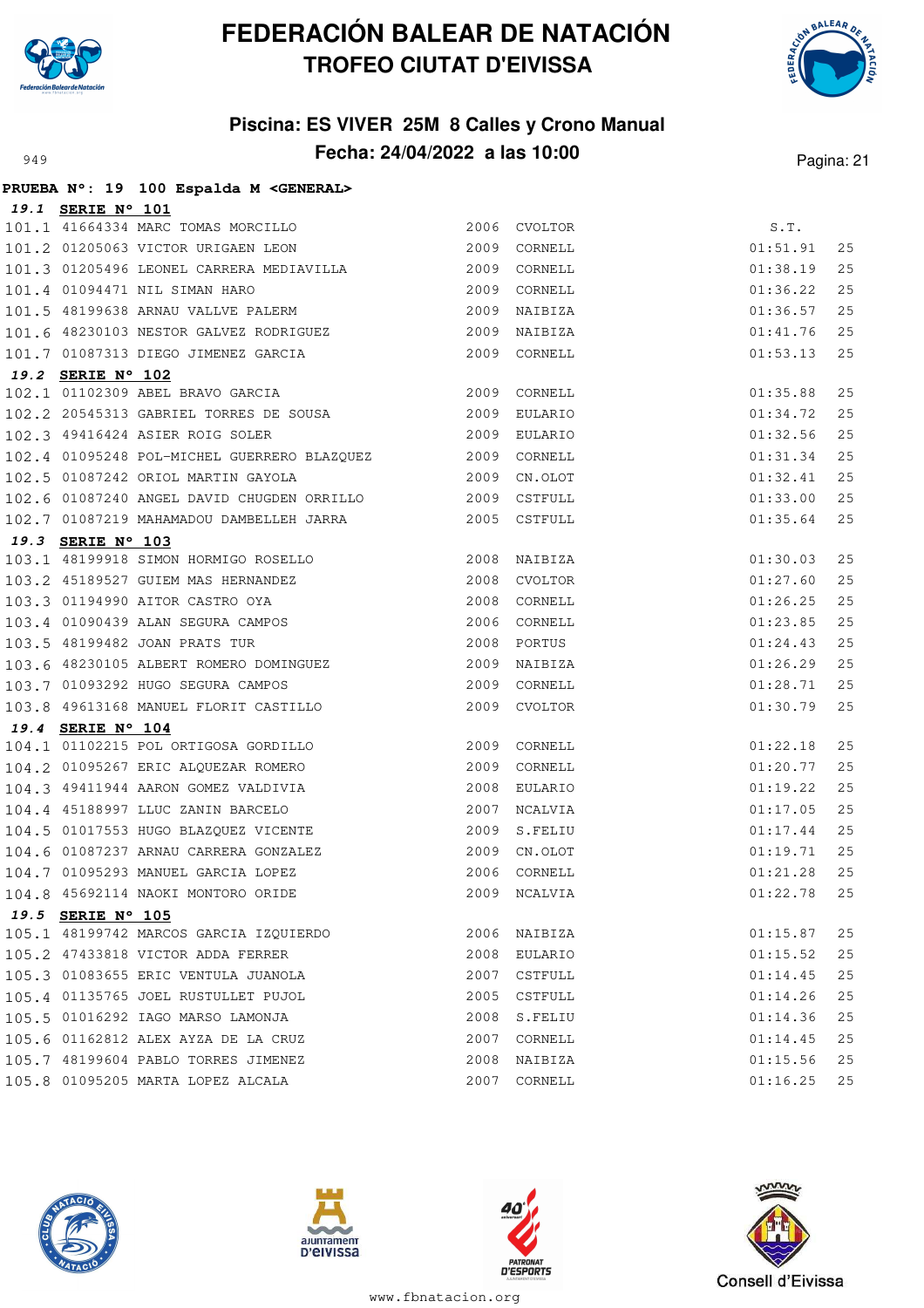# FEDERACIÓN BALEAR DE NATACIÓN

## TROFEO CIUTAT D'EIVISSA

### Piscina: ES VIVER 25M 8 Calles y Crono Manual

### Fecha: 24/04/2022 a las 10:00

**PRUEBA Nº: 19 100 Espalda M <GENERAL>**

***19.1*** **SERIE Nº 101**

| | | | | | | |
|---|---|---|---|---|---|---|
| 101.1 | 41664334 | MARC TOMAS MORCILLO | 2006 | CVOLTOR | S.T. | |
| 101.2 | 01205063 | VICTOR URIGAEN LEON | 2009 | CORNELL | 01:51.91 | 25 |
| 101.3 | 01205496 | LEONEL CARRERA MEDIAVILLA | 2009 | CORNELL | 01:38.19 | 25 |
| 101.4 | 01094471 | NIL SIMAN HARO | 2009 | CORNELL | 01:36.22 | 25 |
| 101.5 | 48199638 | ARNAU VALLVE PALERM | 2009 | NAIBIZA | 01:36.57 | 25 |
| 101.6 | 48230103 | NESTOR GALVEZ RODRIGUEZ | 2009 | NAIBIZA | 01:41.76 | 25 |
| 101.7 | 01087313 | DIEGO JIMENEZ GARCIA | 2009 | CORNELL | 01:53.13 | 25 |

***19.2*** **SERIE Nº 102**

| | | | | | | |
|---|---|---|---|---|---|---|
| 102.1 | 01102309 | ABEL BRAVO GARCIA | 2009 | CORNELL | 01:35.88 | 25 |
| 102.2 | 20545313 | GABRIEL TORRES DE SOUSA | 2009 | EULARIO | 01:34.72 | 25 |
| 102.3 | 49416424 | ASIER ROIG SOLER | 2009 | EULARIO | 01:32.56 | 25 |
| 102.4 | 01095248 | POL-MICHEL GUERRERO BLAZQUEZ | 2009 | CORNELL | 01:31.34 | 25 |
| 102.5 | 01087242 | ORIOL MARTIN GAYOLA | 2009 | CN.OLOT | 01:32.41 | 25 |
| 102.6 | 01087240 | ANGEL DAVID CHUGDEN ORRILLO | 2009 | CSTFULL | 01:33.00 | 25 |
| 102.7 | 01087219 | MAHAMADOU DAMBELLEH JARRA | 2005 | CSTFULL | 01:35.64 | 25 |

***19.3*** **SERIE Nº 103**

| | | | | | | |
|---|---|---|---|---|---|---|
| 103.1 | 48199918 | SIMON HORMIGO ROSELLO | 2008 | NAIBIZA | 01:30.03 | 25 |
| 103.2 | 45189527 | GUIEM MAS HERNANDEZ | 2008 | CVOLTOR | 01:27.60 | 25 |
| 103.3 | 01194990 | AITOR CASTRO OYA | 2008 | CORNELL | 01:26.25 | 25 |
| 103.4 | 01090439 | ALAN SEGURA CAMPOS | 2006 | CORNELL | 01:23.85 | 25 |
| 103.5 | 48199482 | JOAN PRATS TUR | 2008 | PORTUS | 01:24.43 | 25 |
| 103.6 | 48230105 | ALBERT ROMERO DOMINGUEZ | 2009 | NAIBIZA | 01:26.29 | 25 |
| 103.7 | 01093292 | HUGO SEGURA CAMPOS | 2009 | CORNELL | 01:28.71 | 25 |
| 103.8 | 49613168 | MANUEL FLORIT CASTILLO | 2009 | CVOLTOR | 01:30.79 | 25 |

***19.4*** **SERIE Nº 104**

| | | | | | | |
|---|---|---|---|---|---|---|
| 104.1 | 01102215 | POL ORTIGOSA GORDILLO | 2009 | CORNELL | 01:22.18 | 25 |
| 104.2 | 01095267 | ERIC ALQUEZAR ROMERO | 2009 | CORNELL | 01:20.77 | 25 |
| 104.3 | 49411944 | AARON GOMEZ VALDIVIA | 2008 | EULARIO | 01:19.22 | 25 |
| 104.4 | 45188997 | LLUC ZANIN BARCELO | 2007 | NCALVIA | 01:17.05 | 25 |
| 104.5 | 01017553 | HUGO BLAZQUEZ VICENTE | 2009 | S.FELIU | 01:17.44 | 25 |
| 104.6 | 01087237 | ARNAU CARRERA GONZALEZ | 2009 | CN.OLOT | 01:19.71 | 25 |
| 104.7 | 01095293 | MANUEL GARCIA LOPEZ | 2006 | CORNELL | 01:21.28 | 25 |
| 104.8 | 45692114 | NAOKI MONTORO ORIDE | 2009 | NCALVIA | 01:22.78 | 25 |

***19.5*** **SERIE Nº 105**

| | | | | | | |
|---|---|---|---|---|---|---|
| 105.1 | 48199742 | MARCOS GARCIA IZQUIERDO | 2006 | NAIBIZA | 01:15.87 | 25 |
| 105.2 | 47433818 | VICTOR ADDA FERRER | 2008 | EULARIO | 01:15.52 | 25 |
| 105.3 | 01083655 | ERIC VENTULA JUANOLA | 2007 | CSTFULL | 01:14.45 | 25 |
| 105.4 | 01135765 | JOEL RUSTULLET PUJOL | 2005 | CSTFULL | 01:14.26 | 25 |
| 105.5 | 01016292 | IAGO MARSO LAMONJA | 2008 | S.FELIU | 01:14.36 | 25 |
| 105.6 | 01162812 | ALEX AYZA DE LA CRUZ | 2007 | CORNELL | 01:14.45 | 25 |
| 105.7 | 48199604 | PABLO TORRES JIMENEZ | 2008 | NAIBIZA | 01:15.56 | 25 |
| 105.8 | 01095205 | MARTA LOPEZ ALCALA | 2007 | CORNELL | 01:16.25 | 25 |

Consell d'Eivissa

www.fbnatacion.org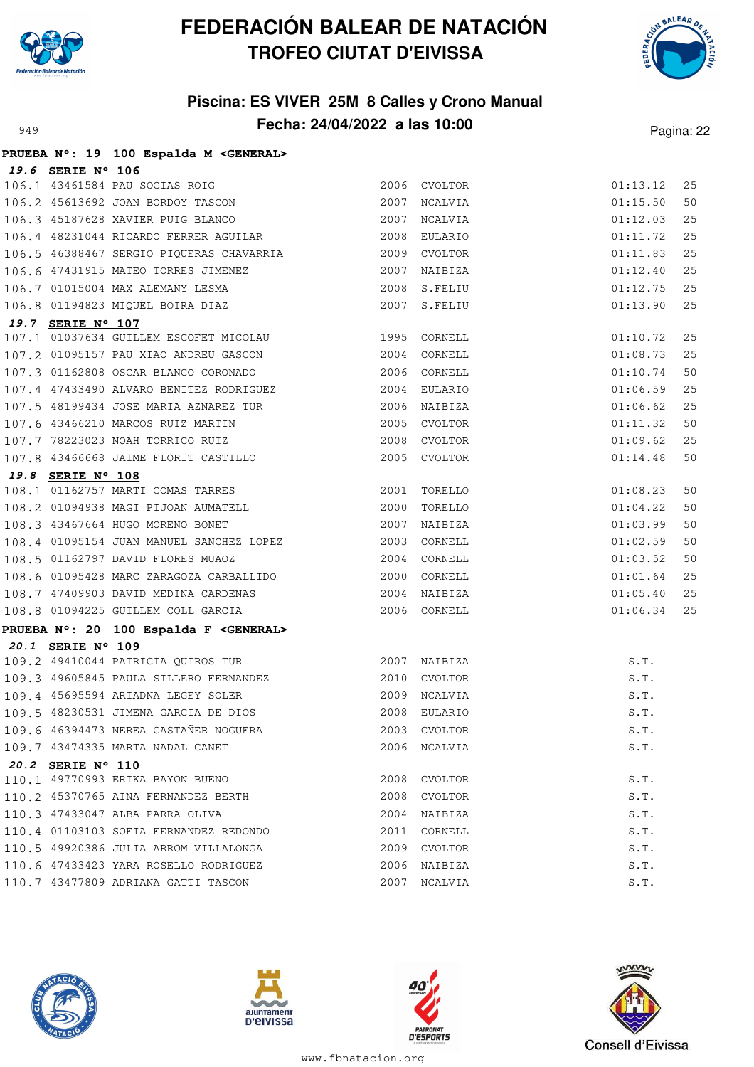# FEDERACIÓN BALEAR DE NATACIÓN
## TROFEO CIUTAT D'EIVISSA

### Piscina: ES VIVER 25M 8 Calles y Crono Manual
### Fecha: 24/04/2022 a las 10:00

949

**PRUEBA Nº: 19 100 Espalda M <GENERAL>**

**19.6 SERIE Nº 106**

| | | | | | | |
|---|---|---|---|---|---|---|
| 106.1 | 43461584 | PAU SOCIAS ROIG | 2006 | CVOLTOR | 01:13.12 | 25 |
| 106.2 | 45613692 | JOAN BORDOY TASCON | 2007 | NCALVIA | 01:15.50 | 50 |
| 106.3 | 45187628 | XAVIER PUIG BLANCO | 2007 | NCALVIA | 01:12.03 | 25 |
| 106.4 | 48231044 | RICARDO FERRER AGUILAR | 2008 | EULARIO | 01:11.72 | 25 |
| 106.5 | 46388467 | SERGIO PIQUERAS CHAVARRIA | 2009 | CVOLTOR | 01:11.83 | 25 |
| 106.6 | 47431915 | MATEO TORRES JIMENEZ | 2007 | NAIBIZA | 01:12.40 | 25 |
| 106.7 | 01015004 | MAX ALEMANY LESMA | 2008 | S.FELIU | 01:12.75 | 25 |
| 106.8 | 01194823 | MIQUEL BOIRA DIAZ | 2007 | S.FELIU | 01:13.90 | 25 |

**19.7 SERIE Nº 107**

| | | | | | | |
|---|---|---|---|---|---|---|
| 107.1 | 01037634 | GUILLEM ESCOFET MICOLAU | 1995 | CORNELL | 01:10.72 | 25 |
| 107.2 | 01095157 | PAU XIAO ANDREU GASCON | 2004 | CORNELL | 01:08.73 | 25 |
| 107.3 | 01162808 | OSCAR BLANCO CORONADO | 2006 | CORNELL | 01:10.74 | 50 |
| 107.4 | 47433490 | ALVARO BENITEZ RODRIGUEZ | 2004 | EULARIO | 01:06.59 | 25 |
| 107.5 | 48199434 | JOSE MARIA AZNAREZ TUR | 2006 | NAIBIZA | 01:06.62 | 25 |
| 107.6 | 43466210 | MARCOS RUIZ MARTIN | 2005 | CVOLTOR | 01:11.32 | 50 |
| 107.7 | 78223023 | NOAH TORRICO RUIZ | 2008 | CVOLTOR | 01:09.62 | 25 |
| 107.8 | 43466668 | JAIME FLORIT CASTILLO | 2005 | CVOLTOR | 01:14.48 | 50 |

**19.8 SERIE Nº 108**

| | | | | | | |
|---|---|---|---|---|---|---|
| 108.1 | 01162757 | MARTI COMAS TARRES | 2001 | TORELLO | 01:08.23 | 50 |
| 108.2 | 01094938 | MAGI PIJOAN AUMATELL | 2000 | TORELLO | 01:04.22 | 50 |
| 108.3 | 43467664 | HUGO MORENO BONET | 2007 | NAIBIZA | 01:03.99 | 50 |
| 108.4 | 01095154 | JUAN MANUEL SANCHEZ LOPEZ | 2003 | CORNELL | 01:02.59 | 50 |
| 108.5 | 01162797 | DAVID FLORES MUAOZ | 2004 | CORNELL | 01:03.52 | 50 |
| 108.6 | 01095428 | MARC ZARAGOZA CARBALLIDO | 2000 | CORNELL | 01:01.64 | 25 |
| 108.7 | 47409903 | DAVID MEDINA CARDENAS | 2004 | NAIBIZA | 01:05.40 | 25 |
| 108.8 | 01094225 | GUILLEM COLL GARCIA | 2006 | CORNELL | 01:06.34 | 25 |

**PRUEBA Nº: 20 100 Espalda F <GENERAL>**

**20.1 SERIE Nº 109**

| | | | | | |
|---|---|---|---|---|---|
| 109.2 | 49410044 | PATRICIA QUIROS TUR | 2007 | NAIBIZA | S.T. |
| 109.3 | 49605845 | PAULA SILLERO FERNANDEZ | 2010 | CVOLTOR | S.T. |
| 109.4 | 45695594 | ARIADNA LEGEY SOLER | 2009 | NCALVIA | S.T. |
| 109.5 | 48230531 | JIMENA GARCIA DE DIOS | 2008 | EULARIO | S.T. |
| 109.6 | 46394473 | NEREA CASTAÑER NOGUERA | 2003 | CVOLTOR | S.T. |
| 109.7 | 43474335 | MARTA NADAL CANET | 2006 | NCALVIA | S.T. |

**20.2 SERIE Nº 110**

| | | | | | |
|---|---|---|---|---|---|
| 110.1 | 49770993 | ERIKA BAYON BUENO | 2008 | CVOLTOR | S.T. |
| 110.2 | 45370765 | AINA FERNANDEZ BERTH | 2008 | CVOLTOR | S.T. |
| 110.3 | 47433047 | ALBA PARRA OLIVA | 2004 | NAIBIZA | S.T. |
| 110.4 | 01103103 | SOFIA FERNANDEZ REDONDO | 2011 | CORNELL | S.T. |
| 110.5 | 49920386 | JULIA ARROM VILLALONGA | 2009 | CVOLTOR | S.T. |
| 110.6 | 47433423 | YARA ROSELLO RODRIGUEZ | 2006 | NAIBIZA | S.T. |
| 110.7 | 43477809 | ADRIANA GATTI TASCON | 2007 | NCALVIA | S.T. |

www.fbnatacion.org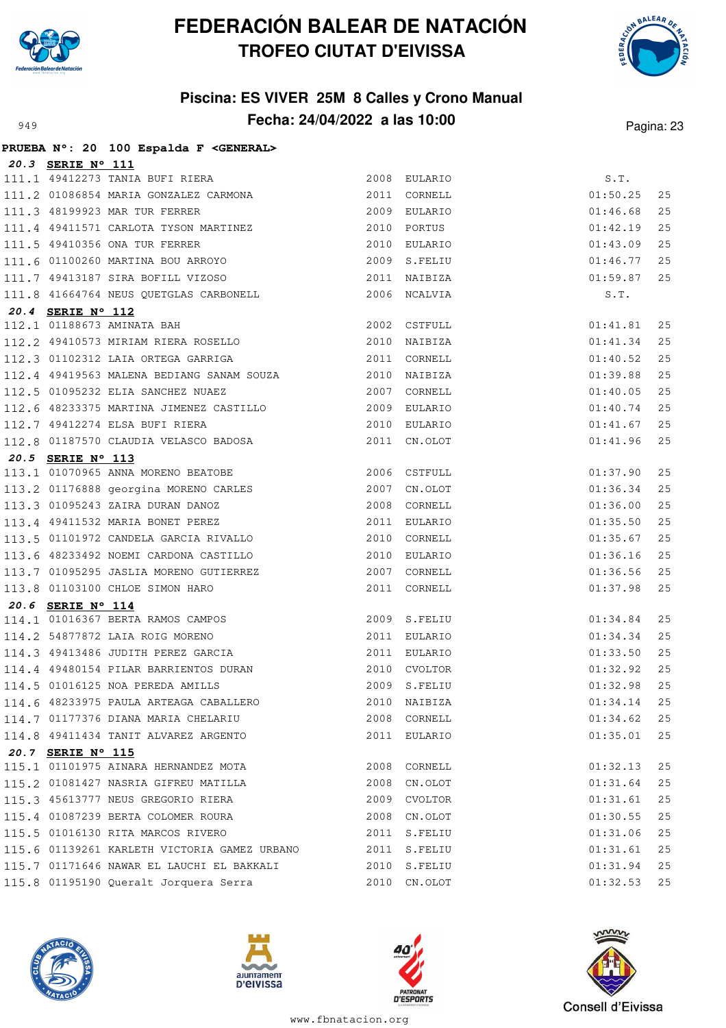# FEDERACIÓN BALEAR DE NATACIÓN
## TROFEO CIUTAT D'EIVISSA

### Piscina: ES VIVER 25M 8 Calles y Crono Manual
### Fecha: 24/04/2022 a las 10:00

949

**PRUEBA Nº: 20 100 Espalda F <GENERAL>**

**20.3 SERIE Nº 111**

| | | | | | | |
|---|---|---|---|---|---|---|
| 111.1 | 49412273 | TANIA BUFI RIERA | 2008 | EULARIO | S.T. | |
| 111.2 | 01086854 | MARIA GONZALEZ CARMONA | 2011 | CORNELL | 01:50.25 | 25 |
| 111.3 | 48199923 | MAR TUR FERRER | 2009 | EULARIO | 01:46.68 | 25 |
| 111.4 | 49411571 | CARLOTA TYSON MARTINEZ | 2010 | PORTUS | 01:42.19 | 25 |
| 111.5 | 49410356 | ONA TUR FERRER | 2010 | EULARIO | 01:43.09 | 25 |
| 111.6 | 01100260 | MARTINA BOU ARROYO | 2009 | S.FELIU | 01:46.77 | 25 |
| 111.7 | 49413187 | SIRA BOFILL VIZOSO | 2011 | NAIBIZA | 01:59.87 | 25 |
| 111.8 | 41664764 | NEUS QUETGLAS CARBONELL | 2006 | NCALVIA | S.T. | |

**20.4 SERIE Nº 112**

| | | | | | | |
|---|---|---|---|---|---|---|
| 112.1 | 01188673 | AMINATA BAH | 2002 | CSTFULL | 01:41.81 | 25 |
| 112.2 | 49410573 | MIRIAM RIERA ROSELLO | 2010 | NAIBIZA | 01:41.34 | 25 |
| 112.3 | 01102312 | LAIA ORTEGA GARRIGA | 2011 | CORNELL | 01:40.52 | 25 |
| 112.4 | 49419563 | MALENA BEDIANG SANAM SOUZA | 2010 | NAIBIZA | 01:39.88 | 25 |
| 112.5 | 01095232 | ELIA SANCHEZ NUAEZ | 2007 | CORNELL | 01:40.05 | 25 |
| 112.6 | 48233375 | MARTINA JIMENEZ CASTILLO | 2009 | EULARIO | 01:40.74 | 25 |
| 112.7 | 49412274 | ELSA BUFI RIERA | 2010 | EULARIO | 01:41.67 | 25 |
| 112.8 | 01187570 | CLAUDIA VELASCO BADOSA | 2011 | CN.OLOT | 01:41.96 | 25 |

**20.5 SERIE Nº 113**

| | | | | | | |
|---|---|---|---|---|---|---|
| 113.1 | 01070965 | ANNA MORENO BEATOBE | 2006 | CSTFULL | 01:37.90 | 25 |
| 113.2 | 01176888 | georgina MORENO CARLES | 2007 | CN.OLOT | 01:36.34 | 25 |
| 113.3 | 01095243 | ZAIRA DURAN DANOZ | 2008 | CORNELL | 01:36.00 | 25 |
| 113.4 | 49411532 | MARIA BONET PEREZ | 2011 | EULARIO | 01:35.50 | 25 |
| 113.5 | 01101972 | CANDELA GARCIA RIVALLO | 2010 | CORNELL | 01:35.67 | 25 |
| 113.6 | 48233492 | NOEMI CARDONA CASTILLO | 2010 | EULARIO | 01:36.16 | 25 |
| 113.7 | 01095295 | JASLIA MORENO GUTIERREZ | 2007 | CORNELL | 01:36.56 | 25 |
| 113.8 | 01103100 | CHLOE SIMON HARO | 2011 | CORNELL | 01:37.98 | 25 |

**20.6 SERIE Nº 114**

| | | | | | | |
|---|---|---|---|---|---|---|
| 114.1 | 01016367 | BERTA RAMOS CAMPOS | 2009 | S.FELIU | 01:34.84 | 25 |
| 114.2 | 54877872 | LAIA ROIG MORENO | 2011 | EULARIO | 01:34.34 | 25 |
| 114.3 | 49413486 | JUDITH PEREZ GARCIA | 2011 | EULARIO | 01:33.50 | 25 |
| 114.4 | 49480154 | PILAR BARRIENTOS DURAN | 2010 | CVOLTOR | 01:32.92 | 25 |
| 114.5 | 01016125 | NOA PEREDA AMILLS | 2009 | S.FELIU | 01:32.98 | 25 |
| 114.6 | 48233975 | PAULA ARTEAGA CABALLERO | 2010 | NAIBIZA | 01:34.14 | 25 |
| 114.7 | 01177376 | DIANA MARIA CHELARIU | 2008 | CORNELL | 01:34.62 | 25 |
| 114.8 | 49411434 | TANIT ALVAREZ ARGENTO | 2011 | EULARIO | 01:35.01 | 25 |

**20.7 SERIE Nº 115**

| | | | | | | |
|---|---|---|---|---|---|---|
| 115.1 | 01101975 | AINARA HERNANDEZ MOTA | 2008 | CORNELL | 01:32.13 | 25 |
| 115.2 | 01081427 | NASRIA GIFREU MATILLA | 2008 | CN.OLOT | 01:31.64 | 25 |
| 115.3 | 45613777 | NEUS GREGORIO RIERA | 2009 | CVOLTOR | 01:31.61 | 25 |
| 115.4 | 01087239 | BERTA COLOMER ROURA | 2008 | CN.OLOT | 01:30.55 | 25 |
| 115.5 | 01016130 | RITA MARCOS RIVERO | 2011 | S.FELIU | 01:31.06 | 25 |
| 115.6 | 01139261 | KARLETH VICTORIA GAMEZ URBANO | 2011 | S.FELIU | 01:31.61 | 25 |
| 115.7 | 01171646 | NAWAR EL LAUCHI EL BAKKALI | 2010 | S.FELIU | 01:31.94 | 25 |
| 115.8 | 01195190 | Queralt Jorquera Serra | 2010 | CN.OLOT | 01:32.53 | 25 |

www.fbnatacion.org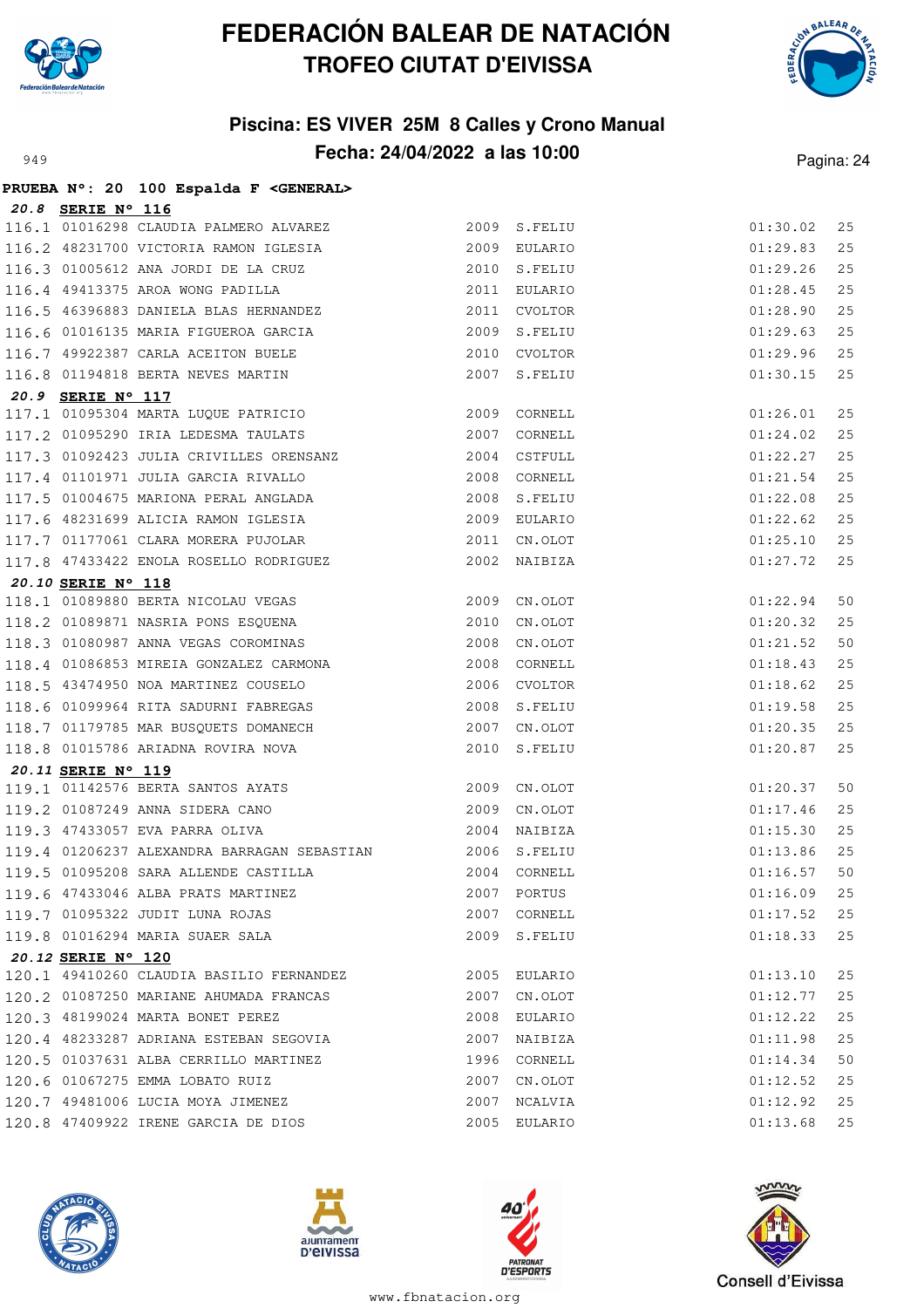# FEDERACIÓN BALEAR DE NATACIÓN

## TROFEO CIUTAT D'EIVISSA

### Piscina: ES VIVER 25M 8 Calles y Crono Manual

### Fecha: 24/04/2022 a las 10:00

**PRUEBA Nº: 20 100 Espalda F <GENERAL>**

**20.8 SERIE Nº 116**

| | | | | | | |
|---|---|---|---|---|---|---|
| 116.1 | 01016298 | CLAUDIA PALMERO ALVAREZ | 2009 | S.FELIU | 01:30.02 | 25 |
| 116.2 | 48231700 | VICTORIA RAMON IGLESIA | 2009 | EULARIO | 01:29.83 | 25 |
| 116.3 | 01005612 | ANA JORDI DE LA CRUZ | 2010 | S.FELIU | 01:29.26 | 25 |
| 116.4 | 49413375 | AROA WONG PADILLA | 2011 | EULARIO | 01:28.45 | 25 |
| 116.5 | 46396883 | DANIELA BLAS HERNANDEZ | 2011 | CVOLTOR | 01:28.90 | 25 |
| 116.6 | 01016135 | MARIA FIGUEROA GARCIA | 2009 | S.FELIU | 01:29.63 | 25 |
| 116.7 | 49922387 | CARLA ACEITON BUELE | 2010 | CVOLTOR | 01:29.96 | 25 |
| 116.8 | 01194818 | BERTA NEVES MARTIN | 2007 | S.FELIU | 01:30.15 | 25 |

**20.9 SERIE Nº 117**

| | | | | | | |
|---|---|---|---|---|---|---|
| 117.1 | 01095304 | MARTA LUQUE PATRICIO | 2009 | CORNELL | 01:26.01 | 25 |
| 117.2 | 01095290 | IRIA LEDESMA TAULATS | 2007 | CORNELL | 01:24.02 | 25 |
| 117.3 | 01092423 | JULIA CRIVILLES ORENSANZ | 2004 | CSTFULL | 01:22.27 | 25 |
| 117.4 | 01101971 | JULIA GARCIA RIVALLO | 2008 | CORNELL | 01:21.54 | 25 |
| 117.5 | 01004675 | MARIONA PERAL ANGLADA | 2008 | S.FELIU | 01:22.08 | 25 |
| 117.6 | 48231699 | ALICIA RAMON IGLESIA | 2009 | EULARIO | 01:22.62 | 25 |
| 117.7 | 01177061 | CLARA MORERA PUJOLAR | 2011 | CN.OLOT | 01:25.10 | 25 |
| 117.8 | 47433422 | ENOLA ROSELLO RODRIGUEZ | 2002 | NAIBIZA | 01:27.72 | 25 |

**20.10 SERIE Nº 118**

| | | | | | | |
|---|---|---|---|---|---|---|
| 118.1 | 01089880 | BERTA NICOLAU VEGAS | 2009 | CN.OLOT | 01:22.94 | 50 |
| 118.2 | 01089871 | NASRIA PONS ESQUENA | 2010 | CN.OLOT | 01:20.32 | 25 |
| 118.3 | 01080987 | ANNA VEGAS COROMINAS | 2008 | CN.OLOT | 01:21.52 | 50 |
| 118.4 | 01086853 | MIREIA GONZALEZ CARMONA | 2008 | CORNELL | 01:18.43 | 25 |
| 118.5 | 43474950 | NOA MARTINEZ COUSELO | 2006 | CVOLTOR | 01:18.62 | 25 |
| 118.6 | 01099964 | RITA SADURNI FABREGAS | 2008 | S.FELIU | 01:19.58 | 25 |
| 118.7 | 01179785 | MAR BUSQUETS DOMANECH | 2007 | CN.OLOT | 01:20.35 | 25 |
| 118.8 | 01015786 | ARIADNA ROVIRA NOVA | 2010 | S.FELIU | 01:20.87 | 25 |

**20.11 SERIE Nº 119**

| | | | | | | |
|---|---|---|---|---|---|---|
| 119.1 | 01142576 | BERTA SANTOS AYATS | 2009 | CN.OLOT | 01:20.37 | 50 |
| 119.2 | 01087249 | ANNA SIDERA CANO | 2009 | CN.OLOT | 01:17.46 | 25 |
| 119.3 | 47433057 | EVA PARRA OLIVA | 2004 | NAIBIZA | 01:15.30 | 25 |
| 119.4 | 01206237 | ALEXANDRA BARRAGAN SEBASTIAN | 2006 | S.FELIU | 01:13.86 | 25 |
| 119.5 | 01095208 | SARA ALLENDE CASTILLA | 2004 | CORNELL | 01:16.57 | 50 |
| 119.6 | 47433046 | ALBA PRATS MARTINEZ | 2007 | PORTUS | 01:16.09 | 25 |
| 119.7 | 01095322 | JUDIT LUNA ROJAS | 2007 | CORNELL | 01:17.52 | 25 |
| 119.8 | 01016294 | MARIA SUAER SALA | 2009 | S.FELIU | 01:18.33 | 25 |

**20.12 SERIE Nº 120**

| | | | | | | |
|---|---|---|---|---|---|---|
| 120.1 | 49410260 | CLAUDIA BASILIO FERNANDEZ | 2005 | EULARIO | 01:13.10 | 25 |
| 120.2 | 01087250 | MARIANE AHUMADA FRANCAS | 2007 | CN.OLOT | 01:12.77 | 25 |
| 120.3 | 48199024 | MARTA BONET PEREZ | 2008 | EULARIO | 01:12.22 | 25 |
| 120.4 | 48233287 | ADRIANA ESTEBAN SEGOVIA | 2007 | NAIBIZA | 01:11.98 | 25 |
| 120.5 | 01037631 | ALBA CERRILLO MARTINEZ | 1996 | CORNELL | 01:14.34 | 50 |
| 120.6 | 01067275 | EMMA LOBATO RUIZ | 2007 | CN.OLOT | 01:12.52 | 25 |
| 120.7 | 49481006 | LUCIA MOYA JIMENEZ | 2007 | NCALVIA | 01:12.92 | 25 |
| 120.8 | 47409922 | IRENE GARCIA DE DIOS | 2005 | EULARIO | 01:13.68 | 25 |

www.fbnatacion.org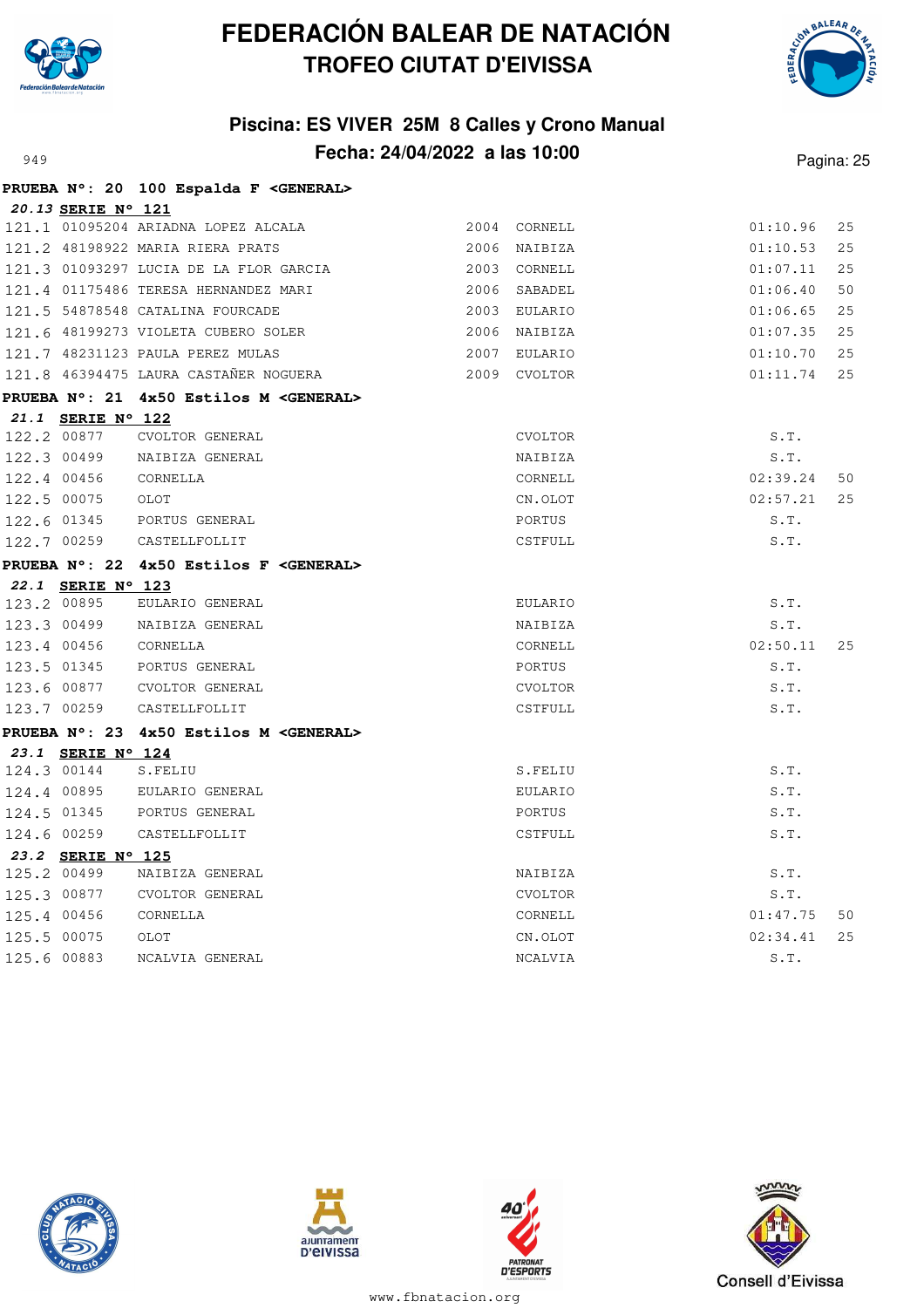# FEDERACIÓN BALEAR DE NATACIÓN

## TROFEO CIUTAT D'EIVISSA

### Piscina: ES VIVER 25M 8 Calles y Crono Manual

### Fecha: 24/04/2022 a las 10:00

**PRUEBA Nº: 20 100 Espalda F <GENERAL>**

***20.13*** **SERIE Nº 121**

| | | | | | | |
|---|---|---|---|---|---|---|
| 121.1 | 01095204 | ARIADNA LOPEZ ALCALA | 2004 | CORNELL | 01:10.96 | 25 |
| 121.2 | 48198922 | MARIA RIERA PRATS | 2006 | NAIBIZA | 01:10.53 | 25 |
| 121.3 | 01093297 | LUCIA DE LA FLOR GARCIA | 2003 | CORNELL | 01:07.11 | 25 |
| 121.4 | 01175486 | TERESA HERNANDEZ MARI | 2006 | SABADEL | 01:06.40 | 50 |
| 121.5 | 54878548 | CATALINA FOURCADE | 2003 | EULARIO | 01:06.65 | 25 |
| 121.6 | 48199273 | VIOLETA CUBERO SOLER | 2006 | NAIBIZA | 01:07.35 | 25 |
| 121.7 | 48231123 | PAULA PEREZ MULAS | 2007 | EULARIO | 01:10.70 | 25 |
| 121.8 | 46394475 | LAURA CASTAÑER NOGUERA | 2009 | CVOLTOR | 01:11.74 | 25 |

**PRUEBA Nº: 21 4x50 Estilos M <GENERAL>**

***21.1*** **SERIE Nº 122**

| | | | | | |
|---|---|---|---|---|---|
| 122.2 | 00877 | CVOLTOR GENERAL | CVOLTOR | S.T. | |
| 122.3 | 00499 | NAIBIZA GENERAL | NAIBIZA | S.T. | |
| 122.4 | 00456 | CORNELLA | CORNELL | 02:39.24 | 50 |
| 122.5 | 00075 | OLOT | CN.OLOT | 02:57.21 | 25 |
| 122.6 | 01345 | PORTUS GENERAL | PORTUS | S.T. | |
| 122.7 | 00259 | CASTELLFOLLIT | CSTFULL | S.T. | |

**PRUEBA Nº: 22 4x50 Estilos F <GENERAL>**

***22.1*** **SERIE Nº 123**

| | | | | | |
|---|---|---|---|---|---|
| 123.2 | 00895 | EULARIO GENERAL | EULARIO | S.T. | |
| 123.3 | 00499 | NAIBIZA GENERAL | NAIBIZA | S.T. | |
| 123.4 | 00456 | CORNELLA | CORNELL | 02:50.11 | 25 |
| 123.5 | 01345 | PORTUS GENERAL | PORTUS | S.T. | |
| 123.6 | 00877 | CVOLTOR GENERAL | CVOLTOR | S.T. | |
| 123.7 | 00259 | CASTELLFOLLIT | CSTFULL | S.T. | |

**PRUEBA Nº: 23 4x50 Estilos M <GENERAL>**

***23.1*** **SERIE Nº 124**

| | | | | | |
|---|---|---|---|---|---|
| 124.3 | 00144 | S.FELIU | S.FELIU | S.T. | |
| 124.4 | 00895 | EULARIO GENERAL | EULARIO | S.T. | |
| 124.5 | 01345 | PORTUS GENERAL | PORTUS | S.T. | |
| 124.6 | 00259 | CASTELLFOLLIT | CSTFULL | S.T. | |

***23.2*** **SERIE Nº 125**

| | | | | | |
|---|---|---|---|---|---|
| 125.2 | 00499 | NAIBIZA GENERAL | NAIBIZA | S.T. | |
| 125.3 | 00877 | CVOLTOR GENERAL | CVOLTOR | S.T. | |
| 125.4 | 00456 | CORNELLA | CORNELL | 01:47.75 | 50 |
| 125.5 | 00075 | OLOT | CN.OLOT | 02:34.41 | 25 |
| 125.6 | 00883 | NCALVIA GENERAL | NCALVIA | S.T. | |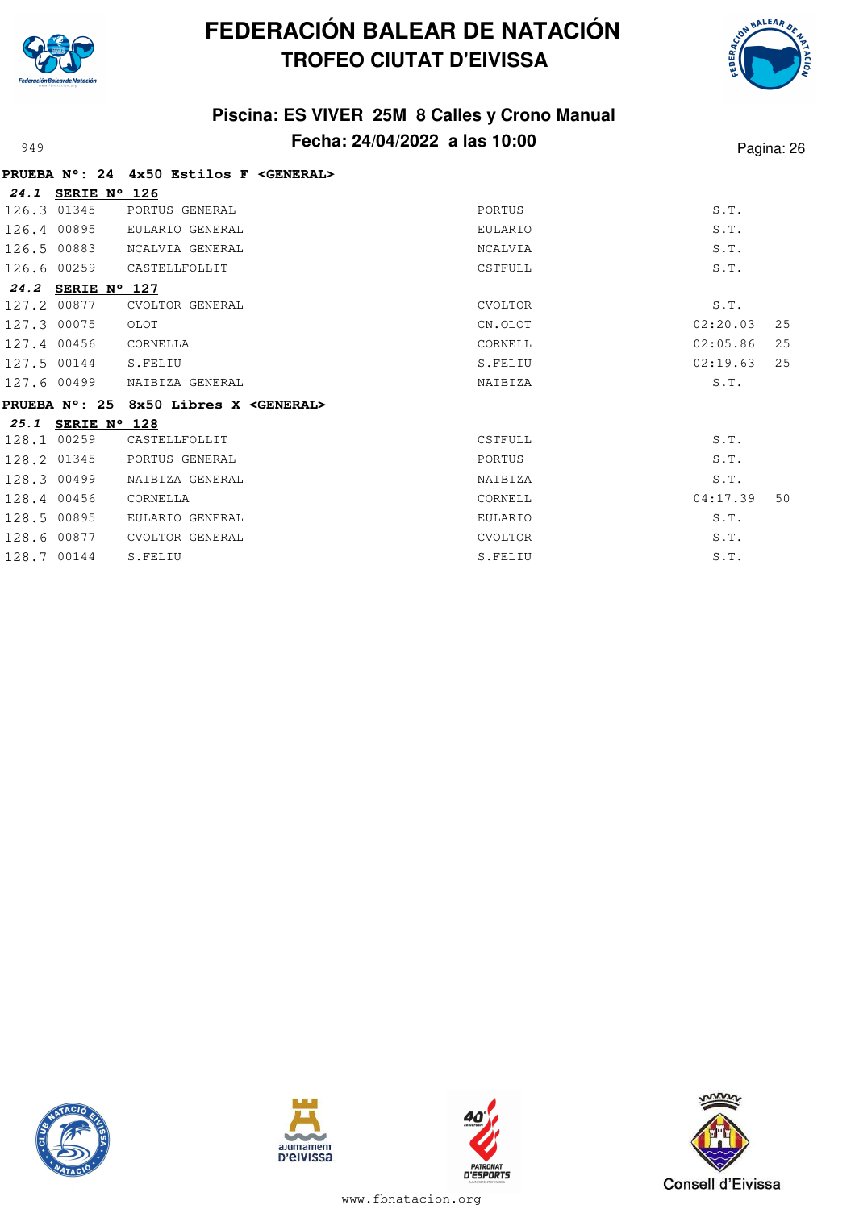# FEDERACIÓN BALEAR DE NATACIÓN

## TROFEO CIUTAT D'EIVISSA

### Piscina: ES VIVER 25M 8 Calles y Crono Manual

### Fecha: 24/04/2022 a las 10:00

**PRUEBA Nº: 24 4x50 Estilos F <GENERAL>**

***24.1*** **SERIE Nº 126**

| | | | | | |
|---|---|---|---|---|---|
| 126.3 | 01345 | PORTUS GENERAL | PORTUS | S.T. | |
| 126.4 | 00895 | EULARIO GENERAL | EULARIO | S.T. | |
| 126.5 | 00883 | NCALVIA GENERAL | NCALVIA | S.T. | |
| 126.6 | 00259 | CASTELLFOLLIT | CSTFULL | S.T. | |

***24.2*** **SERIE Nº 127**

| | | | | | |
|---|---|---|---|---|---|
| 127.2 | 00877 | CVOLTOR GENERAL | CVOLTOR | S.T. | |
| 127.3 | 00075 | OLOT | CN.OLOT | 02:20.03 | 25 |
| 127.4 | 00456 | CORNELLA | CORNELL | 02:05.86 | 25 |
| 127.5 | 00144 | S.FELIU | S.FELIU | 02:19.63 | 25 |
| 127.6 | 00499 | NAIBIZA GENERAL | NAIBIZA | S.T. | |

**PRUEBA Nº: 25 8x50 Libres X <GENERAL>**

***25.1*** **SERIE Nº 128**

| | | | | | |
|---|---|---|---|---|---|
| 128.1 | 00259 | CASTELLFOLLIT | CSTFULL | S.T. | |
| 128.2 | 01345 | PORTUS GENERAL | PORTUS | S.T. | |
| 128.3 | 00499 | NAIBIZA GENERAL | NAIBIZA | S.T. | |
| 128.4 | 00456 | CORNELLA | CORNELL | 04:17.39 | 50 |
| 128.5 | 00895 | EULARIO GENERAL | EULARIO | S.T. | |
| 128.6 | 00877 | CVOLTOR GENERAL | CVOLTOR | S.T. | |
| 128.7 | 00144 | S.FELIU | S.FELIU | S.T. | |